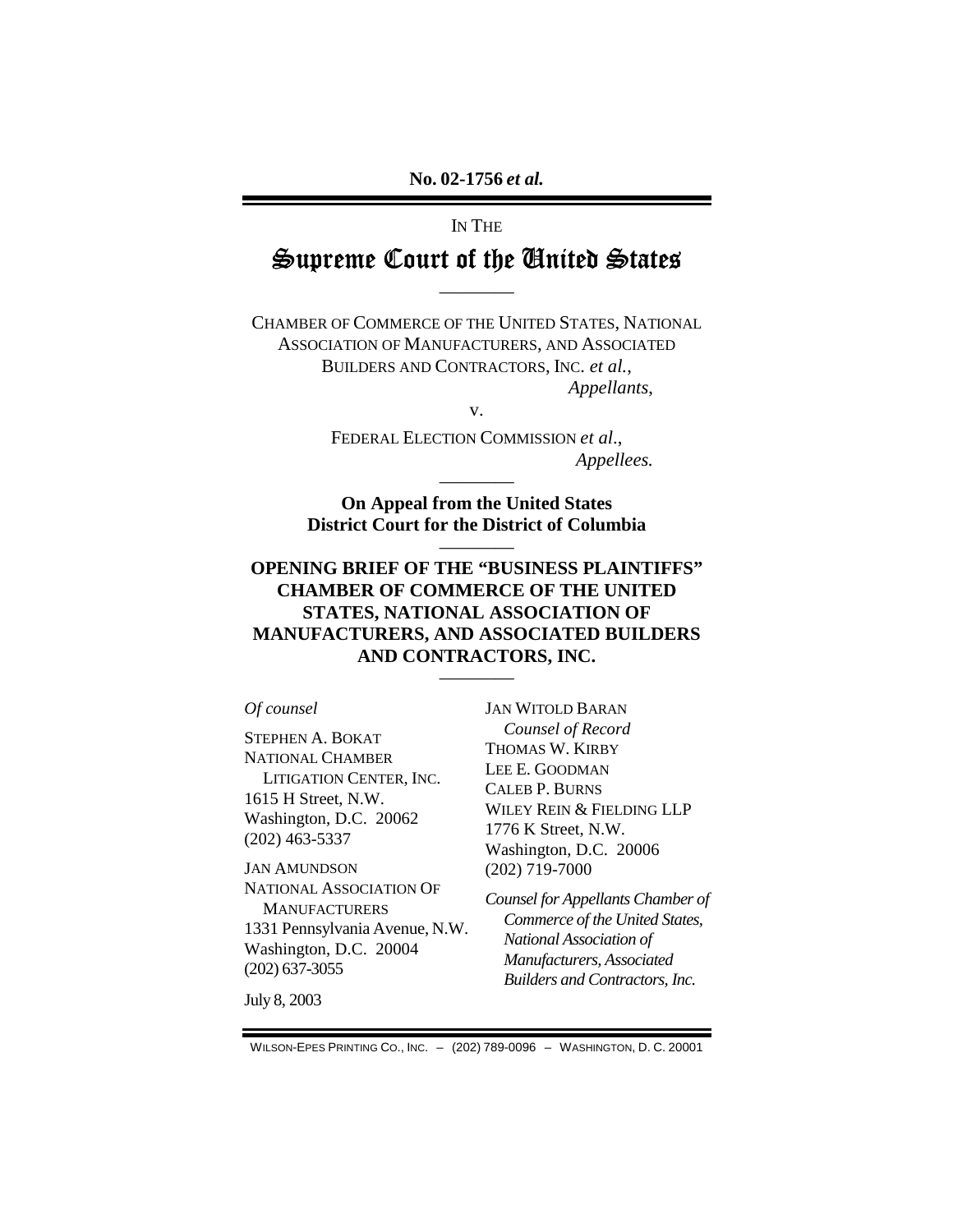**No. 02-1756 *et al.***

IN THE

# Supreme Court of the United States

---

CHAMBER OF COMMERCE OF THE UNITED STATES, NATIONAL ASSOCIATION OF MANUFACTURERS, AND ASSOCIATED BUILDERS AND CONTRACTORS, INC. *et al.*,
*Appellants*,

v.

FEDERAL ELECTION COMMISSION *et al*.,
*Appellees.*

---

**On Appeal from the United States District Court for the District of Columbia**

---

**OPENING BRIEF OF THE "BUSINESS PLAINTIFFS" CHAMBER OF COMMERCE OF THE UNITED STATES, NATIONAL ASSOCIATION OF MANUFACTURERS, AND ASSOCIATED BUILDERS AND CONTRACTORS, INC.**

---

*Of counsel*

STEPHEN A. BOKAT
NATIONAL CHAMBER LITIGATION CENTER, INC.
1615 H Street, N.W.
Washington, D.C. 20062
(202) 463-5337

JAN AMUNDSON
NATIONAL ASSOCIATION OF MANUFACTURERS
1331 Pennsylvania Avenue, N.W.
Washington, D.C. 20004
(202) 637-3055

JAN WITOLD BARAN
*Counsel of Record*
THOMAS W. KIRBY
LEE E. GOODMAN
CALEB P. BURNS
WILEY REIN & FIELDING LLP
1776 K Street, N.W.
Washington, D.C. 20006
(202) 719-7000

*Counsel for Appellants Chamber of Commerce of the United States, National Association of Manufacturers, Associated Builders and Contractors, Inc.*

July 8, 2003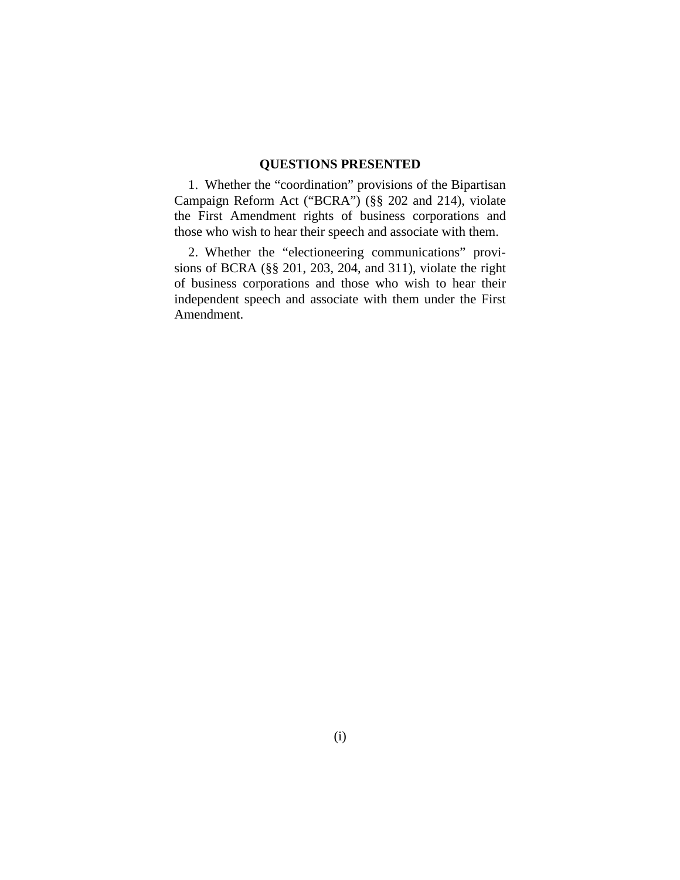## QUESTIONS PRESENTED

1. Whether the "coordination" provisions of the Bipartisan Campaign Reform Act ("BCRA") (§§ 202 and 214), violate the First Amendment rights of business corporations and those who wish to hear their speech and associate with them.

2. Whether the "electioneering communications" provisions of BCRA (§§ 201, 203, 204, and 311), violate the right of business corporations and those who wish to hear their independent speech and associate with them under the First Amendment.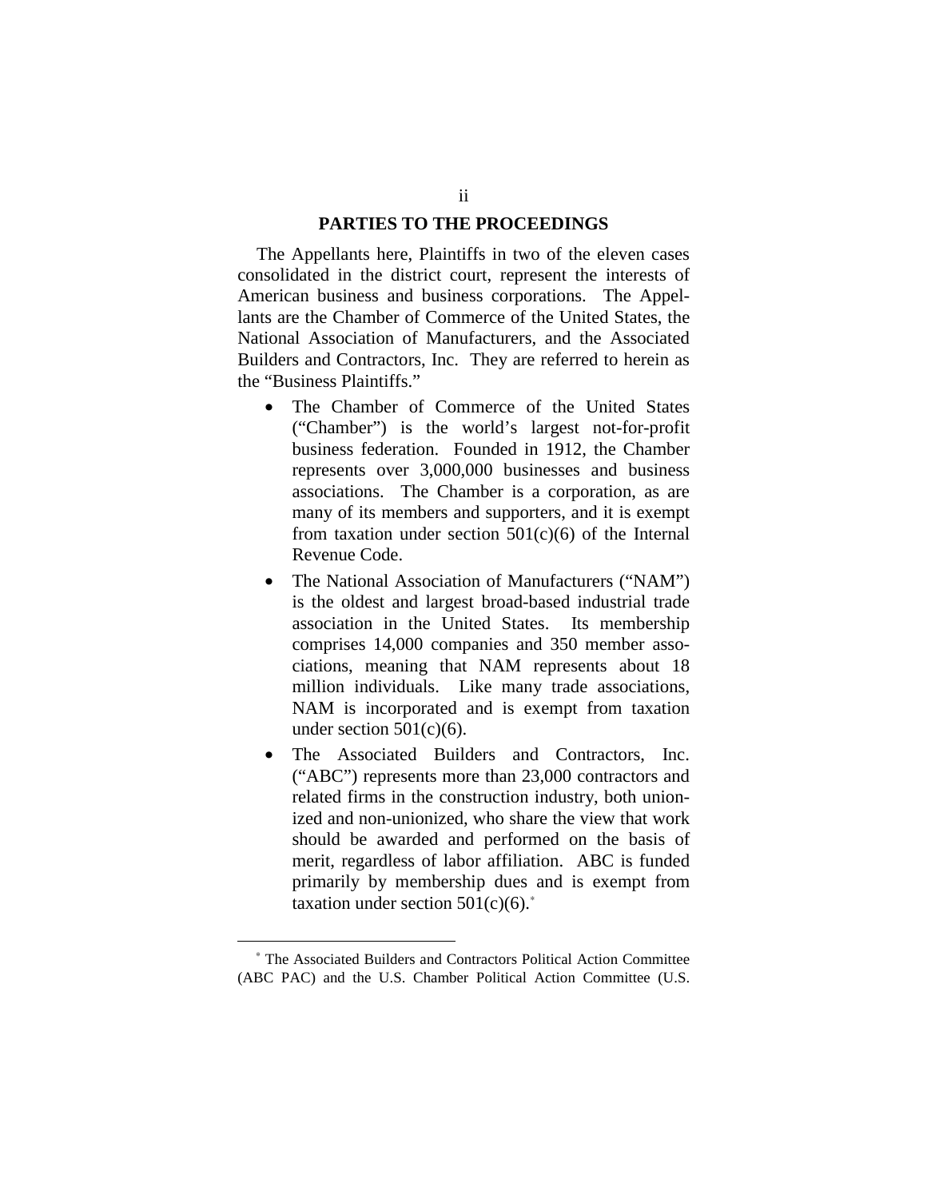## PARTIES TO THE PROCEEDINGS

The Appellants here, Plaintiffs in two of the eleven cases consolidated in the district court, represent the interests of American business and business corporations. The Appellants are the Chamber of Commerce of the United States, the National Association of Manufacturers, and the Associated Builders and Contractors, Inc. They are referred to herein as the "Business Plaintiffs."

- The Chamber of Commerce of the United States ("Chamber") is the world's largest not-for-profit business federation. Founded in 1912, the Chamber represents over 3,000,000 businesses and business associations. The Chamber is a corporation, as are many of its members and supporters, and it is exempt from taxation under section 501(c)(6) of the Internal Revenue Code.
- The National Association of Manufacturers ("NAM") is the oldest and largest broad-based industrial trade association in the United States. Its membership comprises 14,000 companies and 350 member associations, meaning that NAM represents about 18 million individuals. Like many trade associations, NAM is incorporated and is exempt from taxation under section 501(c)(6).
- The Associated Builders and Contractors, Inc. ("ABC") represents more than 23,000 contractors and related firms in the construction industry, both unionized and non-unionized, who share the view that work should be awarded and performed on the basis of merit, regardless of labor affiliation. ABC is funded primarily by membership dues and is exempt from taxation under section 501(c)(6).[*]

---

[*] The Associated Builders and Contractors Political Action Committee (ABC PAC) and the U.S. Chamber Political Action Committee (U.S.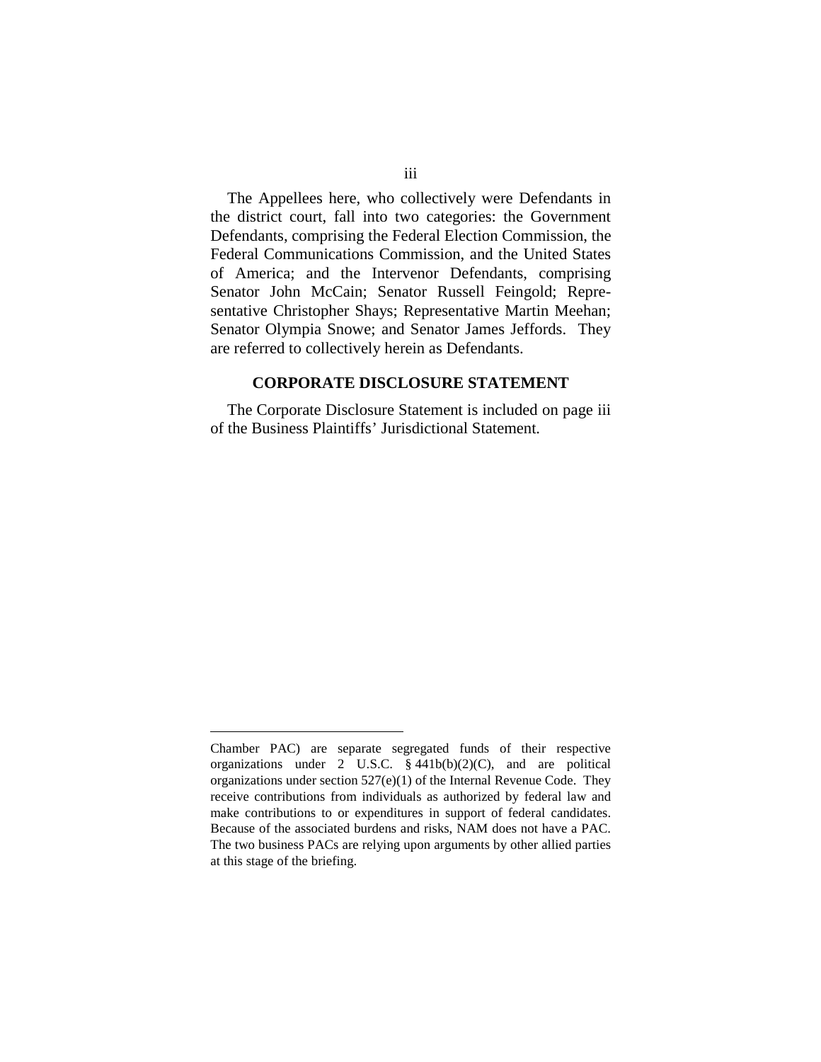The Appellees here, who collectively were Defendants in the district court, fall into two categories: the Government Defendants, comprising the Federal Election Commission, the Federal Communications Commission, and the United States of America; and the Intervenor Defendants, comprising Senator John McCain; Senator Russell Feingold; Representative Christopher Shays; Representative Martin Meehan; Senator Olympia Snowe; and Senator James Jeffords. They are referred to collectively herein as Defendants.

## CORPORATE DISCLOSURE STATEMENT

The Corporate Disclosure Statement is included on page iii of the Business Plaintiffs' Jurisdictional Statement.

---

Chamber PAC) are separate segregated funds of their respective organizations under 2 U.S.C. § 441b(b)(2)(C), and are political organizations under section 527(e)(1) of the Internal Revenue Code. They receive contributions from individuals as authorized by federal law and make contributions to or expenditures in support of federal candidates. Because of the associated burdens and risks, NAM does not have a PAC. The two business PACs are relying upon arguments by other allied parties at this stage of the briefing.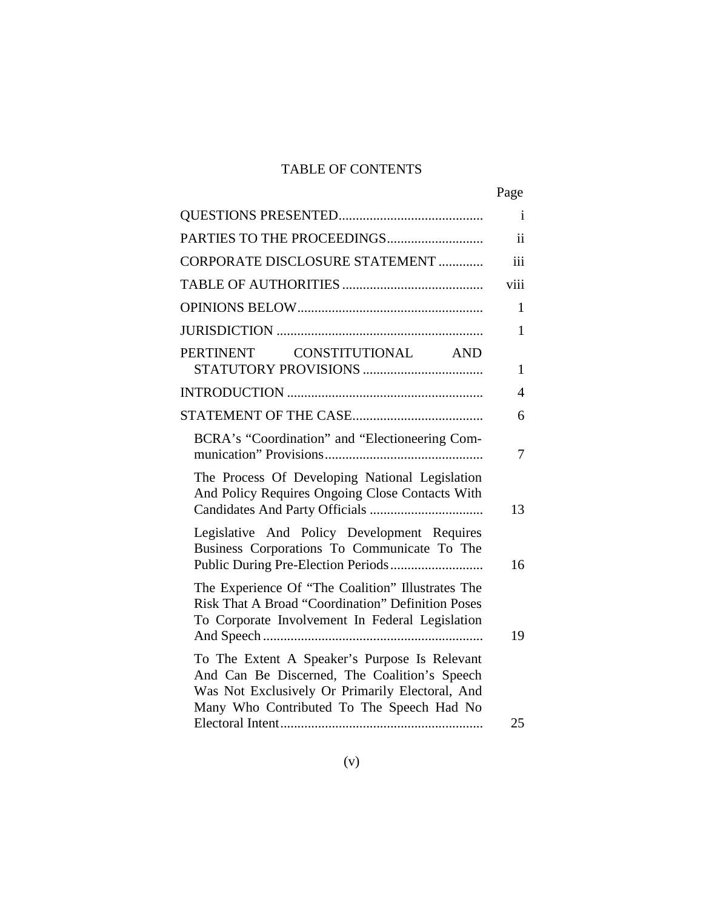# TABLE OF CONTENTS

| | Page |
|---|---|
| QUESTIONS PRESENTED | i |
| PARTIES TO THE PROCEEDINGS | ii |
| CORPORATE DISCLOSURE STATEMENT | iii |
| TABLE OF AUTHORITIES | viii |
| OPINIONS BELOW | 1 |
| JURISDICTION | 1 |
| PERTINENT CONSTITUTIONAL AND STATUTORY PROVISIONS | 1 |
| INTRODUCTION | 4 |
| STATEMENT OF THE CASE | 6 |
| BCRA's "Coordination" and "Electioneering Communication" Provisions | 7 |
| The Process Of Developing National Legislation And Policy Requires Ongoing Close Contacts With Candidates And Party Officials | 13 |
| Legislative And Policy Development Requires Business Corporations To Communicate To The Public During Pre-Election Periods | 16 |
| The Experience Of "The Coalition" Illustrates The Risk That A Broad "Coordination" Definition Poses To Corporate Involvement In Federal Legislation And Speech | 19 |
| To The Extent A Speaker's Purpose Is Relevant And Can Be Discerned, The Coalition's Speech Was Not Exclusively Or Primarily Electoral, And Many Who Contributed To The Speech Had No Electoral Intent | 25 |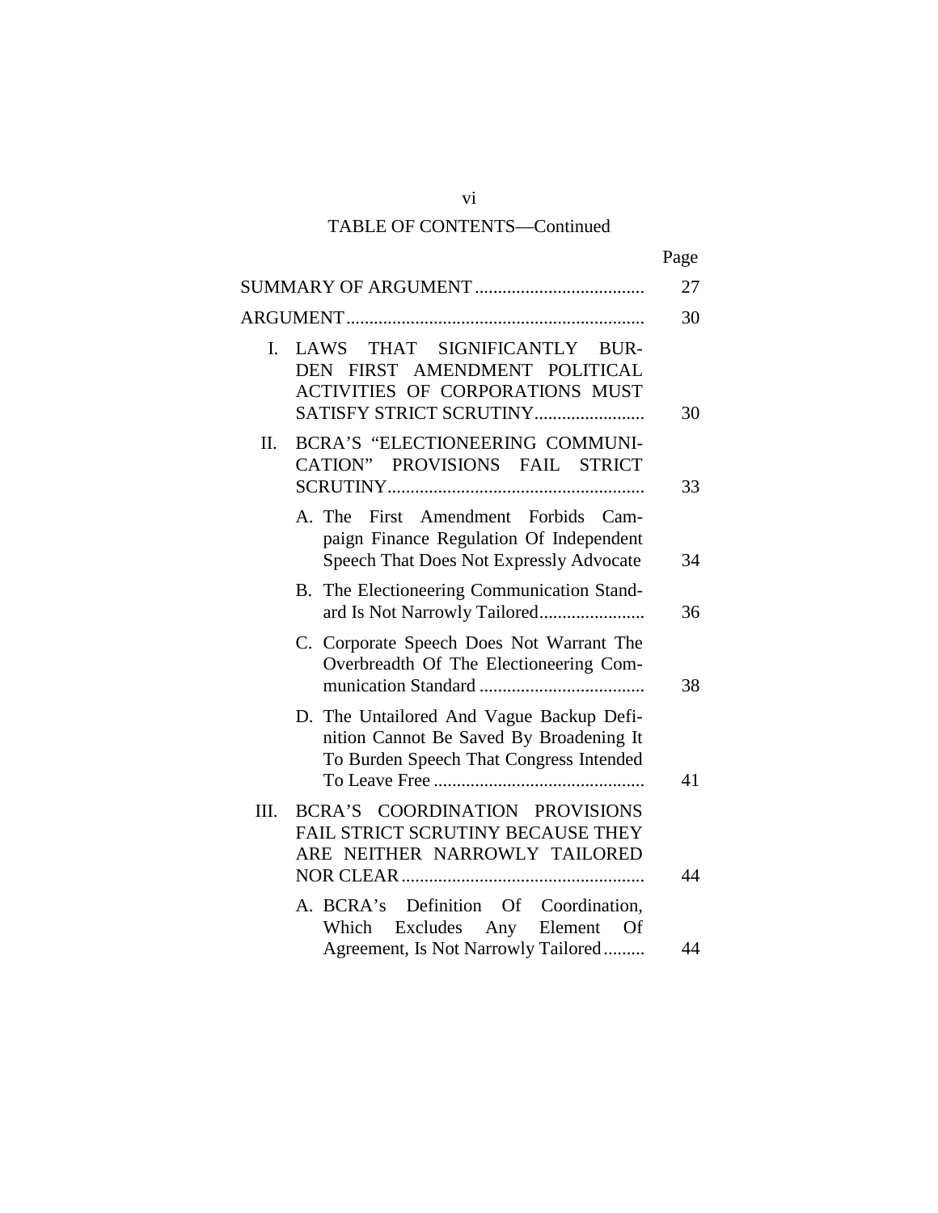## TABLE OF CONTENTS—Continued

| | Page |
|---|---|
| SUMMARY OF ARGUMENT | 27 |
| ARGUMENT | 30 |
| I. LAWS THAT SIGNIFICANTLY BURDEN FIRST AMENDMENT POLITICAL ACTIVITIES OF CORPORATIONS MUST SATISFY STRICT SCRUTINY | 30 |
| II. BCRA'S "ELECTIONEERING COMMUNICATION" PROVISIONS FAIL STRICT SCRUTINY | 33 |
| A. The First Amendment Forbids Campaign Finance Regulation Of Independent Speech That Does Not Expressly Advocate | 34 |
| B. The Electioneering Communication Standard Is Not Narrowly Tailored | 36 |
| C. Corporate Speech Does Not Warrant The Overbreadth Of The Electioneering Communication Standard | 38 |
| D. The Untailored And Vague Backup Definition Cannot Be Saved By Broadening It To Burden Speech That Congress Intended To Leave Free | 41 |
| III. BCRA'S COORDINATION PROVISIONS FAIL STRICT SCRUTINY BECAUSE THEY ARE NEITHER NARROWLY TAILORED NOR CLEAR | 44 |
| A. BCRA's Definition Of Coordination, Which Excludes Any Element Of Agreement, Is Not Narrowly Tailored | 44 |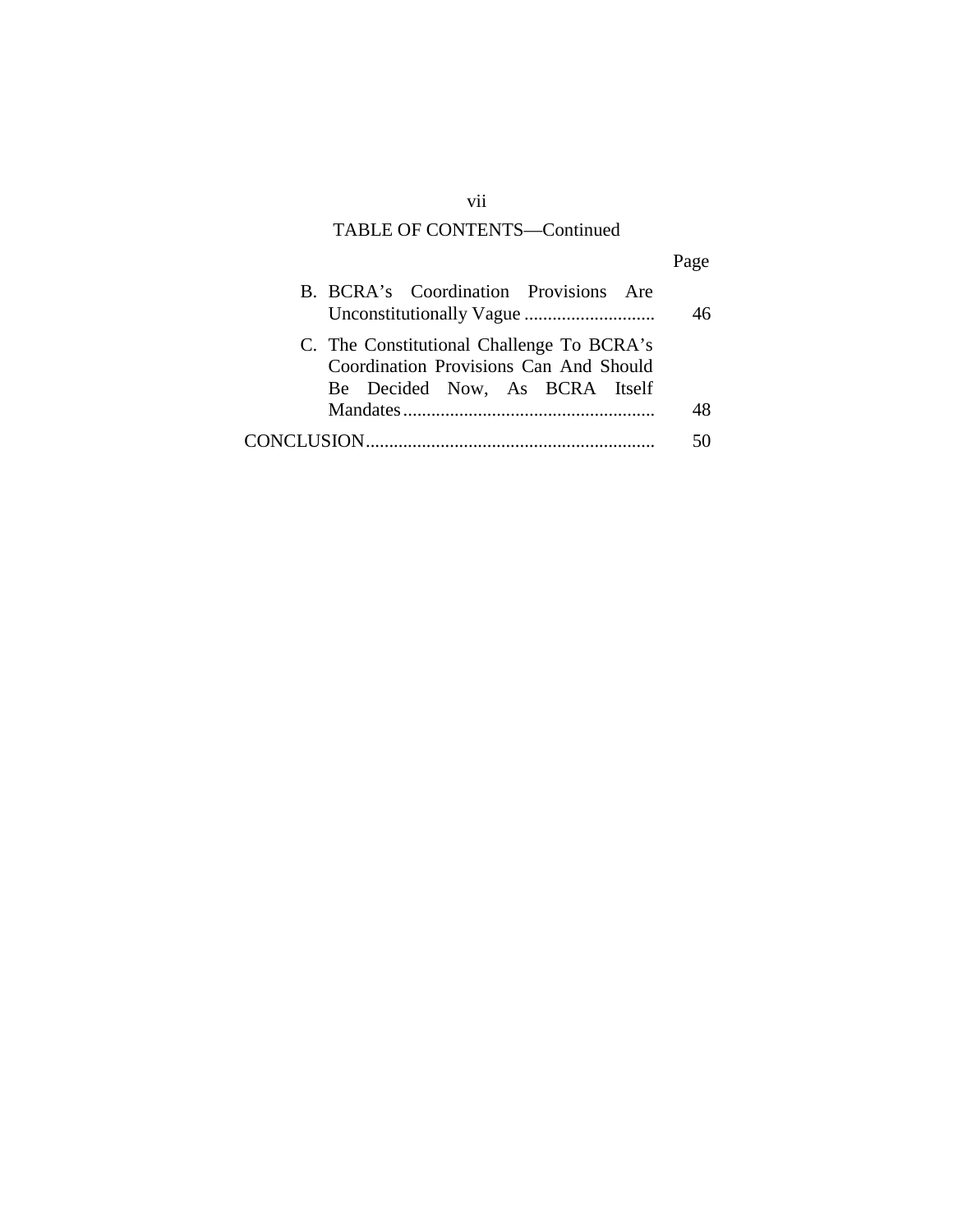## TABLE OF CONTENTS—Continued

| | Page |
|---|---|
| B. BCRA's Coordination Provisions Are Unconstitutionally Vague | 46 |
| C. The Constitutional Challenge To BCRA's Coordination Provisions Can And Should Be Decided Now, As BCRA Itself Mandates | 48 |
| CONCLUSION | 50 |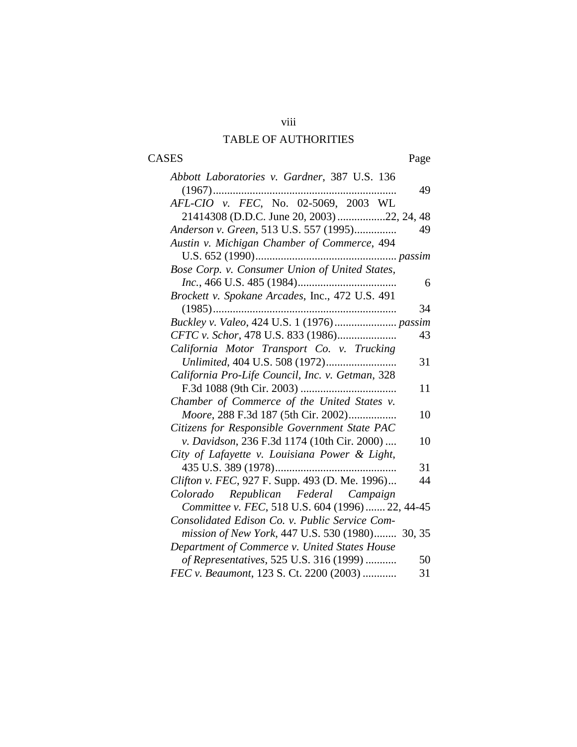# TABLE OF AUTHORITIES

CASES — Page

*Abbott Laboratories v. Gardner*, 387 U.S. 136 (1967) ........ 49

*AFL-CIO v. FEC*, No. 02-5069, 2003 WL 21414308 (D.D.C. June 20, 2003) ........ 22, 24, 48

*Anderson v. Green*, 513 U.S. 557 (1995) ........ 49

*Austin v. Michigan Chamber of Commerce*, 494 U.S. 652 (1990) ........ *passim*

*Bose Corp. v. Consumer Union of United States, Inc.*, 466 U.S. 485 (1984) ........ 6

*Brockett v. Spokane Arcades*, Inc., 472 U.S. 491 (1985) ........ 34

*Buckley v. Valeo*, 424 U.S. 1 (1976) ........ *passim*

*CFTC v. Schor*, 478 U.S. 833 (1986) ........ 43

*California Motor Transport Co. v. Trucking Unlimited*, 404 U.S. 508 (1972) ........ 31

*California Pro-Life Council, Inc. v. Getman*, 328 F.3d 1088 (9th Cir. 2003) ........ 11

*Chamber of Commerce of the United States v. Moore*, 288 F.3d 187 (5th Cir. 2002) ........ 10

*Citizens for Responsible Government State PAC v. Davidson*, 236 F.3d 1174 (10th Cir. 2000) ........ 10

*City of Lafayette v. Louisiana Power & Light*, 435 U.S. 389 (1978) ........ 31

*Clifton v. FEC*, 927 F. Supp. 493 (D. Me. 1996) ........ 44

*Colorado Republican Federal Campaign Committee v. FEC*, 518 U.S. 604 (1996) ........ 22, 44-45

*Consolidated Edison Co. v. Public Service Commission of New York*, 447 U.S. 530 (1980) ........ 30, 35

*Department of Commerce v. United States House of Representatives*, 525 U.S. 316 (1999) ........ 50

*FEC v. Beaumont*, 123 S. Ct. 2200 (2003) ........ 31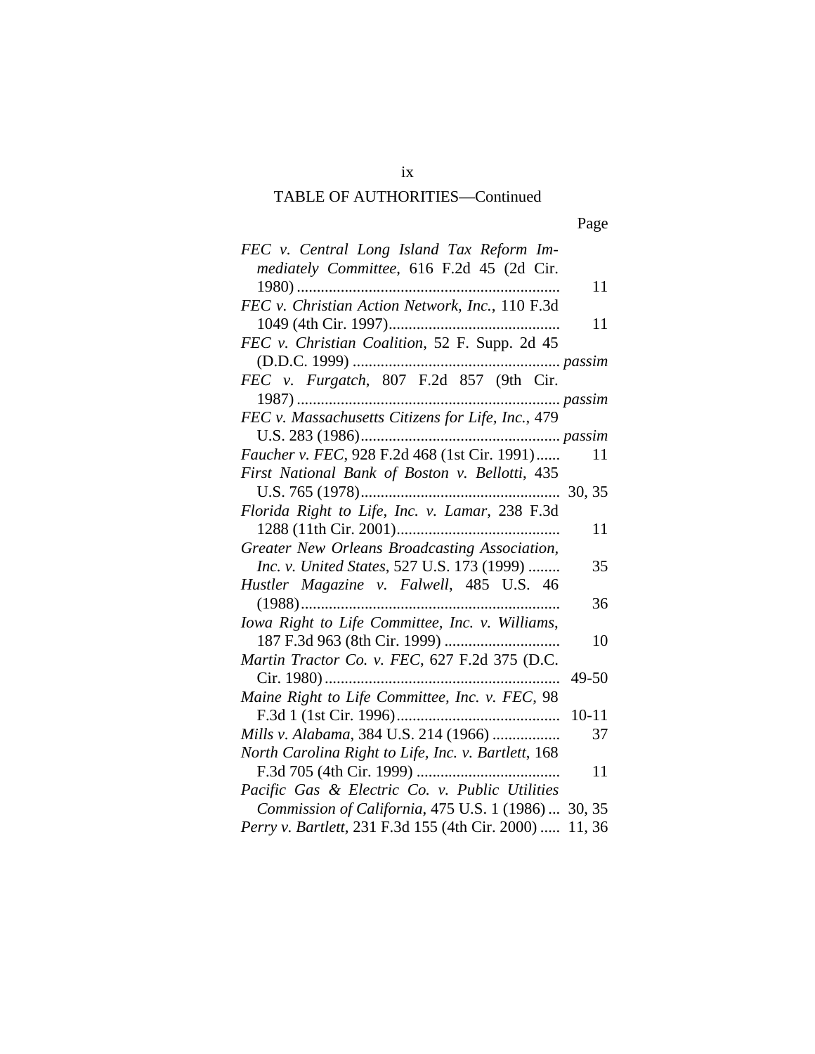TABLE OF AUTHORITIES—Continued

| | Page |
|---|---|
| *FEC v. Central Long Island Tax Reform Immediately Committee*, 616 F.2d 45 (2d Cir. 1980) | 11 |
| *FEC v. Christian Action Network, Inc.*, 110 F.3d 1049 (4th Cir. 1997) | 11 |
| *FEC v. Christian Coalition*, 52 F. Supp. 2d 45 (D.D.C. 1999) | *passim* |
| *FEC v. Furgatch*, 807 F.2d 857 (9th Cir. 1987) | *passim* |
| *FEC v. Massachusetts Citizens for Life, Inc.*, 479 U.S. 283 (1986) | *passim* |
| *Faucher v. FEC*, 928 F.2d 468 (1st Cir. 1991) | 11 |
| *First National Bank of Boston v. Bellotti*, 435 U.S. 765 (1978) | 30, 35 |
| *Florida Right to Life, Inc. v. Lamar*, 238 F.3d 1288 (11th Cir. 2001) | 11 |
| *Greater New Orleans Broadcasting Association, Inc. v. United States*, 527 U.S. 173 (1999) | 35 |
| *Hustler Magazine v. Falwell*, 485 U.S. 46 (1988) | 36 |
| *Iowa Right to Life Committee, Inc. v. Williams*, 187 F.3d 963 (8th Cir. 1999) | 10 |
| *Martin Tractor Co. v. FEC*, 627 F.2d 375 (D.C. Cir. 1980) | 49-50 |
| *Maine Right to Life Committee, Inc. v. FEC*, 98 F.3d 1 (1st Cir. 1996) | 10-11 |
| *Mills v. Alabama*, 384 U.S. 214 (1966) | 37 |
| *North Carolina Right to Life, Inc. v. Bartlett*, 168 F.3d 705 (4th Cir. 1999) | 11 |
| *Pacific Gas & Electric Co. v. Public Utilities Commission of California*, 475 U.S. 1 (1986) | 30, 35 |
| *Perry v. Bartlett*, 231 F.3d 155 (4th Cir. 2000) | 11, 36 |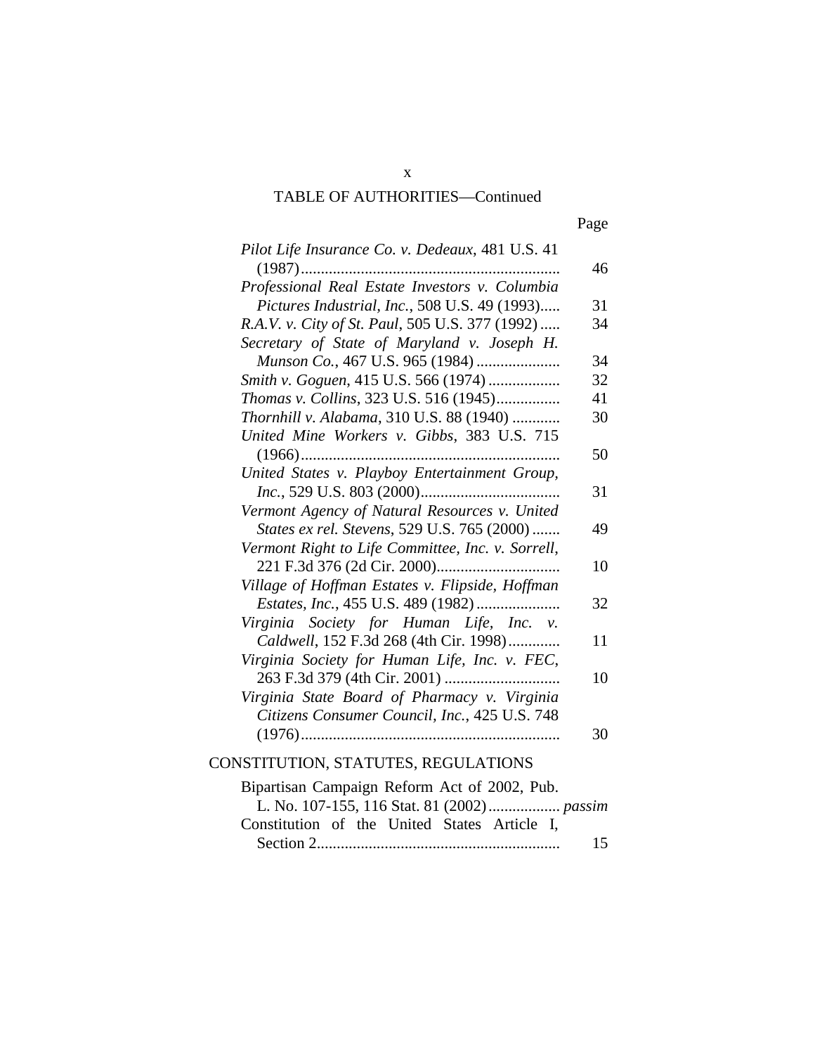TABLE OF AUTHORITIES—Continued

| | Page |
|---|---|
| *Pilot Life Insurance Co. v. Dedeaux*, 481 U.S. 41 (1987) | 46 |
| *Professional Real Estate Investors v. Columbia Pictures Industrial, Inc.*, 508 U.S. 49 (1993) | 31 |
| *R.A.V. v. City of St. Paul*, 505 U.S. 377 (1992) | 34 |
| *Secretary of State of Maryland v. Joseph H. Munson Co.*, 467 U.S. 965 (1984) | 34 |
| *Smith v. Goguen*, 415 U.S. 566 (1974) | 32 |
| *Thomas v. Collins*, 323 U.S. 516 (1945) | 41 |
| *Thornhill v. Alabama*, 310 U.S. 88 (1940) | 30 |
| *United Mine Workers v. Gibbs*, 383 U.S. 715 (1966) | 50 |
| *United States v. Playboy Entertainment Group, Inc.*, 529 U.S. 803 (2000) | 31 |
| *Vermont Agency of Natural Resources v. United States ex rel. Stevens*, 529 U.S. 765 (2000) | 49 |
| *Vermont Right to Life Committee, Inc. v. Sorrell*, 221 F.3d 376 (2d Cir. 2000) | 10 |
| *Village of Hoffman Estates v. Flipside, Hoffman Estates, Inc.*, 455 U.S. 489 (1982) | 32 |
| *Virginia Society for Human Life, Inc. v. Caldwell*, 152 F.3d 268 (4th Cir. 1998) | 11 |
| *Virginia Society for Human Life, Inc. v. FEC*, 263 F.3d 379 (4th Cir. 2001) | 10 |
| *Virginia State Board of Pharmacy v. Virginia Citizens Consumer Council, Inc.*, 425 U.S. 748 (1976) | 30 |

## CONSTITUTION, STATUTES, REGULATIONS

| | |
|---|---|
| Bipartisan Campaign Reform Act of 2002, Pub. L. No. 107-155, 116 Stat. 81 (2002) | *passim* |
| Constitution of the United States Article I, Section 2 | 15 |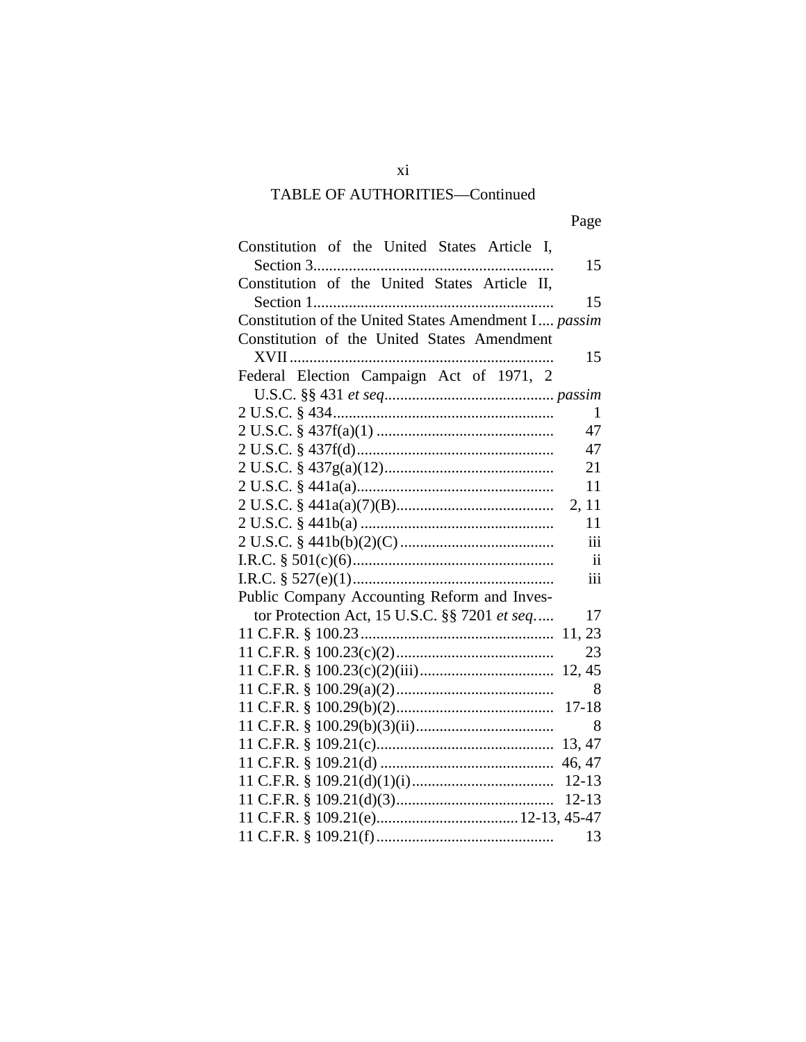## TABLE OF AUTHORITIES—Continued

| | Page |
|---|---|
| Constitution of the United States Article I, Section 3 | 15 |
| Constitution of the United States Article II, Section 1 | 15 |
| Constitution of the United States Amendment I | *passim* |
| Constitution of the United States Amendment XVII | 15 |
| Federal Election Campaign Act of 1971, 2 U.S.C. §§ 431 *et seq* | *passim* |
| 2 U.S.C. § 434 | 1 |
| 2 U.S.C. § 437f(a)(1) | 47 |
| 2 U.S.C. § 437f(d) | 47 |
| 2 U.S.C. § 437g(a)(12) | 21 |
| 2 U.S.C. § 441a(a) | 11 |
| 2 U.S.C. § 441a(a)(7)(B) | 2, 11 |
| 2 U.S.C. § 441b(a) | 11 |
| 2 U.S.C. § 441b(b)(2)(C) | iii |
| I.R.C. § 501(c)(6) | ii |
| I.R.C. § 527(e)(1) | iii |
| Public Company Accounting Reform and Investor Protection Act, 15 U.S.C. §§ 7201 *et seq.* | 17 |
| 11 C.F.R. § 100.23 | 11, 23 |
| 11 C.F.R. § 100.23(c)(2) | 23 |
| 11 C.F.R. § 100.23(c)(2)(iii) | 12, 45 |
| 11 C.F.R. § 100.29(a)(2) | 8 |
| 11 C.F.R. § 100.29(b)(2) | 17-18 |
| 11 C.F.R. § 100.29(b)(3)(ii) | 8 |
| 11 C.F.R. § 109.21(c) | 13, 47 |
| 11 C.F.R. § 109.21(d) | 46, 47 |
| 11 C.F.R. § 109.21(d)(1)(i) | 12-13 |
| 11 C.F.R. § 109.21(d)(3) | 12-13 |
| 11 C.F.R. § 109.21(e) | 12-13, 45-47 |
| 11 C.F.R. § 109.21(f) | 13 |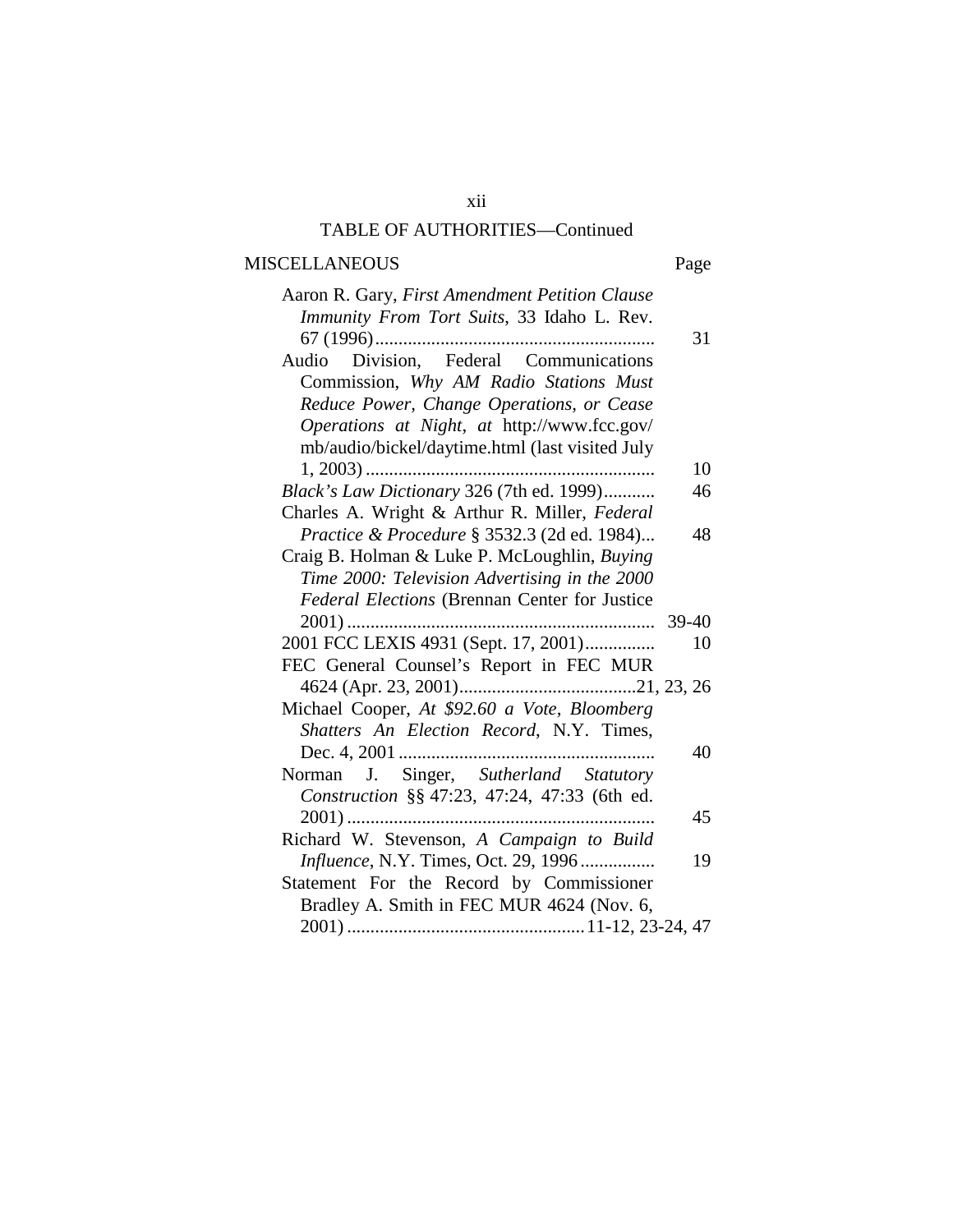## TABLE OF AUTHORITIES—Continued

| MISCELLANEOUS | Page |
|---|---|
| Aaron R. Gary, *First Amendment Petition Clause Immunity From Tort Suits*, 33 Idaho L. Rev. 67 (1996) | 31 |
| Audio Division, Federal Communications Commission, *Why AM Radio Stations Must Reduce Power, Change Operations, or Cease Operations at Night*, *at* http://www.fcc.gov/mb/audio/bickel/daytime.html (last visited July 1, 2003) | 10 |
| *Black's Law Dictionary* 326 (7th ed. 1999) | 46 |
| Charles A. Wright & Arthur R. Miller, *Federal Practice & Procedure* § 3532.3 (2d ed. 1984) | 48 |
| Craig B. Holman & Luke P. McLoughlin, *Buying Time 2000: Television Advertising in the 2000 Federal Elections* (Brennan Center for Justice 2001) | 39-40 |
| 2001 FCC LEXIS 4931 (Sept. 17, 2001) | 10 |
| FEC General Counsel's Report in FEC MUR 4624 (Apr. 23, 2001) | 21, 23, 26 |
| Michael Cooper, *At $92.60 a Vote, Bloomberg Shatters An Election Record*, N.Y. Times, Dec. 4, 2001 | 40 |
| Norman J. Singer, *Sutherland Statutory Construction* §§ 47:23, 47:24, 47:33 (6th ed. 2001) | 45 |
| Richard W. Stevenson, *A Campaign to Build Influence*, N.Y. Times, Oct. 29, 1996 | 19 |
| Statement For the Record by Commissioner Bradley A. Smith in FEC MUR 4624 (Nov. 6, 2001) | 11-12, 23-24, 47 |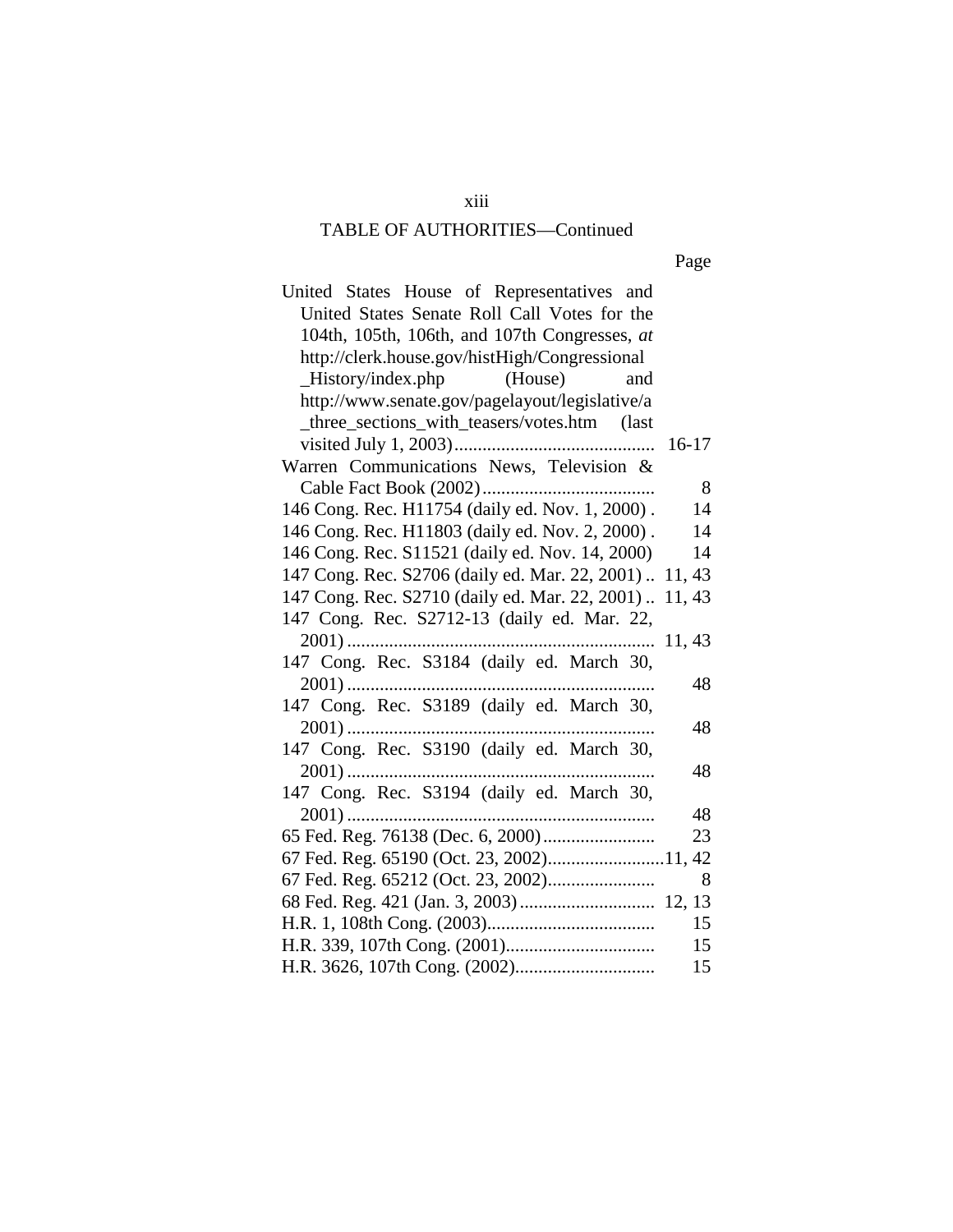## TABLE OF AUTHORITIES—Continued

| | Page |
|---|---|
| United States House of Representatives and United States Senate Roll Call Votes for the 104th, 105th, 106th, and 107th Congresses, *at* http://clerk.house.gov/histHigh/Congressional_History/index.php (House) and http://www.senate.gov/pagelayout/legislative/a_three_sections_with_teasers/votes.htm (last visited July 1, 2003) | 16-17 |
| Warren Communications News, Television & Cable Fact Book (2002) | 8 |
| 146 Cong. Rec. H11754 (daily ed. Nov. 1, 2000) | 14 |
| 146 Cong. Rec. H11803 (daily ed. Nov. 2, 2000) | 14 |
| 146 Cong. Rec. S11521 (daily ed. Nov. 14, 2000) | 14 |
| 147 Cong. Rec. S2706 (daily ed. Mar. 22, 2001) | 11, 43 |
| 147 Cong. Rec. S2710 (daily ed. Mar. 22, 2001) | 11, 43 |
| 147 Cong. Rec. S2712-13 (daily ed. Mar. 22, 2001) | 11, 43 |
| 147 Cong. Rec. S3184 (daily ed. March 30, 2001) | 48 |
| 147 Cong. Rec. S3189 (daily ed. March 30, 2001) | 48 |
| 147 Cong. Rec. S3190 (daily ed. March 30, 2001) | 48 |
| 147 Cong. Rec. S3194 (daily ed. March 30, 2001) | 48 |
| 65 Fed. Reg. 76138 (Dec. 6, 2000) | 23 |
| 67 Fed. Reg. 65190 (Oct. 23, 2002) | 11, 42 |
| 67 Fed. Reg. 65212 (Oct. 23, 2002) | 8 |
| 68 Fed. Reg. 421 (Jan. 3, 2003) | 12, 13 |
| H.R. 1, 108th Cong. (2003) | 15 |
| H.R. 339, 107th Cong. (2001) | 15 |
| H.R. 3626, 107th Cong. (2002) | 15 |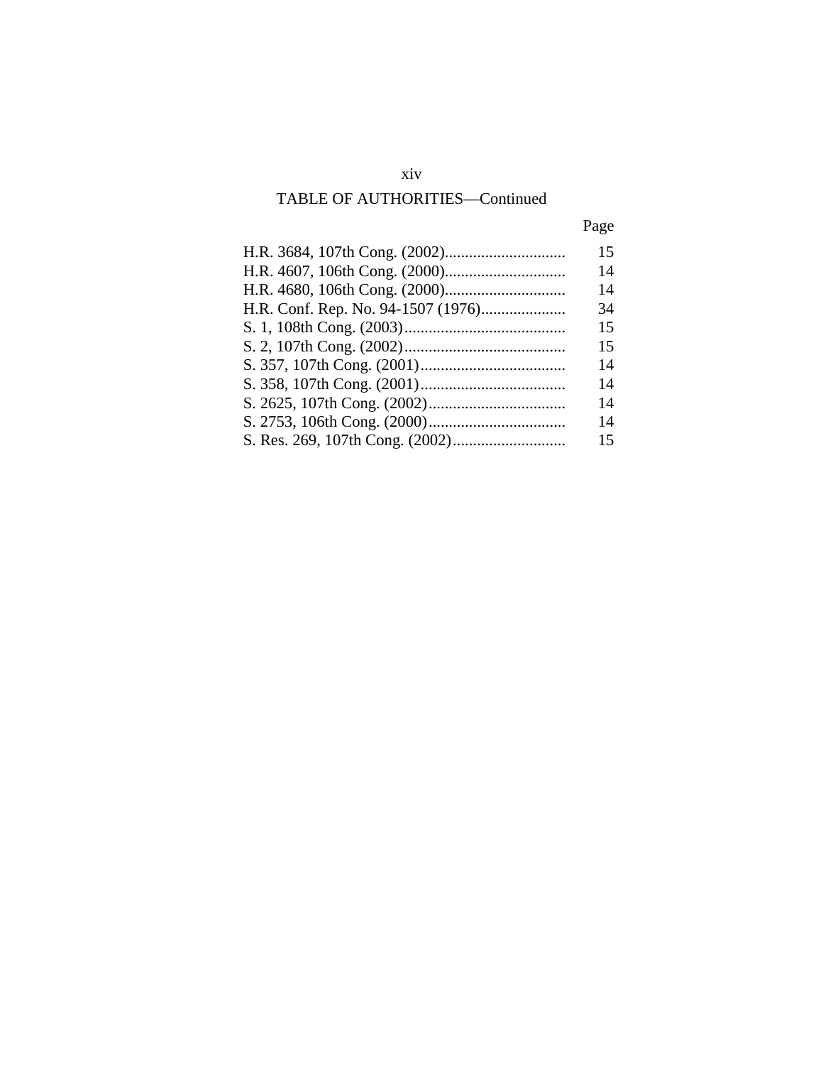## TABLE OF AUTHORITIES—Continued

| | Page |
|---|---|
| H.R. 3684, 107th Cong. (2002) | 15 |
| H.R. 4607, 106th Cong. (2000) | 14 |
| H.R. 4680, 106th Cong. (2000) | 14 |
| H.R. Conf. Rep. No. 94-1507 (1976) | 34 |
| S. 1, 108th Cong. (2003) | 15 |
| S. 2, 107th Cong. (2002) | 15 |
| S. 357, 107th Cong. (2001) | 14 |
| S. 358, 107th Cong. (2001) | 14 |
| S. 2625, 107th Cong. (2002) | 14 |
| S. 2753, 106th Cong. (2000) | 14 |
| S. Res. 269, 107th Cong. (2002) | 15 |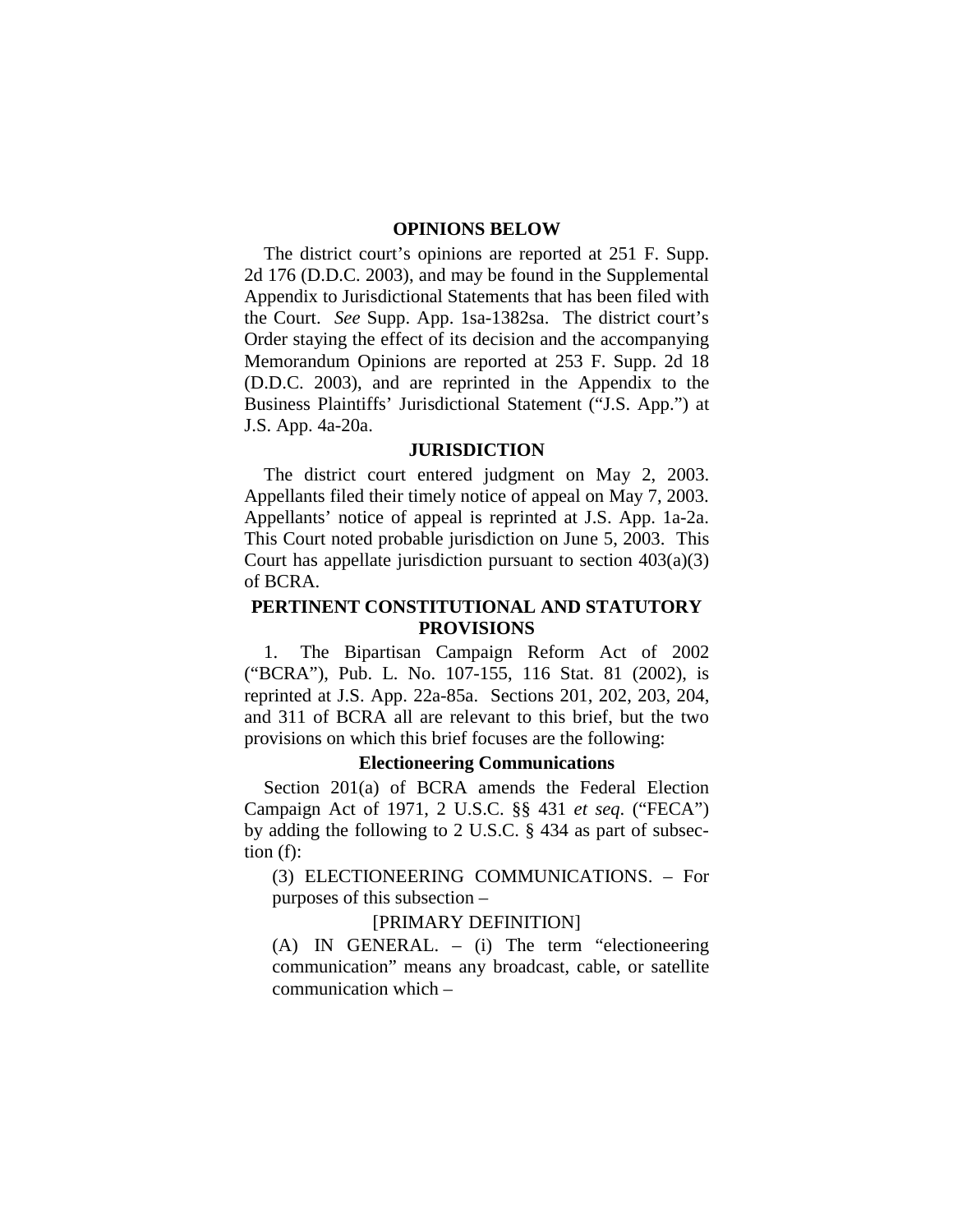## OPINIONS BELOW

The district court's opinions are reported at 251 F. Supp. 2d 176 (D.D.C. 2003), and may be found in the Supplemental Appendix to Jurisdictional Statements that has been filed with the Court. *See* Supp. App. 1sa-1382sa. The district court's Order staying the effect of its decision and the accompanying Memorandum Opinions are reported at 253 F. Supp. 2d 18 (D.D.C. 2003), and are reprinted in the Appendix to the Business Plaintiffs' Jurisdictional Statement ("J.S. App.") at J.S. App. 4a-20a.

## JURISDICTION

The district court entered judgment on May 2, 2003. Appellants filed their timely notice of appeal on May 7, 2003. Appellants' notice of appeal is reprinted at J.S. App. 1a-2a. This Court noted probable jurisdiction on June 5, 2003. This Court has appellate jurisdiction pursuant to section 403(a)(3) of BCRA.

## PERTINENT CONSTITUTIONAL AND STATUTORY PROVISIONS

1. The Bipartisan Campaign Reform Act of 2002 ("BCRA"), Pub. L. No. 107-155, 116 Stat. 81 (2002), is reprinted at J.S. App. 22a-85a. Sections 201, 202, 203, 204, and 311 of BCRA all are relevant to this brief, but the two provisions on which this brief focuses are the following:

### Electioneering Communications

Section 201(a) of BCRA amends the Federal Election Campaign Act of 1971, 2 U.S.C. §§ 431 *et seq.* ("FECA") by adding the following to 2 U.S.C. § 434 as part of subsection (f):

> (3) ELECTIONEERING COMMUNICATIONS. – For purposes of this subsection –
>
> [PRIMARY DEFINITION]
>
> (A) IN GENERAL. – (i) The term "electioneering communication" means any broadcast, cable, or satellite communication which –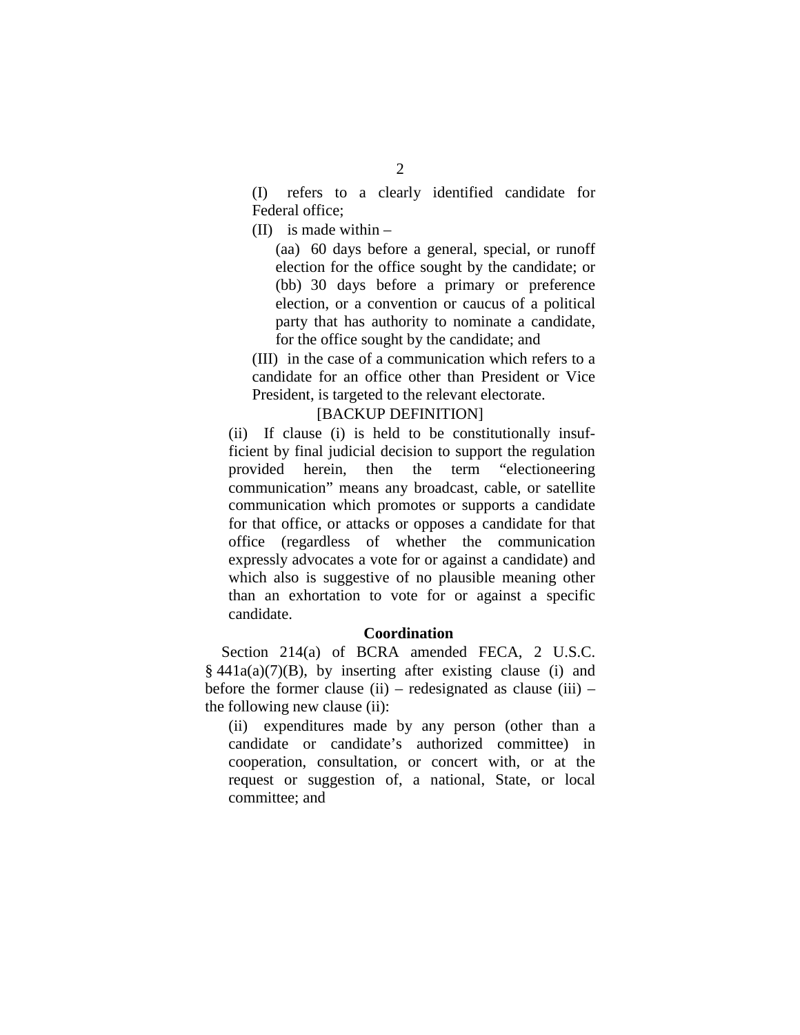(I) refers to a clearly identified candidate for Federal office;

(II) is made within –

(aa) 60 days before a general, special, or runoff election for the office sought by the candidate; or

(bb) 30 days before a primary or preference election, or a convention or caucus of a political party that has authority to nominate a candidate, for the office sought by the candidate; and

(III) in the case of a communication which refers to a candidate for an office other than President or Vice President, is targeted to the relevant electorate.

[BACKUP DEFINITION]

(ii) If clause (i) is held to be constitutionally insufficient by final judicial decision to support the regulation provided herein, then the term "electioneering communication" means any broadcast, cable, or satellite communication which promotes or supports a candidate for that office, or attacks or opposes a candidate for that office (regardless of whether the communication expressly advocates a vote for or against a candidate) and which also is suggestive of no plausible meaning other than an exhortation to vote for or against a specific candidate.

**Coordination**

Section 214(a) of BCRA amended FECA, 2 U.S.C. § 441a(a)(7)(B), by inserting after existing clause (i) and before the former clause (ii) – redesignated as clause (iii) – the following new clause (ii):

(ii) expenditures made by any person (other than a candidate or candidate's authorized committee) in cooperation, consultation, or concert with, or at the request or suggestion of, a national, State, or local committee; and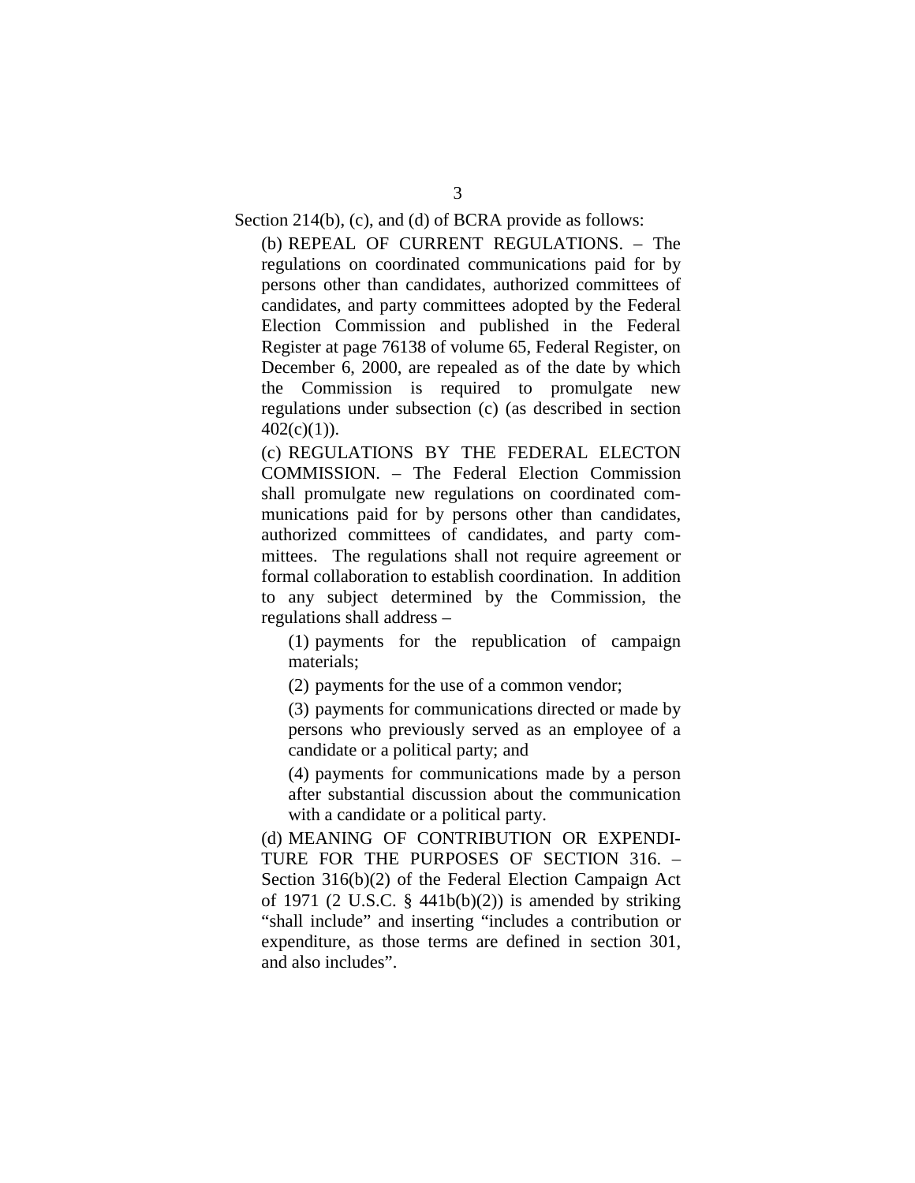Section 214(b), (c), and (d) of BCRA provide as follows:

> (b) REPEAL OF CURRENT REGULATIONS. – The regulations on coordinated communications paid for by persons other than candidates, authorized committees of candidates, and party committees adopted by the Federal Election Commission and published in the Federal Register at page 76138 of volume 65, Federal Register, on December 6, 2000, are repealed as of the date by which the Commission is required to promulgate new regulations under subsection (c) (as described in section 402(c)(1)).
>
> (c) REGULATIONS BY THE FEDERAL ELECTON COMMISSION. – The Federal Election Commission shall promulgate new regulations on coordinated communications paid for by persons other than candidates, authorized committees of candidates, and party committees. The regulations shall not require agreement or formal collaboration to establish coordination. In addition to any subject determined by the Commission, the regulations shall address –
>
> > (1) payments for the republication of campaign materials;
> >
> > (2) payments for the use of a common vendor;
> >
> > (3) payments for communications directed or made by persons who previously served as an employee of a candidate or a political party; and
> >
> > (4) payments for communications made by a person after substantial discussion about the communication with a candidate or a political party.
>
> (d) MEANING OF CONTRIBUTION OR EXPENDITURE FOR THE PURPOSES OF SECTION 316. – Section 316(b)(2) of the Federal Election Campaign Act of 1971 (2 U.S.C. § 441b(b)(2)) is amended by striking "shall include" and inserting "includes a contribution or expenditure, as those terms are defined in section 301, and also includes".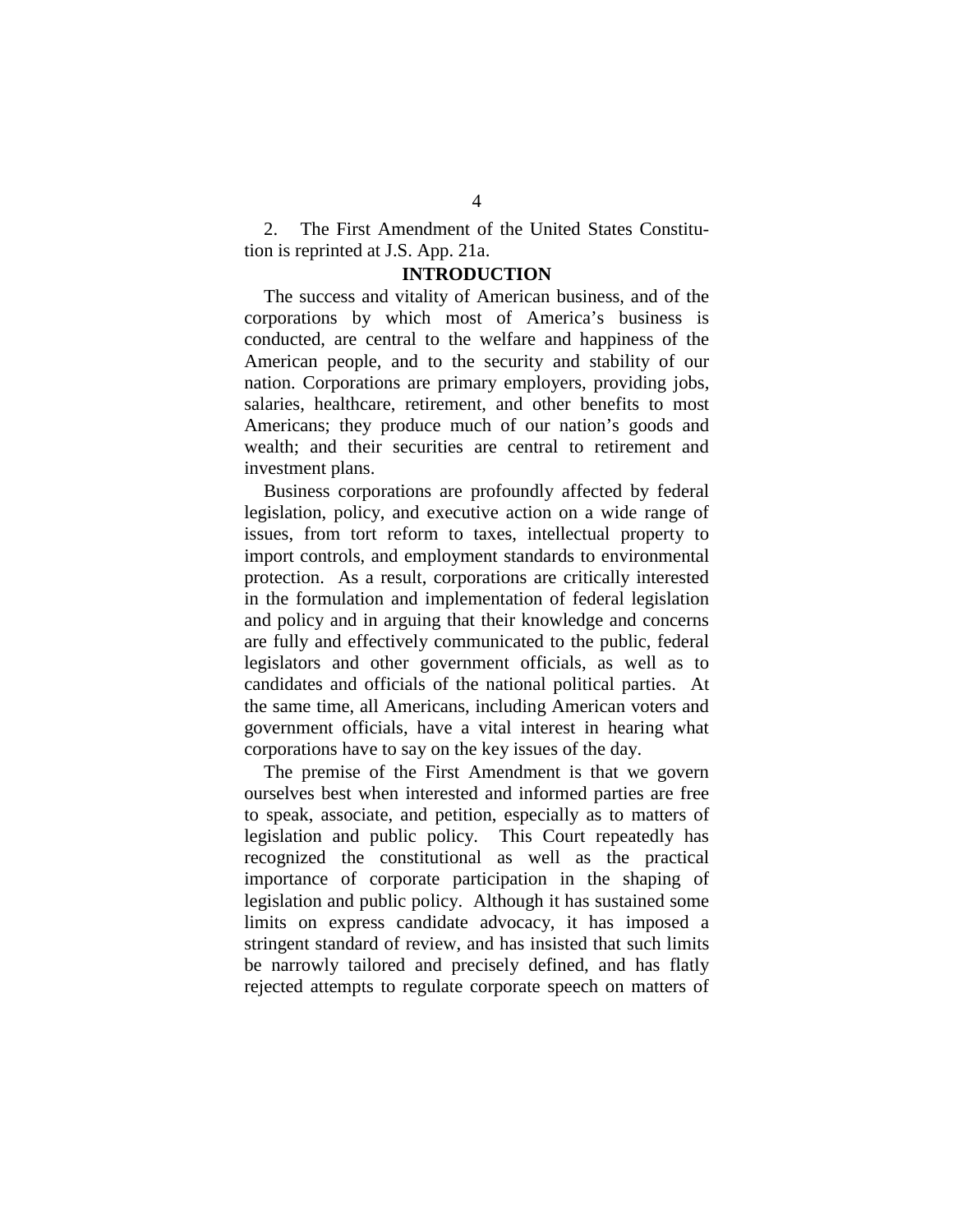2. The First Amendment of the United States Constitution is reprinted at J.S. App. 21a.

## INTRODUCTION

The success and vitality of American business, and of the corporations by which most of America's business is conducted, are central to the welfare and happiness of the American people, and to the security and stability of our nation. Corporations are primary employers, providing jobs, salaries, healthcare, retirement, and other benefits to most Americans; they produce much of our nation's goods and wealth; and their securities are central to retirement and investment plans.

Business corporations are profoundly affected by federal legislation, policy, and executive action on a wide range of issues, from tort reform to taxes, intellectual property to import controls, and employment standards to environmental protection. As a result, corporations are critically interested in the formulation and implementation of federal legislation and policy and in arguing that their knowledge and concerns are fully and effectively communicated to the public, federal legislators and other government officials, as well as to candidates and officials of the national political parties. At the same time, all Americans, including American voters and government officials, have a vital interest in hearing what corporations have to say on the key issues of the day.

The premise of the First Amendment is that we govern ourselves best when interested and informed parties are free to speak, associate, and petition, especially as to matters of legislation and public policy. This Court repeatedly has recognized the constitutional as well as the practical importance of corporate participation in the shaping of legislation and public policy. Although it has sustained some limits on express candidate advocacy, it has imposed a stringent standard of review, and has insisted that such limits be narrowly tailored and precisely defined, and has flatly rejected attempts to regulate corporate speech on matters of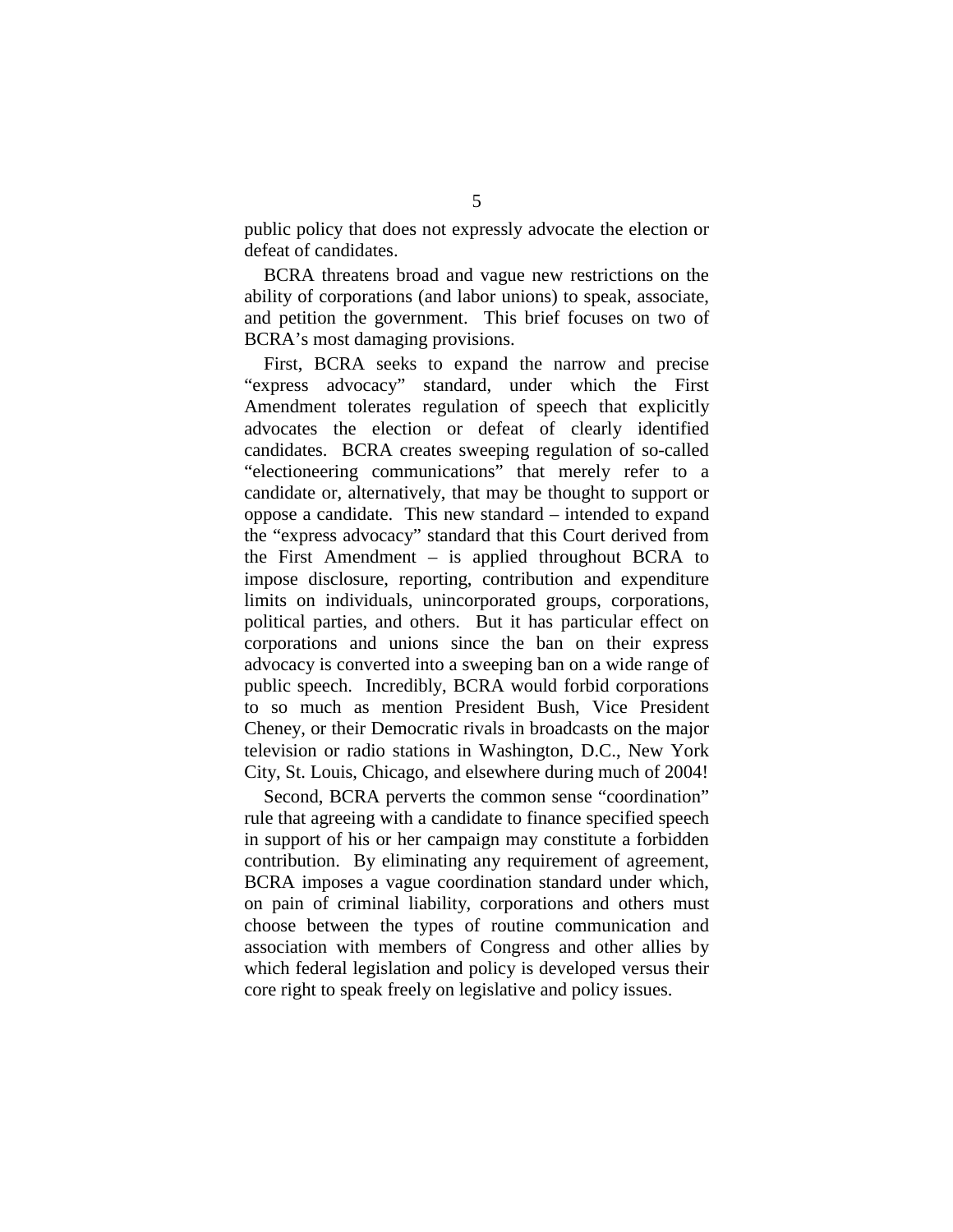public policy that does not expressly advocate the election or defeat of candidates.

BCRA threatens broad and vague new restrictions on the ability of corporations (and labor unions) to speak, associate, and petition the government. This brief focuses on two of BCRA's most damaging provisions.

First, BCRA seeks to expand the narrow and precise "express advocacy" standard, under which the First Amendment tolerates regulation of speech that explicitly advocates the election or defeat of clearly identified candidates. BCRA creates sweeping regulation of so-called "electioneering communications" that merely refer to a candidate or, alternatively, that may be thought to support or oppose a candidate. This new standard – intended to expand the "express advocacy" standard that this Court derived from the First Amendment – is applied throughout BCRA to impose disclosure, reporting, contribution and expenditure limits on individuals, unincorporated groups, corporations, political parties, and others. But it has particular effect on corporations and unions since the ban on their express advocacy is converted into a sweeping ban on a wide range of public speech. Incredibly, BCRA would forbid corporations to so much as mention President Bush, Vice President Cheney, or their Democratic rivals in broadcasts on the major television or radio stations in Washington, D.C., New York City, St. Louis, Chicago, and elsewhere during much of 2004!

Second, BCRA perverts the common sense "coordination" rule that agreeing with a candidate to finance specified speech in support of his or her campaign may constitute a forbidden contribution. By eliminating any requirement of agreement, BCRA imposes a vague coordination standard under which, on pain of criminal liability, corporations and others must choose between the types of routine communication and association with members of Congress and other allies by which federal legislation and policy is developed versus their core right to speak freely on legislative and policy issues.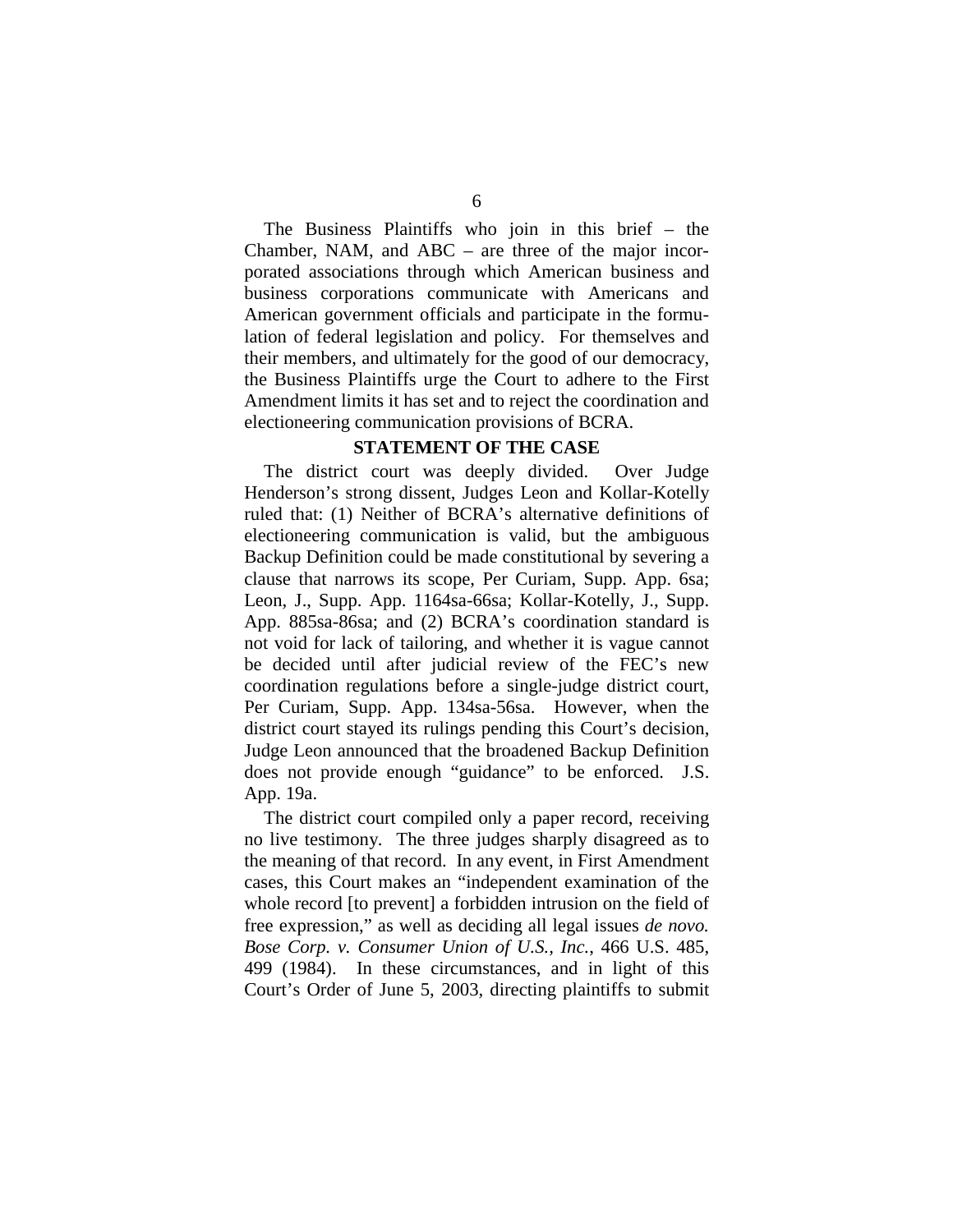The Business Plaintiffs who join in this brief – the Chamber, NAM, and ABC – are three of the major incorporated associations through which American business and business corporations communicate with Americans and American government officials and participate in the formulation of federal legislation and policy. For themselves and their members, and ultimately for the good of our democracy, the Business Plaintiffs urge the Court to adhere to the First Amendment limits it has set and to reject the coordination and electioneering communication provisions of BCRA.

## STATEMENT OF THE CASE

The district court was deeply divided. Over Judge Henderson's strong dissent, Judges Leon and Kollar-Kotelly ruled that: (1) Neither of BCRA's alternative definitions of electioneering communication is valid, but the ambiguous Backup Definition could be made constitutional by severing a clause that narrows its scope, Per Curiam, Supp. App. 6sa; Leon, J., Supp. App. 1164sa-66sa; Kollar-Kotelly, J., Supp. App. 885sa-86sa; and (2) BCRA's coordination standard is not void for lack of tailoring, and whether it is vague cannot be decided until after judicial review of the FEC's new coordination regulations before a single-judge district court, Per Curiam, Supp. App. 134sa-56sa. However, when the district court stayed its rulings pending this Court's decision, Judge Leon announced that the broadened Backup Definition does not provide enough "guidance" to be enforced. J.S. App. 19a.

The district court compiled only a paper record, receiving no live testimony. The three judges sharply disagreed as to the meaning of that record. In any event, in First Amendment cases, this Court makes an "independent examination of the whole record [to prevent] a forbidden intrusion on the field of free expression," as well as deciding all legal issues *de novo. Bose Corp. v. Consumer Union of U.S., Inc.*, 466 U.S. 485, 499 (1984). In these circumstances, and in light of this Court's Order of June 5, 2003, directing plaintiffs to submit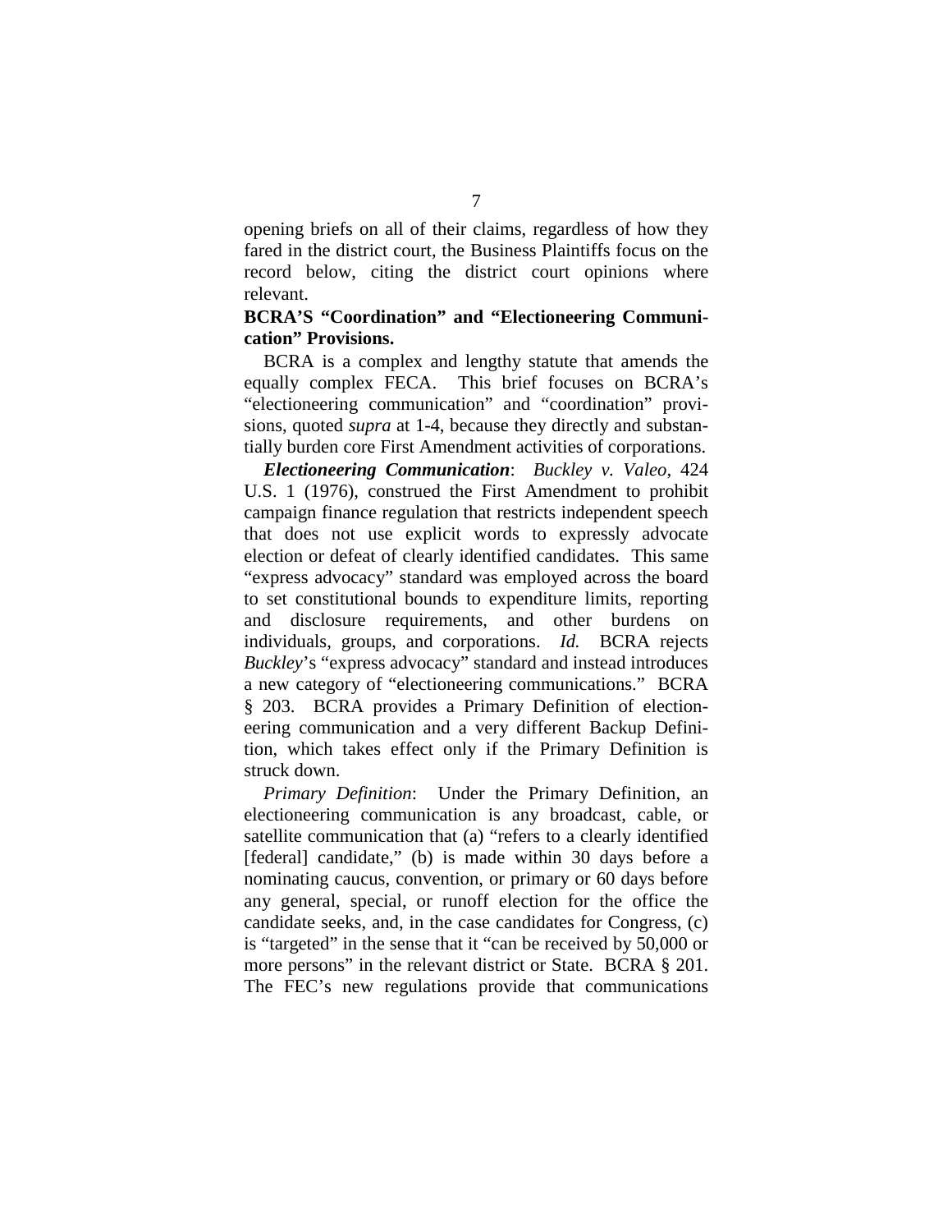opening briefs on all of their claims, regardless of how they fared in the district court, the Business Plaintiffs focus on the record below, citing the district court opinions where relevant.

**BCRA'S "Coordination" and "Electioneering Communication" Provisions.**

BCRA is a complex and lengthy statute that amends the equally complex FECA. This brief focuses on BCRA's "electioneering communication" and "coordination" provisions, quoted *supra* at 1-4, because they directly and substantially burden core First Amendment activities of corporations.

***Electioneering Communication***: *Buckley v. Valeo*, 424 U.S. 1 (1976), construed the First Amendment to prohibit campaign finance regulation that restricts independent speech that does not use explicit words to expressly advocate election or defeat of clearly identified candidates. This same "express advocacy" standard was employed across the board to set constitutional bounds to expenditure limits, reporting and disclosure requirements, and other burdens on individuals, groups, and corporations. *Id.* BCRA rejects *Buckley*'s "express advocacy" standard and instead introduces a new category of "electioneering communications." BCRA § 203. BCRA provides a Primary Definition of electioneering communication and a very different Backup Definition, which takes effect only if the Primary Definition is struck down.

*Primary Definition*: Under the Primary Definition, an electioneering communication is any broadcast, cable, or satellite communication that (a) "refers to a clearly identified [federal] candidate," (b) is made within 30 days before a nominating caucus, convention, or primary or 60 days before any general, special, or runoff election for the office the candidate seeks, and, in the case candidates for Congress, (c) is "targeted" in the sense that it "can be received by 50,000 or more persons" in the relevant district or State. BCRA § 201. The FEC's new regulations provide that communications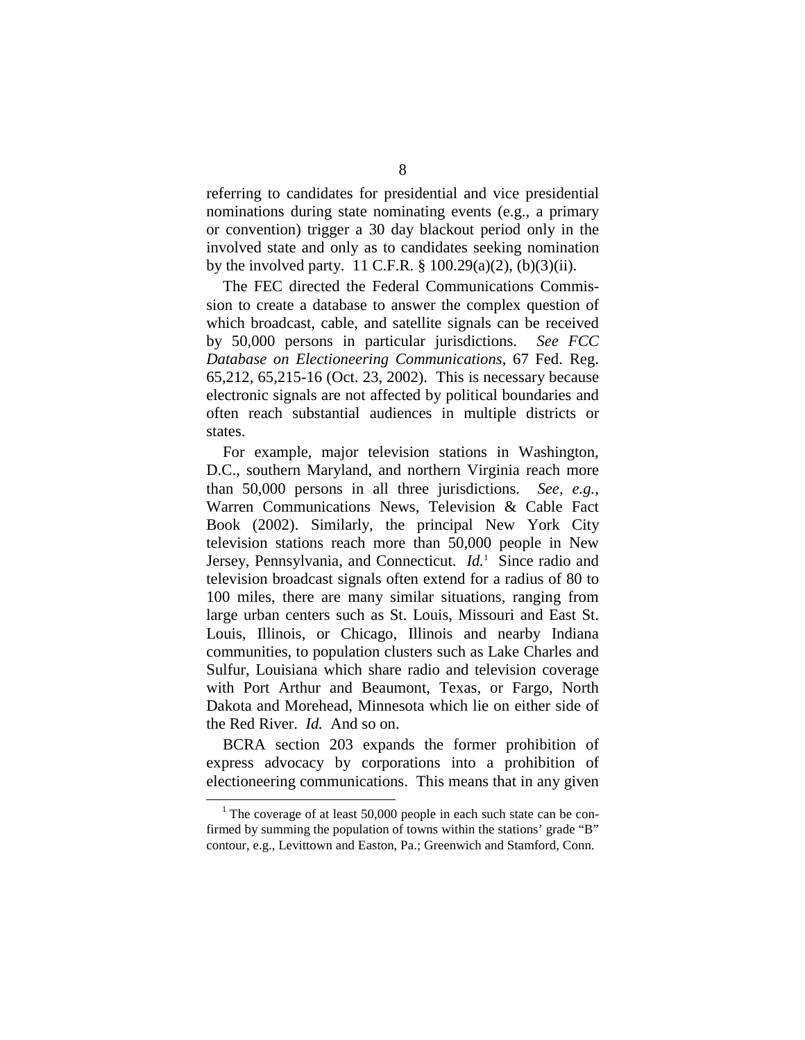referring to candidates for presidential and vice presidential nominations during state nominating events (e.g., a primary or convention) trigger a 30 day blackout period only in the involved state and only as to candidates seeking nomination by the involved party. 11 C.F.R. § 100.29(a)(2), (b)(3)(ii).

The FEC directed the Federal Communications Commission to create a database to answer the complex question of which broadcast, cable, and satellite signals can be received by 50,000 persons in particular jurisdictions. *See FCC Database on Electioneering Communications*, 67 Fed. Reg. 65,212, 65,215-16 (Oct. 23, 2002). This is necessary because electronic signals are not affected by political boundaries and often reach substantial audiences in multiple districts or states.

For example, major television stations in Washington, D.C., southern Maryland, and northern Virginia reach more than 50,000 persons in all three jurisdictions. *See, e.g.*, Warren Communications News, Television & Cable Fact Book (2002). Similarly, the principal New York City television stations reach more than 50,000 people in New Jersey, Pennsylvania, and Connecticut. *Id.*[1] Since radio and television broadcast signals often extend for a radius of 80 to 100 miles, there are many similar situations, ranging from large urban centers such as St. Louis, Missouri and East St. Louis, Illinois, or Chicago, Illinois and nearby Indiana communities, to population clusters such as Lake Charles and Sulfur, Louisiana which share radio and television coverage with Port Arthur and Beaumont, Texas, or Fargo, North Dakota and Morehead, Minnesota which lie on either side of the Red River. *Id.* And so on.

BCRA section 203 expands the former prohibition of express advocacy by corporations into a prohibition of electioneering communications. This means that in any given

[1] The coverage of at least 50,000 people in each such state can be confirmed by summing the population of towns within the stations' grade "B" contour, e.g., Levittown and Easton, Pa.; Greenwich and Stamford, Conn.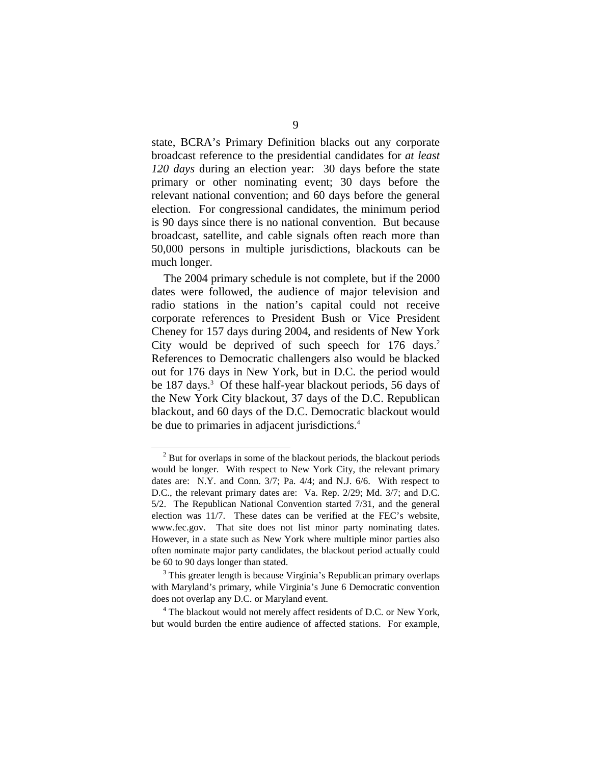state, BCRA's Primary Definition blacks out any corporate broadcast reference to the presidential candidates for *at least 120 days* during an election year: 30 days before the state primary or other nominating event; 30 days before the relevant national convention; and 60 days before the general election. For congressional candidates, the minimum period is 90 days since there is no national convention. But because broadcast, satellite, and cable signals often reach more than 50,000 persons in multiple jurisdictions, blackouts can be much longer.

The 2004 primary schedule is not complete, but if the 2000 dates were followed, the audience of major television and radio stations in the nation's capital could not receive corporate references to President Bush or Vice President Cheney for 157 days during 2004, and residents of New York City would be deprived of such speech for 176 days.[2] References to Democratic challengers also would be blacked out for 176 days in New York, but in D.C. the period would be 187 days.[3] Of these half-year blackout periods, 56 days of the New York City blackout, 37 days of the D.C. Republican blackout, and 60 days of the D.C. Democratic blackout would be due to primaries in adjacent jurisdictions.[4]

---

[2] But for overlaps in some of the blackout periods, the blackout periods would be longer. With respect to New York City, the relevant primary dates are: N.Y. and Conn. 3/7; Pa. 4/4; and N.J. 6/6. With respect to D.C., the relevant primary dates are: Va. Rep. 2/29; Md. 3/7; and D.C. 5/2. The Republican National Convention started 7/31, and the general election was 11/7. These dates can be verified at the FEC's website, www.fec.gov. That site does not list minor party nominating dates. However, in a state such as New York where multiple minor parties also often nominate major party candidates, the blackout period actually could be 60 to 90 days longer than stated.

[3] This greater length is because Virginia's Republican primary overlaps with Maryland's primary, while Virginia's June 6 Democratic convention does not overlap any D.C. or Maryland event.

[4] The blackout would not merely affect residents of D.C. or New York, but would burden the entire audience of affected stations. For example,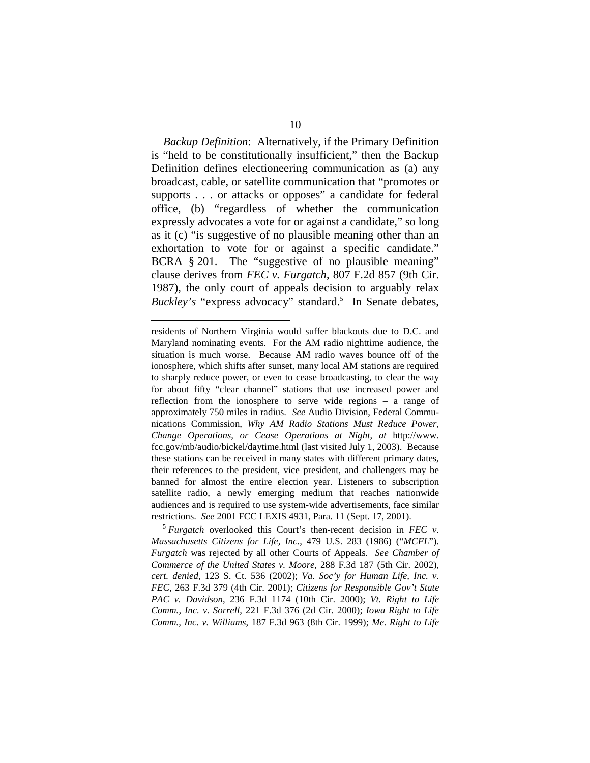*Backup Definition*: Alternatively, if the Primary Definition is "held to be constitutionally insufficient," then the Backup Definition defines electioneering communication as (a) any broadcast, cable, or satellite communication that "promotes or supports . . . or attacks or opposes" a candidate for federal office, (b) "regardless of whether the communication expressly advocates a vote for or against a candidate," so long as it (c) "is suggestive of no plausible meaning other than an exhortation to vote for or against a specific candidate." BCRA § 201. The "suggestive of no plausible meaning" clause derives from *FEC v. Furgatch*, 807 F.2d 857 (9th Cir. 1987), the only court of appeals decision to arguably relax *Buckley's* "express advocacy" standard.[5] In Senate debates,

---

residents of Northern Virginia would suffer blackouts due to D.C. and Maryland nominating events. For the AM radio nighttime audience, the situation is much worse. Because AM radio waves bounce off of the ionosphere, which shifts after sunset, many local AM stations are required to sharply reduce power, or even to cease broadcasting, to clear the way for about fifty "clear channel" stations that use increased power and reflection from the ionosphere to serve wide regions – a range of approximately 750 miles in radius. *See* Audio Division, Federal Communications Commission, *Why AM Radio Stations Must Reduce Power, Change Operations, or Cease Operations at Night*, *at* http://www.fcc.gov/mb/audio/bickel/daytime.html (last visited July 1, 2003). Because these stations can be received in many states with different primary dates, their references to the president, vice president, and challengers may be banned for almost the entire election year. Listeners to subscription satellite radio, a newly emerging medium that reaches nationwide audiences and is required to use system-wide advertisements, face similar restrictions. *See* 2001 FCC LEXIS 4931, Para. 11 (Sept. 17, 2001).

[5] *Furgatch* overlooked this Court's then-recent decision in *FEC v. Massachusetts Citizens for Life, Inc.*, 479 U.S. 283 (1986) ("*MCFL*"). *Furgatch* was rejected by all other Courts of Appeals. *See Chamber of Commerce of the United States v. Moore*, 288 F.3d 187 (5th Cir. 2002), *cert. denied*, 123 S. Ct. 536 (2002); *Va. Soc'y for Human Life, Inc. v. FEC*, 263 F.3d 379 (4th Cir. 2001); *Citizens for Responsible Gov't State PAC v. Davidson*, 236 F.3d 1174 (10th Cir. 2000); *Vt. Right to Life Comm., Inc. v. Sorrell*, 221 F.3d 376 (2d Cir. 2000); *Iowa Right to Life Comm., Inc. v. Williams*, 187 F.3d 963 (8th Cir. 1999); *Me. Right to Life*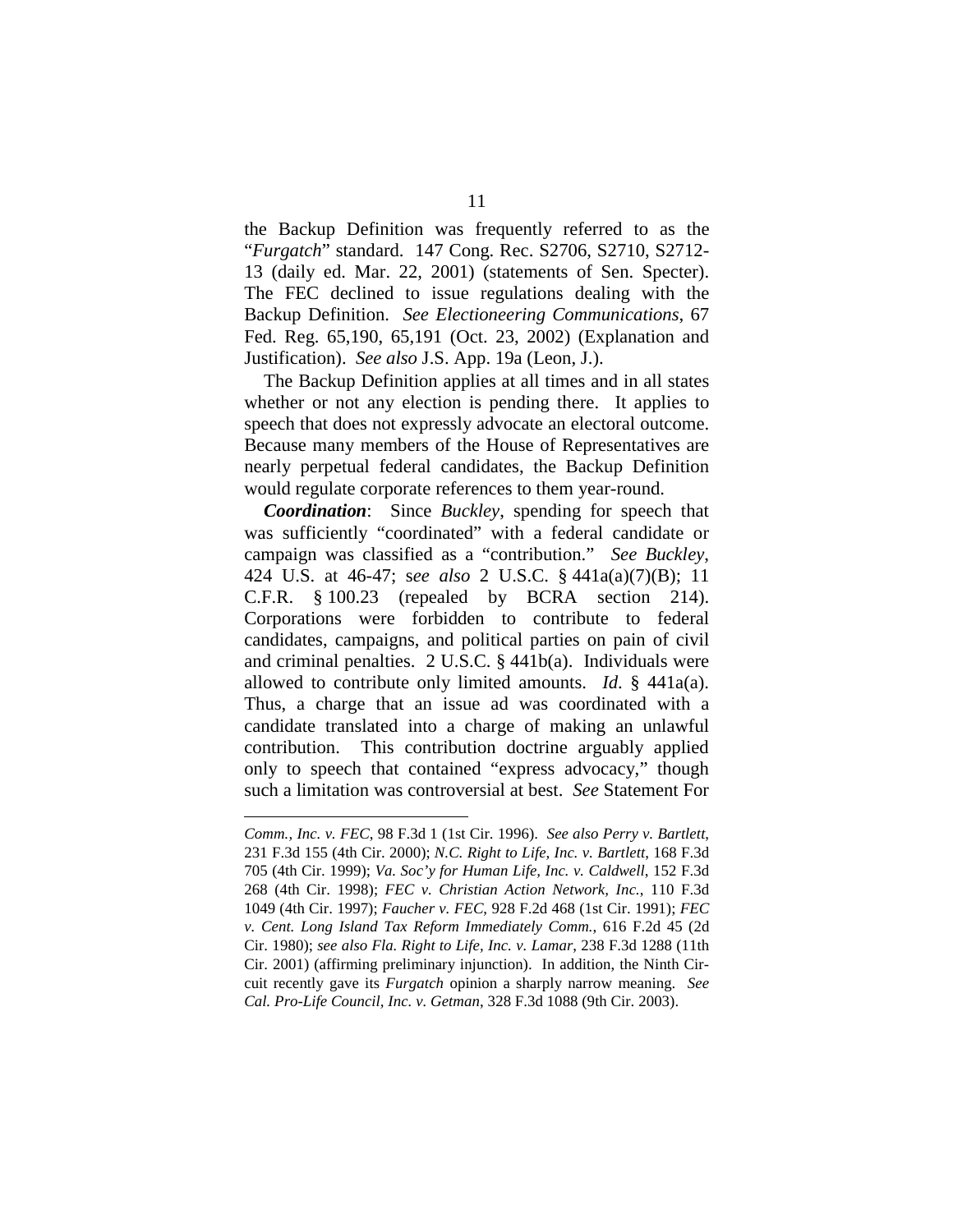the Backup Definition was frequently referred to as the "*Furgatch*" standard. 147 Cong. Rec. S2706, S2710, S2712-13 (daily ed. Mar. 22, 2001) (statements of Sen. Specter). The FEC declined to issue regulations dealing with the Backup Definition. *See Electioneering Communications*, 67 Fed. Reg. 65,190, 65,191 (Oct. 23, 2002) (Explanation and Justification). *See also* J.S. App. 19a (Leon, J.).

The Backup Definition applies at all times and in all states whether or not any election is pending there. It applies to speech that does not expressly advocate an electoral outcome. Because many members of the House of Representatives are nearly perpetual federal candidates, the Backup Definition would regulate corporate references to them year-round.

***Coordination***: Since *Buckley*, spending for speech that was sufficiently "coordinated" with a federal candidate or campaign was classified as a "contribution." *See Buckley*, 424 U.S. at 46-47; *see also* 2 U.S.C. § 441a(a)(7)(B); 11 C.F.R. § 100.23 (repealed by BCRA section 214). Corporations were forbidden to contribute to federal candidates, campaigns, and political parties on pain of civil and criminal penalties. 2 U.S.C. § 441b(a). Individuals were allowed to contribute only limited amounts. *Id*. § 441a(a). Thus, a charge that an issue ad was coordinated with a candidate translated into a charge of making an unlawful contribution. This contribution doctrine arguably applied only to speech that contained "express advocacy," though such a limitation was controversial at best. *See* Statement For

---

*Comm., Inc. v. FEC*, 98 F.3d 1 (1st Cir. 1996). *See also Perry v. Bartlett*, 231 F.3d 155 (4th Cir. 2000); *N.C. Right to Life, Inc. v. Bartlett*, 168 F.3d 705 (4th Cir. 1999); *Va. Soc'y for Human Life, Inc. v. Caldwell*, 152 F.3d 268 (4th Cir. 1998); *FEC v. Christian Action Network, Inc.*, 110 F.3d 1049 (4th Cir. 1997); *Faucher v. FEC*, 928 F.2d 468 (1st Cir. 1991); *FEC v. Cent. Long Island Tax Reform Immediately Comm.*, 616 F.2d 45 (2d Cir. 1980); *see also Fla. Right to Life, Inc. v. Lamar*, 238 F.3d 1288 (11th Cir. 2001) (affirming preliminary injunction). In addition, the Ninth Circuit recently gave its *Furgatch* opinion a sharply narrow meaning. *See Cal. Pro-Life Council, Inc. v. Getman*, 328 F.3d 1088 (9th Cir. 2003).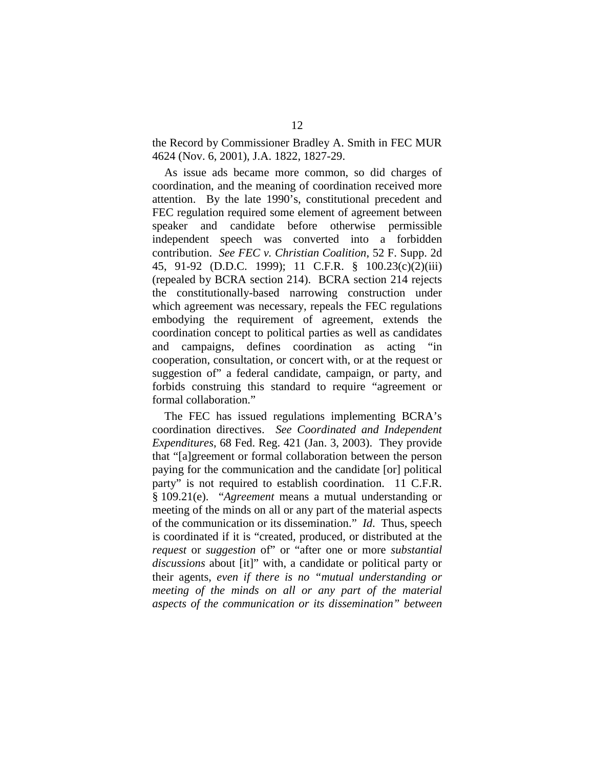the Record by Commissioner Bradley A. Smith in FEC MUR 4624 (Nov. 6, 2001), J.A. 1822, 1827-29.

As issue ads became more common, so did charges of coordination, and the meaning of coordination received more attention. By the late 1990's, constitutional precedent and FEC regulation required some element of agreement between speaker and candidate before otherwise permissible independent speech was converted into a forbidden contribution. *See FEC v. Christian Coalition*, 52 F. Supp. 2d 45, 91-92 (D.D.C. 1999); 11 C.F.R. § 100.23(c)(2)(iii) (repealed by BCRA section 214). BCRA section 214 rejects the constitutionally-based narrowing construction under which agreement was necessary, repeals the FEC regulations embodying the requirement of agreement, extends the coordination concept to political parties as well as candidates and campaigns, defines coordination as acting "in cooperation, consultation, or concert with, or at the request or suggestion of" a federal candidate, campaign, or party, and forbids construing this standard to require "agreement or formal collaboration."

The FEC has issued regulations implementing BCRA's coordination directives. *See Coordinated and Independent Expenditures*, 68 Fed. Reg. 421 (Jan. 3, 2003). They provide that "[a]greement or formal collaboration between the person paying for the communication and the candidate [or] political party" is not required to establish coordination. 11 C.F.R. § 109.21(e). "*Agreement* means a mutual understanding or meeting of the minds on all or any part of the material aspects of the communication or its dissemination." *Id.* Thus, speech is coordinated if it is "created, produced, or distributed at the *request* or *suggestion* of" or "after one or more *substantial discussions* about [it]" with, a candidate or political party or their agents, *even if there is no "mutual understanding or meeting of the minds on all or any part of the material aspects of the communication or its dissemination" between*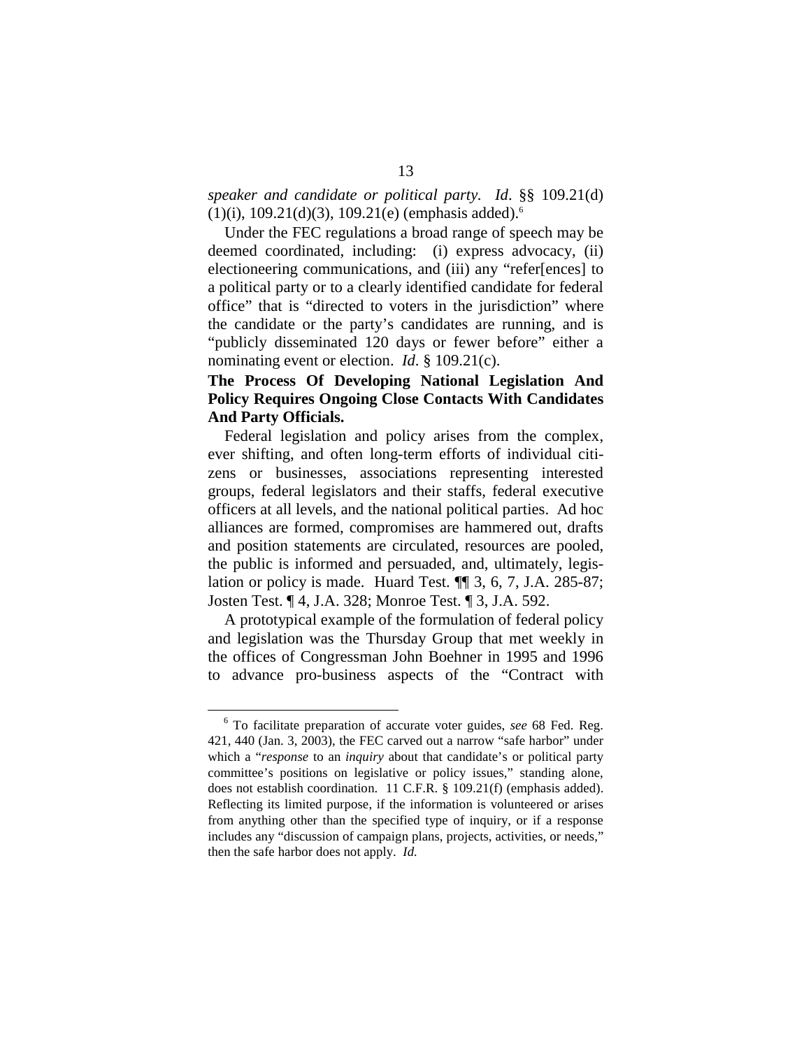*speaker and candidate or political party*. *Id*. §§ 109.21(d)(1)(i), 109.21(d)(3), 109.21(e) (emphasis added).[6]

Under the FEC regulations a broad range of speech may be deemed coordinated, including: (i) express advocacy, (ii) electioneering communications, and (iii) any "refer[ences] to a political party or to a clearly identified candidate for federal office" that is "directed to voters in the jurisdiction" where the candidate or the party's candidates are running, and is "publicly disseminated 120 days or fewer before" either a nominating event or election. *Id*. § 109.21(c).

**The Process Of Developing National Legislation And Policy Requires Ongoing Close Contacts With Candidates And Party Officials.**

Federal legislation and policy arises from the complex, ever shifting, and often long-term efforts of individual citizens or businesses, associations representing interested groups, federal legislators and their staffs, federal executive officers at all levels, and the national political parties. Ad hoc alliances are formed, compromises are hammered out, drafts and position statements are circulated, resources are pooled, the public is informed and persuaded, and, ultimately, legislation or policy is made. Huard Test. ¶¶ 3, 6, 7, J.A. 285-87; Josten Test. ¶ 4, J.A. 328; Monroe Test. ¶ 3, J.A. 592.

A prototypical example of the formulation of federal policy and legislation was the Thursday Group that met weekly in the offices of Congressman John Boehner in 1995 and 1996 to advance pro-business aspects of the "Contract with

---

[6] To facilitate preparation of accurate voter guides, *see* 68 Fed. Reg. 421, 440 (Jan. 3, 2003), the FEC carved out a narrow "safe harbor" under which a "*response* to an *inquiry* about that candidate's or political party committee's positions on legislative or policy issues," standing alone, does not establish coordination. 11 C.F.R. § 109.21(f) (emphasis added). Reflecting its limited purpose, if the information is volunteered or arises from anything other than the specified type of inquiry, or if a response includes any "discussion of campaign plans, projects, activities, or needs," then the safe harbor does not apply. *Id.*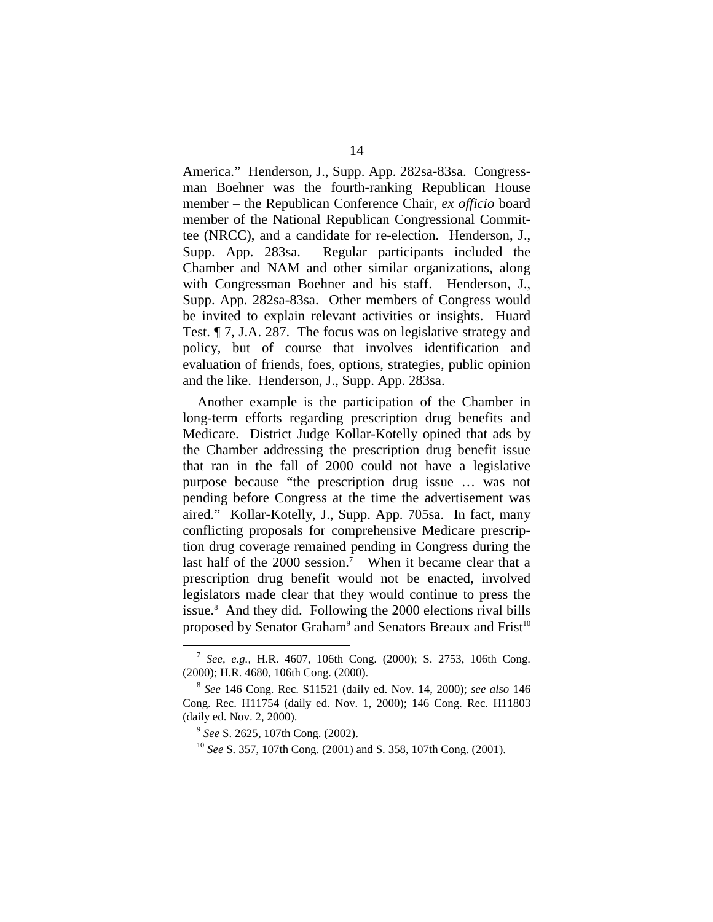America." Henderson, J., Supp. App. 282sa-83sa. Congressman Boehner was the fourth-ranking Republican House member – the Republican Conference Chair, *ex officio* board member of the National Republican Congressional Committee (NRCC), and a candidate for re-election. Henderson, J., Supp. App. 283sa. Regular participants included the Chamber and NAM and other similar organizations, along with Congressman Boehner and his staff. Henderson, J., Supp. App. 282sa-83sa. Other members of Congress would be invited to explain relevant activities or insights. Huard Test. ¶ 7, J.A. 287. The focus was on legislative strategy and policy, but of course that involves identification and evaluation of friends, foes, options, strategies, public opinion and the like. Henderson, J., Supp. App. 283sa.

Another example is the participation of the Chamber in long-term efforts regarding prescription drug benefits and Medicare. District Judge Kollar-Kotelly opined that ads by the Chamber addressing the prescription drug benefit issue that ran in the fall of 2000 could not have a legislative purpose because "the prescription drug issue … was not pending before Congress at the time the advertisement was aired." Kollar-Kotelly, J., Supp. App. 705sa. In fact, many conflicting proposals for comprehensive Medicare prescription drug coverage remained pending in Congress during the last half of the 2000 session.[7] When it became clear that a prescription drug benefit would not be enacted, involved legislators made clear that they would continue to press the issue.[8] And they did. Following the 2000 elections rival bills proposed by Senator Graham[9] and Senators Breaux and Frist[10]

---

[7] *See, e.g.,* H.R. 4607, 106th Cong. (2000); S. 2753, 106th Cong. (2000); H.R. 4680, 106th Cong. (2000).

[8] *See* 146 Cong. Rec. S11521 (daily ed. Nov. 14, 2000); *see also* 146 Cong. Rec. H11754 (daily ed. Nov. 1, 2000); 146 Cong. Rec. H11803 (daily ed. Nov. 2, 2000).

[9] *See* S. 2625, 107th Cong. (2002).

[10] *See* S. 357, 107th Cong. (2001) and S. 358, 107th Cong. (2001).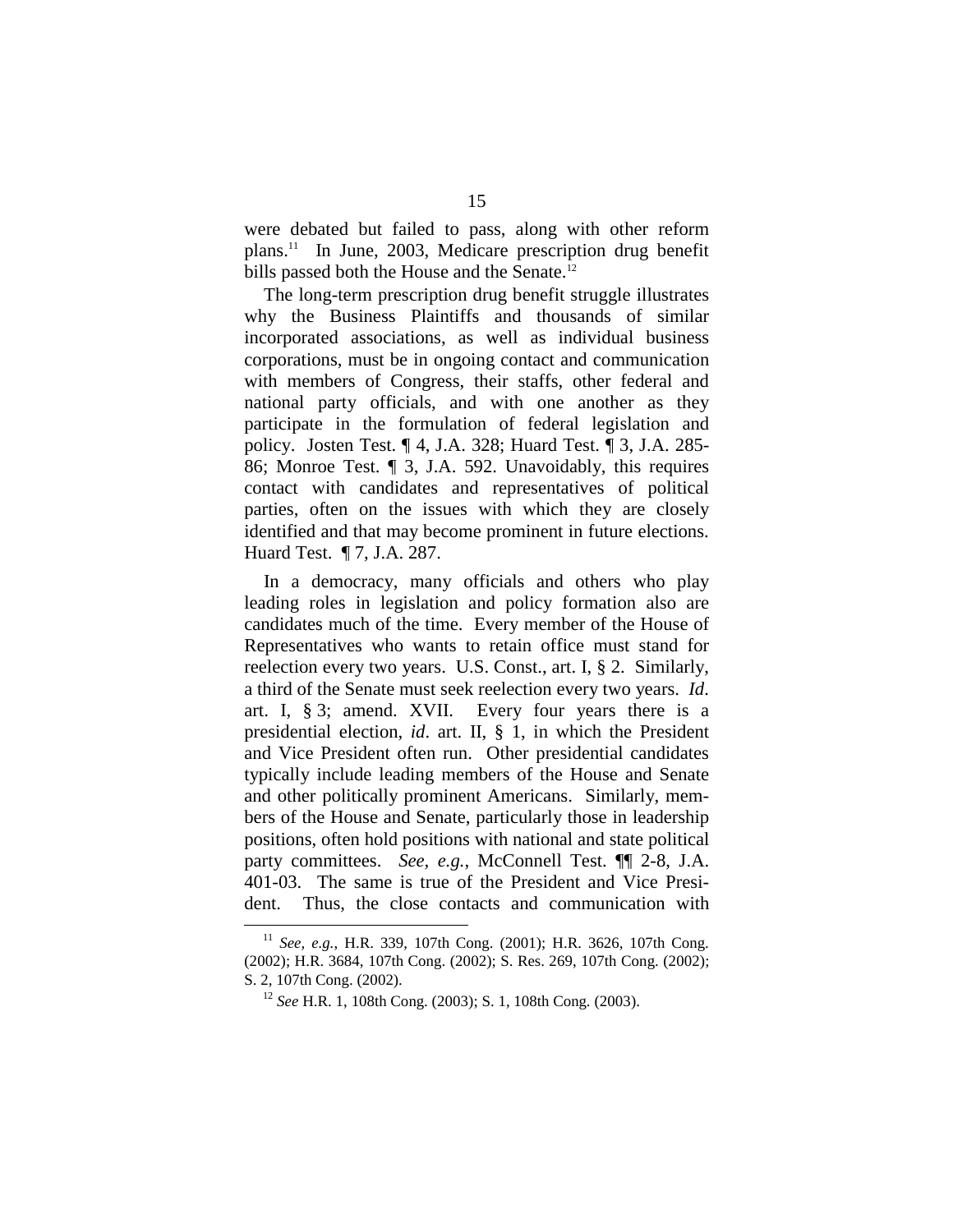were debated but failed to pass, along with other reform plans.[11] In June, 2003, Medicare prescription drug benefit bills passed both the House and the Senate.[12]

The long-term prescription drug benefit struggle illustrates why the Business Plaintiffs and thousands of similar incorporated associations, as well as individual business corporations, must be in ongoing contact and communication with members of Congress, their staffs, other federal and national party officials, and with one another as they participate in the formulation of federal legislation and policy. Josten Test. ¶ 4, J.A. 328; Huard Test. ¶ 3, J.A. 285-86; Monroe Test. ¶ 3, J.A. 592. Unavoidably, this requires contact with candidates and representatives of political parties, often on the issues with which they are closely identified and that may become prominent in future elections. Huard Test. ¶ 7, J.A. 287.

In a democracy, many officials and others who play leading roles in legislation and policy formation also are candidates much of the time. Every member of the House of Representatives who wants to retain office must stand for reelection every two years. U.S. Const., art. I, § 2. Similarly, a third of the Senate must seek reelection every two years. *Id*. art. I, § 3; amend. XVII. Every four years there is a presidential election, *id*. art. II, § 1, in which the President and Vice President often run. Other presidential candidates typically include leading members of the House and Senate and other politically prominent Americans. Similarly, members of the House and Senate, particularly those in leadership positions, often hold positions with national and state political party committees. *See, e.g.*, McConnell Test. ¶¶ 2-8, J.A. 401-03. The same is true of the President and Vice President. Thus, the close contacts and communication with

---

[11] *See, e.g.*, H.R. 339, 107th Cong. (2001); H.R. 3626, 107th Cong. (2002); H.R. 3684, 107th Cong. (2002); S. Res. 269, 107th Cong. (2002); S. 2, 107th Cong. (2002).

[12] *See* H.R. 1, 108th Cong. (2003); S. 1, 108th Cong. (2003).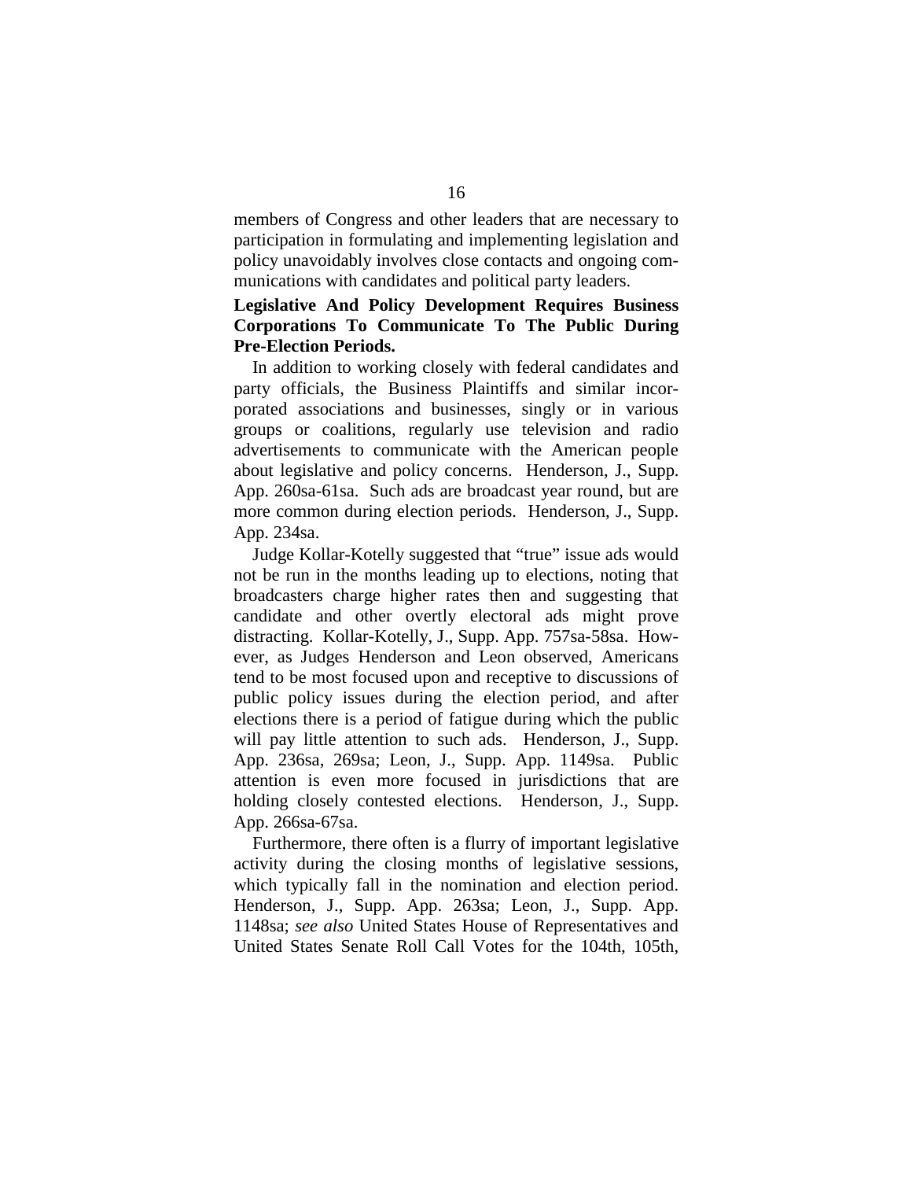members of Congress and other leaders that are necessary to participation in formulating and implementing legislation and policy unavoidably involves close contacts and ongoing communications with candidates and political party leaders.

**Legislative And Policy Development Requires Business Corporations To Communicate To The Public During Pre-Election Periods.**

In addition to working closely with federal candidates and party officials, the Business Plaintiffs and similar incorporated associations and businesses, singly or in various groups or coalitions, regularly use television and radio advertisements to communicate with the American people about legislative and policy concerns. Henderson, J., Supp. App. 260sa-61sa. Such ads are broadcast year round, but are more common during election periods. Henderson, J., Supp. App. 234sa.

Judge Kollar-Kotelly suggested that "true" issue ads would not be run in the months leading up to elections, noting that broadcasters charge higher rates then and suggesting that candidate and other overtly electoral ads might prove distracting. Kollar-Kotelly, J., Supp. App. 757sa-58sa. However, as Judges Henderson and Leon observed, Americans tend to be most focused upon and receptive to discussions of public policy issues during the election period, and after elections there is a period of fatigue during which the public will pay little attention to such ads. Henderson, J., Supp. App. 236sa, 269sa; Leon, J., Supp. App. 1149sa. Public attention is even more focused in jurisdictions that are holding closely contested elections. Henderson, J., Supp. App. 266sa-67sa.

Furthermore, there often is a flurry of important legislative activity during the closing months of legislative sessions, which typically fall in the nomination and election period. Henderson, J., Supp. App. 263sa; Leon, J., Supp. App. 1148sa; *see also* United States House of Representatives and United States Senate Roll Call Votes for the 104th, 105th,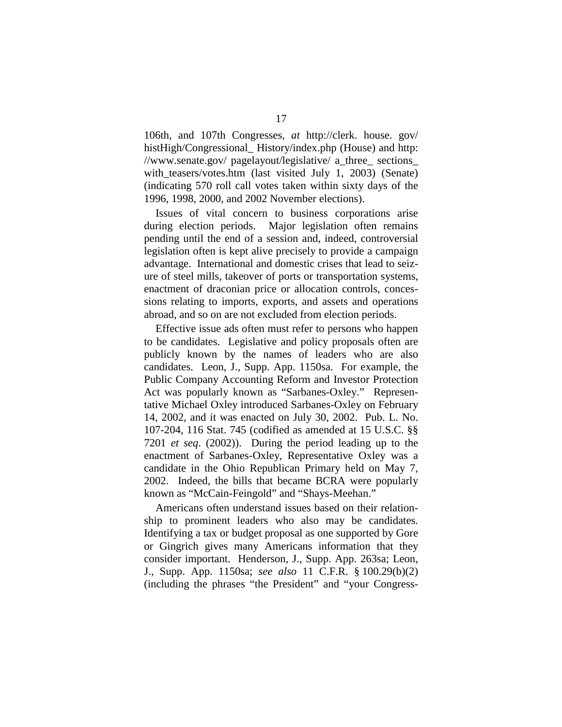106th, and 107th Congresses, *at* http://clerk. house. gov/ histHigh/Congressional_ History/index.php (House) and http: //www.senate.gov/ pagelayout/legislative/ a_three_ sections_ with_teasers/votes.htm (last visited July 1, 2003) (Senate) (indicating 570 roll call votes taken within sixty days of the 1996, 1998, 2000, and 2002 November elections).

Issues of vital concern to business corporations arise during election periods. Major legislation often remains pending until the end of a session and, indeed, controversial legislation often is kept alive precisely to provide a campaign advantage. International and domestic crises that lead to seizure of steel mills, takeover of ports or transportation systems, enactment of draconian price or allocation controls, concessions relating to imports, exports, and assets and operations abroad, and so on are not excluded from election periods.

Effective issue ads often must refer to persons who happen to be candidates. Legislative and policy proposals often are publicly known by the names of leaders who are also candidates. Leon, J., Supp. App. 1150sa. For example, the Public Company Accounting Reform and Investor Protection Act was popularly known as "Sarbanes-Oxley." Representative Michael Oxley introduced Sarbanes-Oxley on February 14, 2002, and it was enacted on July 30, 2002. Pub. L. No. 107-204, 116 Stat. 745 (codified as amended at 15 U.S.C. §§ 7201 *et seq*. (2002)). During the period leading up to the enactment of Sarbanes-Oxley, Representative Oxley was a candidate in the Ohio Republican Primary held on May 7, 2002. Indeed, the bills that became BCRA were popularly known as "McCain-Feingold" and "Shays-Meehan."

Americans often understand issues based on their relationship to prominent leaders who also may be candidates. Identifying a tax or budget proposal as one supported by Gore or Gingrich gives many Americans information that they consider important. Henderson, J., Supp. App. 263sa; Leon, J., Supp. App. 1150sa; *see also* 11 C.F.R. § 100.29(b)(2) (including the phrases "the President" and "your Congress-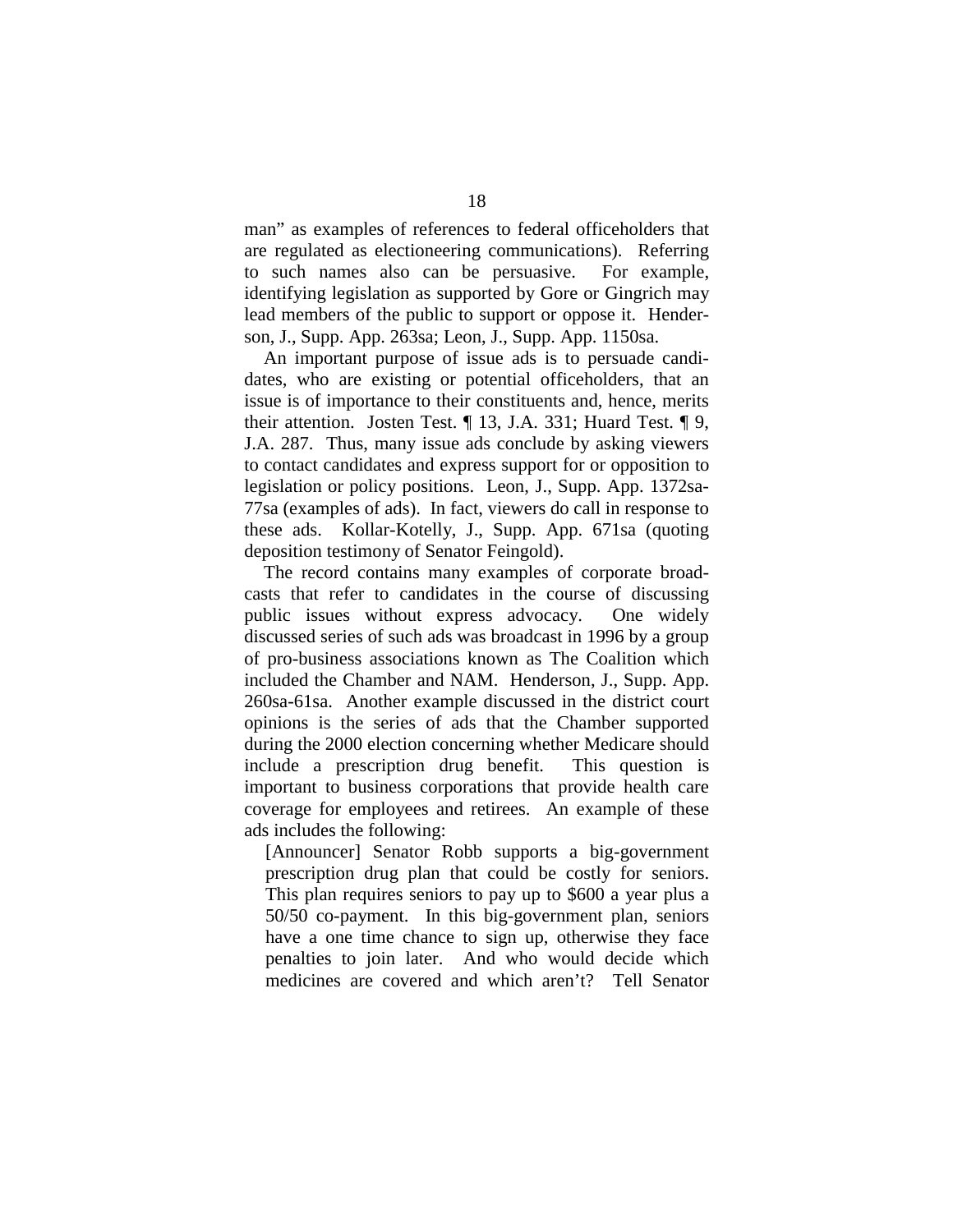man" as examples of references to federal officeholders that are regulated as electioneering communications). Referring to such names also can be persuasive. For example, identifying legislation as supported by Gore or Gingrich may lead members of the public to support or oppose it. Henderson, J., Supp. App. 263sa; Leon, J., Supp. App. 1150sa.

An important purpose of issue ads is to persuade candidates, who are existing or potential officeholders, that an issue is of importance to their constituents and, hence, merits their attention. Josten Test. ¶ 13, J.A. 331; Huard Test. ¶ 9, J.A. 287. Thus, many issue ads conclude by asking viewers to contact candidates and express support for or opposition to legislation or policy positions. Leon, J., Supp. App. 1372sa-77sa (examples of ads). In fact, viewers do call in response to these ads. Kollar-Kotelly, J., Supp. App. 671sa (quoting deposition testimony of Senator Feingold).

The record contains many examples of corporate broadcasts that refer to candidates in the course of discussing public issues without express advocacy. One widely discussed series of such ads was broadcast in 1996 by a group of pro-business associations known as The Coalition which included the Chamber and NAM. Henderson, J., Supp. App. 260sa-61sa. Another example discussed in the district court opinions is the series of ads that the Chamber supported during the 2000 election concerning whether Medicare should include a prescription drug benefit. This question is important to business corporations that provide health care coverage for employees and retirees. An example of these ads includes the following:

> [Announcer] Senator Robb supports a big-government prescription drug plan that could be costly for seniors. This plan requires seniors to pay up to $600 a year plus a 50/50 co-payment. In this big-government plan, seniors have a one time chance to sign up, otherwise they face penalties to join later. And who would decide which medicines are covered and which aren't? Tell Senator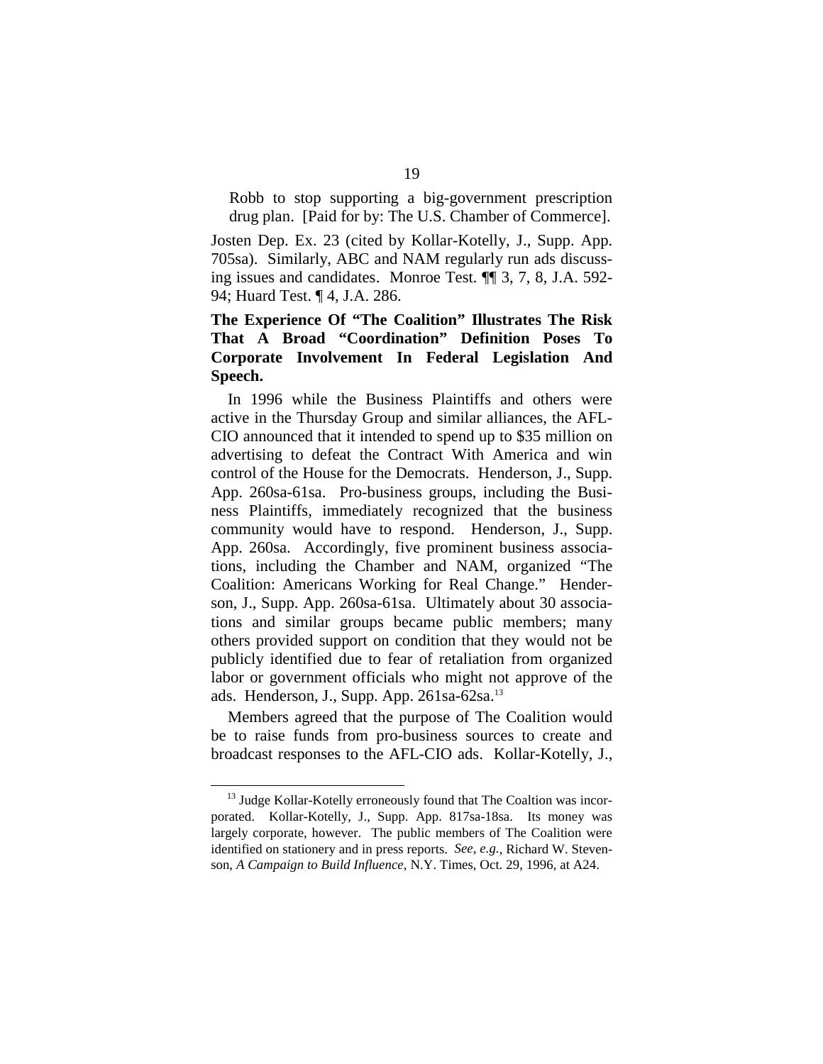> Robb to stop supporting a big-government prescription drug plan. [Paid for by: The U.S. Chamber of Commerce].

Josten Dep. Ex. 23 (cited by Kollar-Kotelly, J., Supp. App. 705sa). Similarly, ABC and NAM regularly run ads discussing issues and candidates. Monroe Test. ¶¶ 3, 7, 8, J.A. 592-94; Huard Test. ¶ 4, J.A. 286.

**The Experience Of "The Coalition" Illustrates The Risk That A Broad "Coordination" Definition Poses To Corporate Involvement In Federal Legislation And Speech.**

In 1996 while the Business Plaintiffs and others were active in the Thursday Group and similar alliances, the AFL-CIO announced that it intended to spend up to $35 million on advertising to defeat the Contract With America and win control of the House for the Democrats. Henderson, J., Supp. App. 260sa-61sa. Pro-business groups, including the Business Plaintiffs, immediately recognized that the business community would have to respond. Henderson, J., Supp. App. 260sa. Accordingly, five prominent business associations, including the Chamber and NAM, organized "The Coalition: Americans Working for Real Change." Henderson, J., Supp. App. 260sa-61sa. Ultimately about 30 associations and similar groups became public members; many others provided support on condition that they would not be publicly identified due to fear of retaliation from organized labor or government officials who might not approve of the ads. Henderson, J., Supp. App. 261sa-62sa.[13]

Members agreed that the purpose of The Coalition would be to raise funds from pro-business sources to create and broadcast responses to the AFL-CIO ads. Kollar-Kotelly, J.,

---

[13] Judge Kollar-Kotelly erroneously found that The Coaltion was incorporated. Kollar-Kotelly, J., Supp. App. 817sa-18sa. Its money was largely corporate, however. The public members of The Coalition were identified on stationery and in press reports. *See, e.g.*, Richard W. Stevenson, *A Campaign to Build Influence*, N.Y. Times, Oct. 29, 1996, at A24.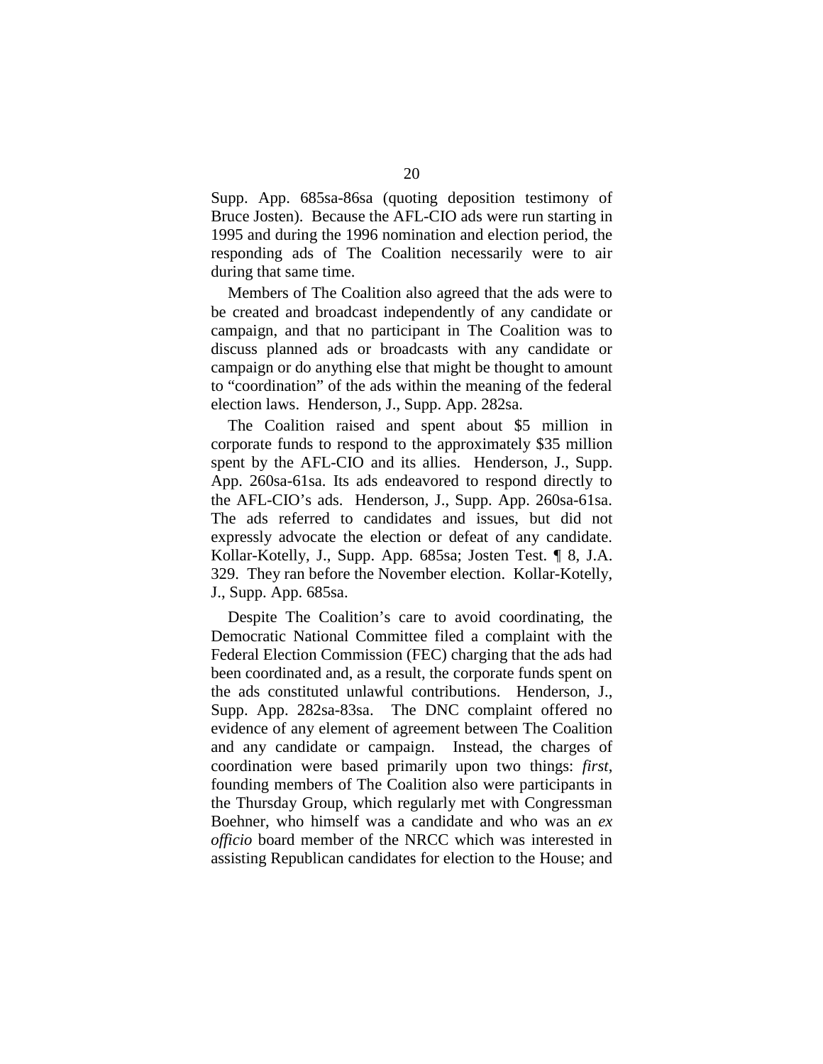Supp. App. 685sa-86sa (quoting deposition testimony of Bruce Josten). Because the AFL-CIO ads were run starting in 1995 and during the 1996 nomination and election period, the responding ads of The Coalition necessarily were to air during that same time.

Members of The Coalition also agreed that the ads were to be created and broadcast independently of any candidate or campaign, and that no participant in The Coalition was to discuss planned ads or broadcasts with any candidate or campaign or do anything else that might be thought to amount to "coordination" of the ads within the meaning of the federal election laws. Henderson, J., Supp. App. 282sa.

The Coalition raised and spent about $5 million in corporate funds to respond to the approximately $35 million spent by the AFL-CIO and its allies. Henderson, J., Supp. App. 260sa-61sa. Its ads endeavored to respond directly to the AFL-CIO's ads. Henderson, J., Supp. App. 260sa-61sa. The ads referred to candidates and issues, but did not expressly advocate the election or defeat of any candidate. Kollar-Kotelly, J., Supp. App. 685sa; Josten Test. ¶ 8, J.A. 329. They ran before the November election. Kollar-Kotelly, J., Supp. App. 685sa.

Despite The Coalition's care to avoid coordinating, the Democratic National Committee filed a complaint with the Federal Election Commission (FEC) charging that the ads had been coordinated and, as a result, the corporate funds spent on the ads constituted unlawful contributions. Henderson, J., Supp. App. 282sa-83sa. The DNC complaint offered no evidence of any element of agreement between The Coalition and any candidate or campaign. Instead, the charges of coordination were based primarily upon two things: *first*, founding members of The Coalition also were participants in the Thursday Group, which regularly met with Congressman Boehner, who himself was a candidate and who was an *ex officio* board member of the NRCC which was interested in assisting Republican candidates for election to the House; and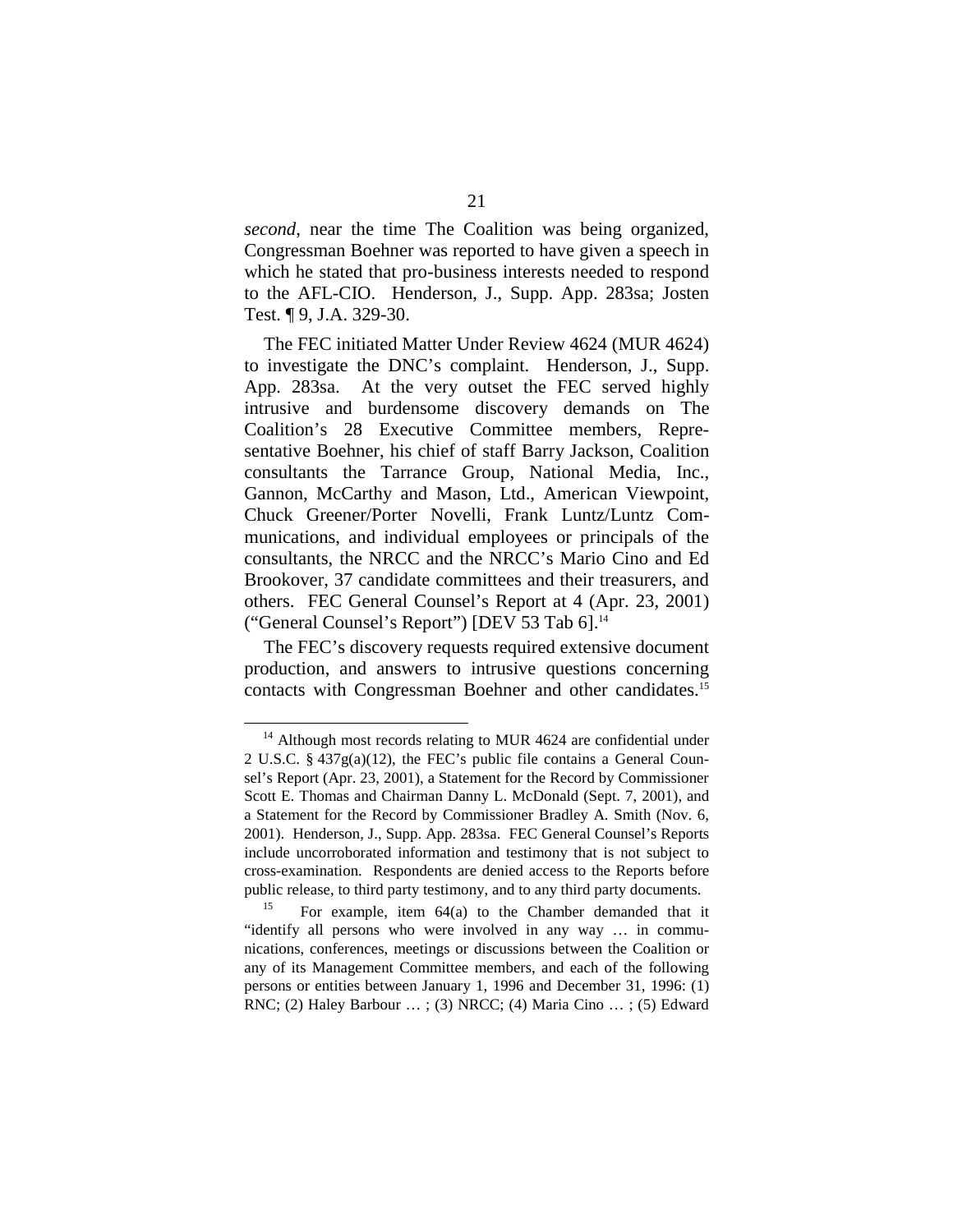*second*, near the time The Coalition was being organized, Congressman Boehner was reported to have given a speech in which he stated that pro-business interests needed to respond to the AFL-CIO. Henderson, J., Supp. App. 283sa; Josten Test. ¶ 9, J.A. 329-30.

The FEC initiated Matter Under Review 4624 (MUR 4624) to investigate the DNC's complaint. Henderson, J., Supp. App. 283sa. At the very outset the FEC served highly intrusive and burdensome discovery demands on The Coalition's 28 Executive Committee members, Representative Boehner, his chief of staff Barry Jackson, Coalition consultants the Tarrance Group, National Media, Inc., Gannon, McCarthy and Mason, Ltd., American Viewpoint, Chuck Greener/Porter Novelli, Frank Luntz/Luntz Communications, and individual employees or principals of the consultants, the NRCC and the NRCC's Mario Cino and Ed Brookover, 37 candidate committees and their treasurers, and others. FEC General Counsel's Report at 4 (Apr. 23, 2001) ("General Counsel's Report") [DEV 53 Tab 6].[14]

The FEC's discovery requests required extensive document production, and answers to intrusive questions concerning contacts with Congressman Boehner and other candidates.[15]

---

[14] Although most records relating to MUR 4624 are confidential under 2 U.S.C. § 437g(a)(12), the FEC's public file contains a General Counsel's Report (Apr. 23, 2001), a Statement for the Record by Commissioner Scott E. Thomas and Chairman Danny L. McDonald (Sept. 7, 2001), and a Statement for the Record by Commissioner Bradley A. Smith (Nov. 6, 2001). Henderson, J., Supp. App. 283sa. FEC General Counsel's Reports include uncorroborated information and testimony that is not subject to cross-examination. Respondents are denied access to the Reports before public release, to third party testimony, and to any third party documents.

[15] For example, item 64(a) to the Chamber demanded that it "identify all persons who were involved in any way … in communications, conferences, meetings or discussions between the Coalition or any of its Management Committee members, and each of the following persons or entities between January 1, 1996 and December 31, 1996: (1) RNC; (2) Haley Barbour … ; (3) NRCC; (4) Maria Cino … ; (5) Edward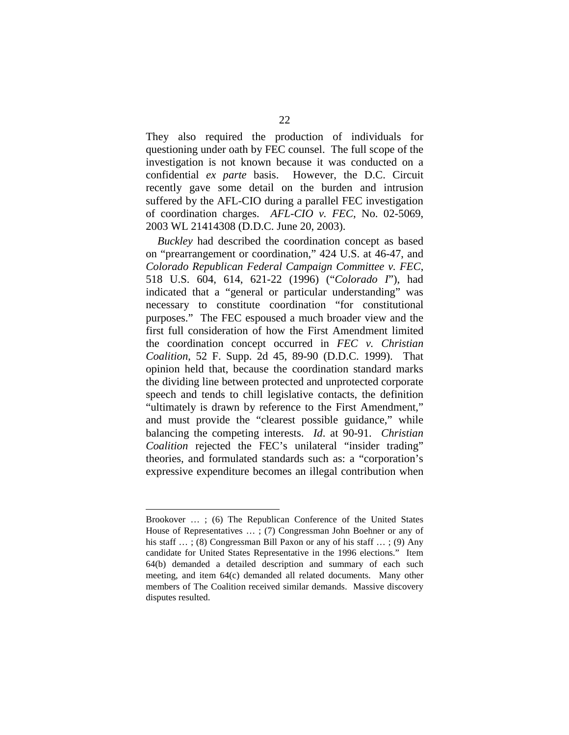They also required the production of individuals for questioning under oath by FEC counsel. The full scope of the investigation is not known because it was conducted on a confidential *ex parte* basis. However, the D.C. Circuit recently gave some detail on the burden and intrusion suffered by the AFL-CIO during a parallel FEC investigation of coordination charges. *AFL-CIO v. FEC*, No. 02-5069, 2003 WL 21414308 (D.D.C. June 20, 2003).

*Buckley* had described the coordination concept as based on "prearrangement or coordination," 424 U.S. at 46-47, and *Colorado Republican Federal Campaign Committee v. FEC*, 518 U.S. 604, 614, 621-22 (1996) ("*Colorado I*"), had indicated that a "general or particular understanding" was necessary to constitute coordination "for constitutional purposes." The FEC espoused a much broader view and the first full consideration of how the First Amendment limited the coordination concept occurred in *FEC v. Christian Coalition*, 52 F. Supp. 2d 45, 89-90 (D.D.C. 1999). That opinion held that, because the coordination standard marks the dividing line between protected and unprotected corporate speech and tends to chill legislative contacts, the definition "ultimately is drawn by reference to the First Amendment," and must provide the "clearest possible guidance," while balancing the competing interests. *Id*. at 90-91. *Christian Coalition* rejected the FEC's unilateral "insider trading" theories, and formulated standards such as: a "corporation's expressive expenditure becomes an illegal contribution when

---

Brookover … ; (6) The Republican Conference of the United States House of Representatives … ; (7) Congressman John Boehner or any of his staff … ; (8) Congressman Bill Paxon or any of his staff … ; (9) Any candidate for United States Representative in the 1996 elections." Item 64(b) demanded a detailed description and summary of each such meeting, and item 64(c) demanded all related documents. Many other members of The Coalition received similar demands. Massive discovery disputes resulted.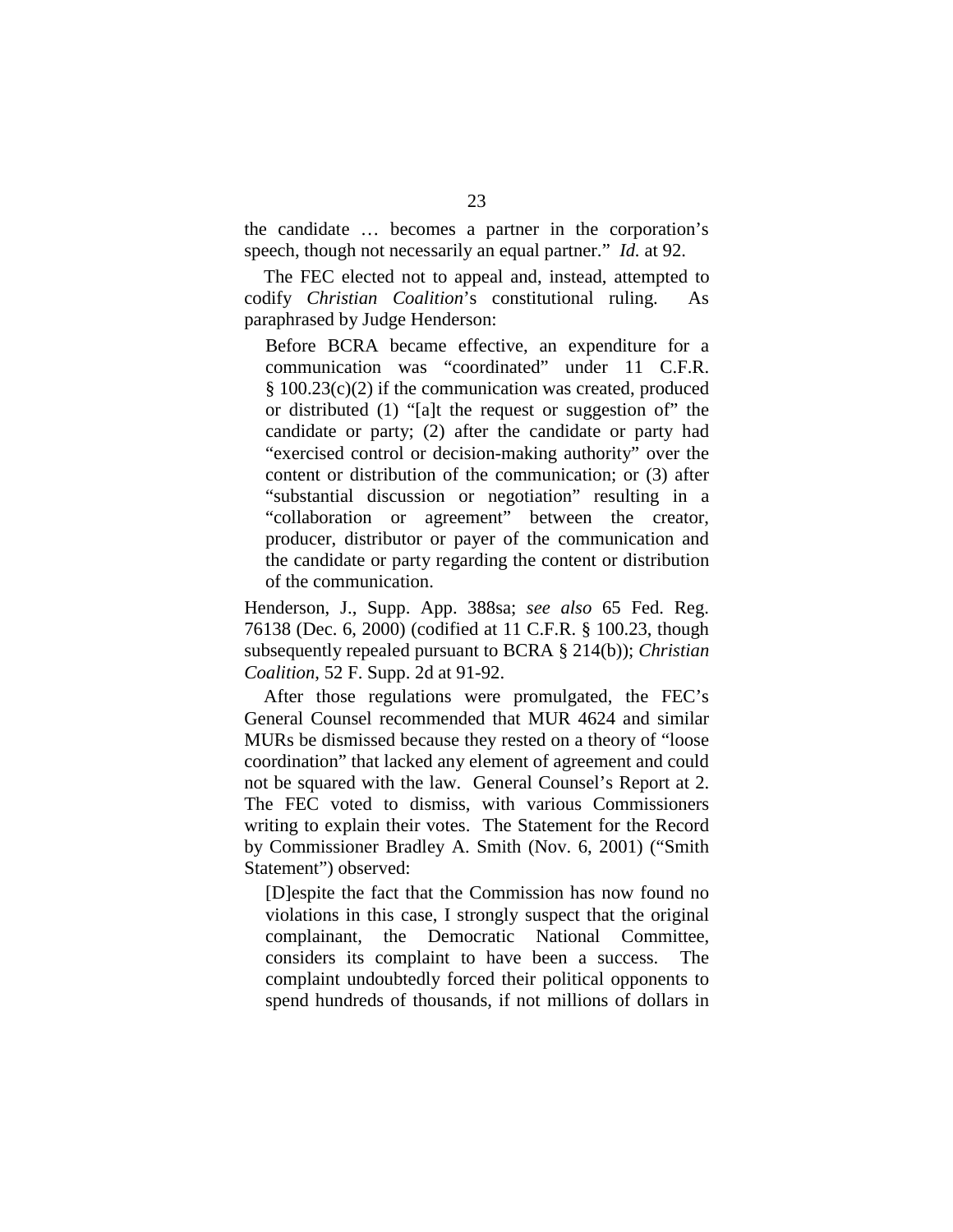the candidate … becomes a partner in the corporation's speech, though not necessarily an equal partner." *Id.* at 92.

The FEC elected not to appeal and, instead, attempted to codify *Christian Coalition*'s constitutional ruling. As paraphrased by Judge Henderson:

> Before BCRA became effective, an expenditure for a communication was "coordinated" under 11 C.F.R. § 100.23(c)(2) if the communication was created, produced or distributed (1) "[a]t the request or suggestion of" the candidate or party; (2) after the candidate or party had "exercised control or decision-making authority" over the content or distribution of the communication; or (3) after "substantial discussion or negotiation" resulting in a "collaboration or agreement" between the creator, producer, distributor or payer of the communication and the candidate or party regarding the content or distribution of the communication.

Henderson, J., Supp. App. 388sa; *see also* 65 Fed. Reg. 76138 (Dec. 6, 2000) (codified at 11 C.F.R. § 100.23, though subsequently repealed pursuant to BCRA § 214(b)); *Christian Coalition*, 52 F. Supp. 2d at 91-92.

After those regulations were promulgated, the FEC's General Counsel recommended that MUR 4624 and similar MURs be dismissed because they rested on a theory of "loose coordination" that lacked any element of agreement and could not be squared with the law. General Counsel's Report at 2. The FEC voted to dismiss, with various Commissioners writing to explain their votes. The Statement for the Record by Commissioner Bradley A. Smith (Nov. 6, 2001) ("Smith Statement") observed:

> [D]espite the fact that the Commission has now found no violations in this case, I strongly suspect that the original complainant, the Democratic National Committee, considers its complaint to have been a success. The complaint undoubtedly forced their political opponents to spend hundreds of thousands, if not millions of dollars in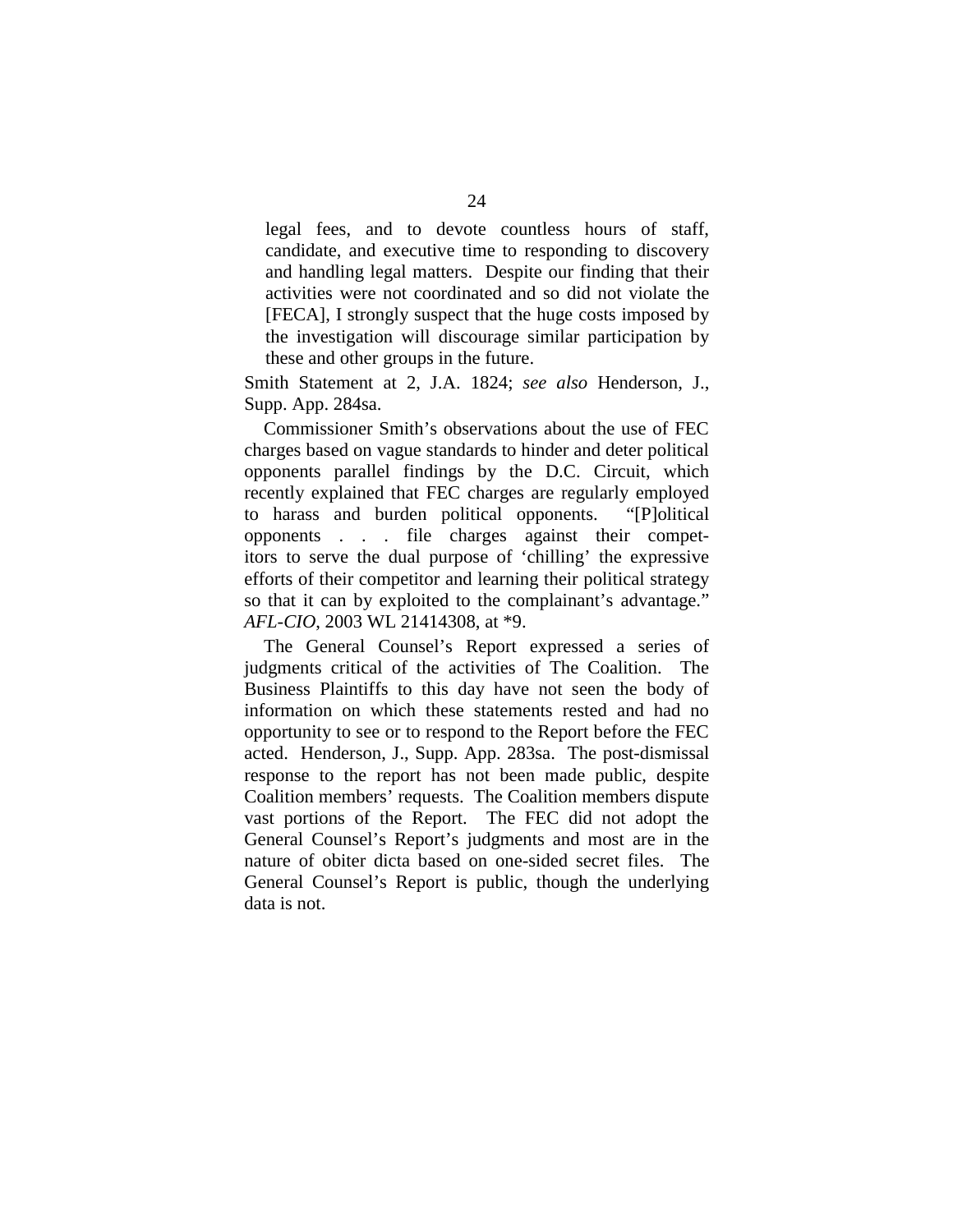> legal fees, and to devote countless hours of staff, candidate, and executive time to responding to discovery and handling legal matters. Despite our finding that their activities were not coordinated and so did not violate the [FECA], I strongly suspect that the huge costs imposed by the investigation will discourage similar participation by these and other groups in the future.

Smith Statement at 2, J.A. 1824; *see also* Henderson, J., Supp. App. 284sa.

Commissioner Smith's observations about the use of FEC charges based on vague standards to hinder and deter political opponents parallel findings by the D.C. Circuit, which recently explained that FEC charges are regularly employed to harass and burden political opponents. "[P]olitical opponents . . . file charges against their competitors to serve the dual purpose of 'chilling' the expressive efforts of their competitor and learning their political strategy so that it can by exploited to the complainant's advantage." *AFL-CIO*, 2003 WL 21414308, at *9.

The General Counsel's Report expressed a series of judgments critical of the activities of The Coalition. The Business Plaintiffs to this day have not seen the body of information on which these statements rested and had no opportunity to see or to respond to the Report before the FEC acted. Henderson, J., Supp. App. 283sa. The post-dismissal response to the report has not been made public, despite Coalition members' requests. The Coalition members dispute vast portions of the Report. The FEC did not adopt the General Counsel's Report's judgments and most are in the nature of obiter dicta based on one-sided secret files. The General Counsel's Report is public, though the underlying data is not.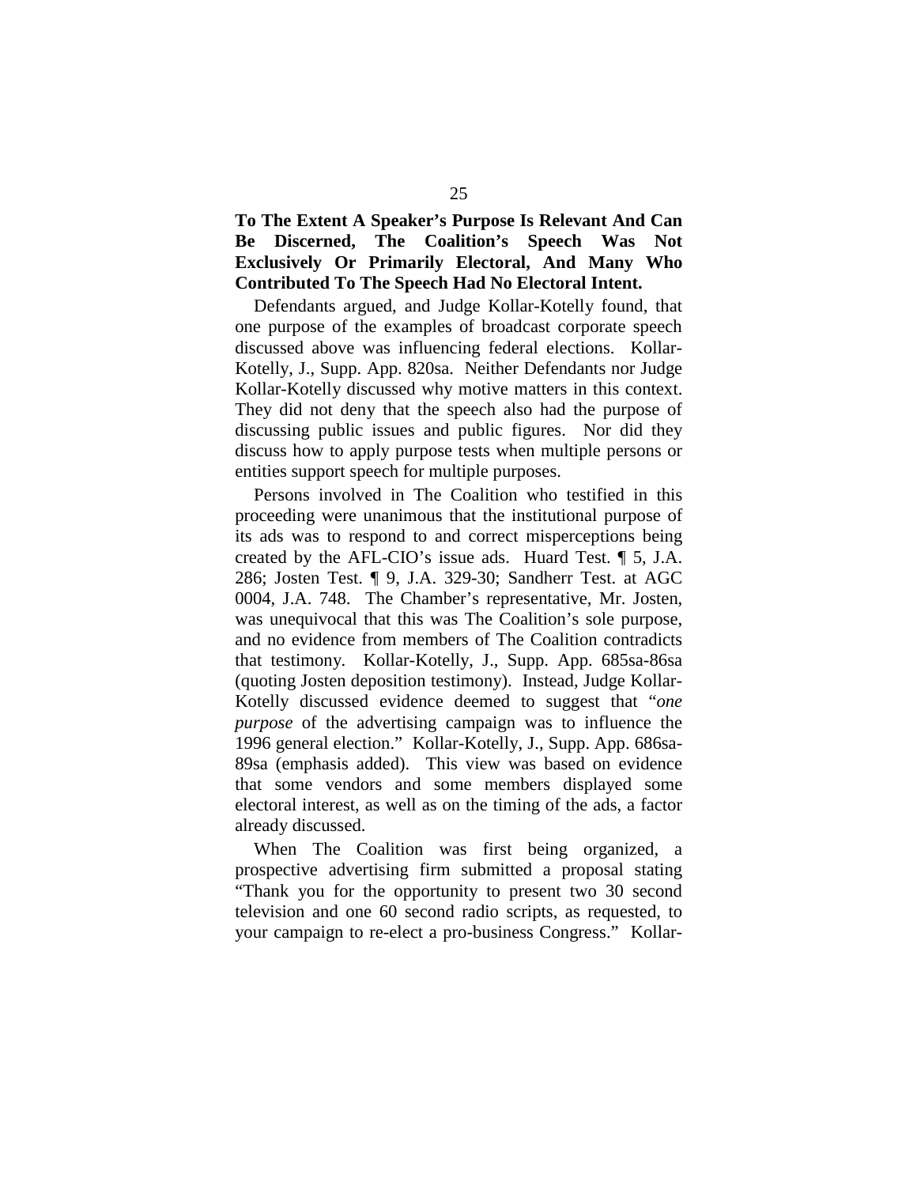**To The Extent A Speaker's Purpose Is Relevant And Can Be Discerned, The Coalition's Speech Was Not Exclusively Or Primarily Electoral, And Many Who Contributed To The Speech Had No Electoral Intent.**

Defendants argued, and Judge Kollar-Kotelly found, that one purpose of the examples of broadcast corporate speech discussed above was influencing federal elections. Kollar-Kotelly, J., Supp. App. 820sa. Neither Defendants nor Judge Kollar-Kotelly discussed why motive matters in this context. They did not deny that the speech also had the purpose of discussing public issues and public figures. Nor did they discuss how to apply purpose tests when multiple persons or entities support speech for multiple purposes.

Persons involved in The Coalition who testified in this proceeding were unanimous that the institutional purpose of its ads was to respond to and correct misperceptions being created by the AFL-CIO's issue ads. Huard Test. ¶ 5, J.A. 286; Josten Test. ¶ 9, J.A. 329-30; Sandherr Test. at AGC 0004, J.A. 748. The Chamber's representative, Mr. Josten, was unequivocal that this was The Coalition's sole purpose, and no evidence from members of The Coalition contradicts that testimony. Kollar-Kotelly, J., Supp. App. 685sa-86sa (quoting Josten deposition testimony). Instead, Judge Kollar-Kotelly discussed evidence deemed to suggest that "*one purpose* of the advertising campaign was to influence the 1996 general election." Kollar-Kotelly, J., Supp. App. 686sa-89sa (emphasis added). This view was based on evidence that some vendors and some members displayed some electoral interest, as well as on the timing of the ads, a factor already discussed.

When The Coalition was first being organized, a prospective advertising firm submitted a proposal stating "Thank you for the opportunity to present two 30 second television and one 60 second radio scripts, as requested, to your campaign to re-elect a pro-business Congress." Kollar-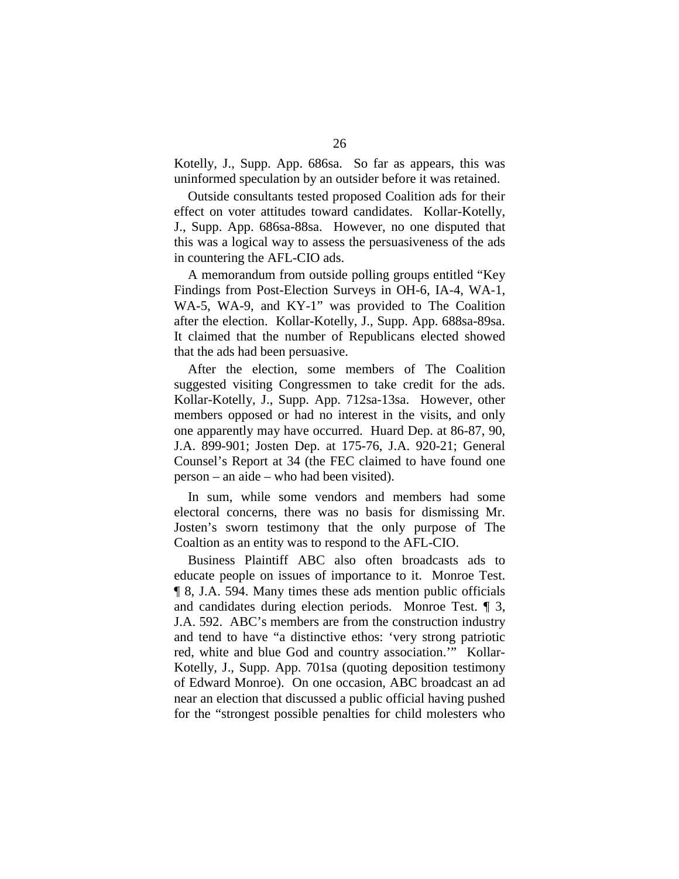Kotelly, J., Supp. App. 686sa. So far as appears, this was uninformed speculation by an outsider before it was retained.

Outside consultants tested proposed Coalition ads for their effect on voter attitudes toward candidates. Kollar-Kotelly, J., Supp. App. 686sa-88sa. However, no one disputed that this was a logical way to assess the persuasiveness of the ads in countering the AFL-CIO ads.

A memorandum from outside polling groups entitled "Key Findings from Post-Election Surveys in OH-6, IA-4, WA-1, WA-5, WA-9, and KY-1" was provided to The Coalition after the election. Kollar-Kotelly, J., Supp. App. 688sa-89sa. It claimed that the number of Republicans elected showed that the ads had been persuasive.

After the election, some members of The Coalition suggested visiting Congressmen to take credit for the ads. Kollar-Kotelly, J., Supp. App. 712sa-13sa. However, other members opposed or had no interest in the visits, and only one apparently may have occurred. Huard Dep. at 86-87, 90, J.A. 899-901; Josten Dep. at 175-76, J.A. 920-21; General Counsel's Report at 34 (the FEC claimed to have found one person – an aide – who had been visited).

In sum, while some vendors and members had some electoral concerns, there was no basis for dismissing Mr. Josten's sworn testimony that the only purpose of The Coaltion as an entity was to respond to the AFL-CIO.

Business Plaintiff ABC also often broadcasts ads to educate people on issues of importance to it. Monroe Test. ¶ 8, J.A. 594. Many times these ads mention public officials and candidates during election periods. Monroe Test. ¶ 3, J.A. 592. ABC's members are from the construction industry and tend to have "a distinctive ethos: 'very strong patriotic red, white and blue God and country association.'" Kollar-Kotelly, J., Supp. App. 701sa (quoting deposition testimony of Edward Monroe). On one occasion, ABC broadcast an ad near an election that discussed a public official having pushed for the "strongest possible penalties for child molesters who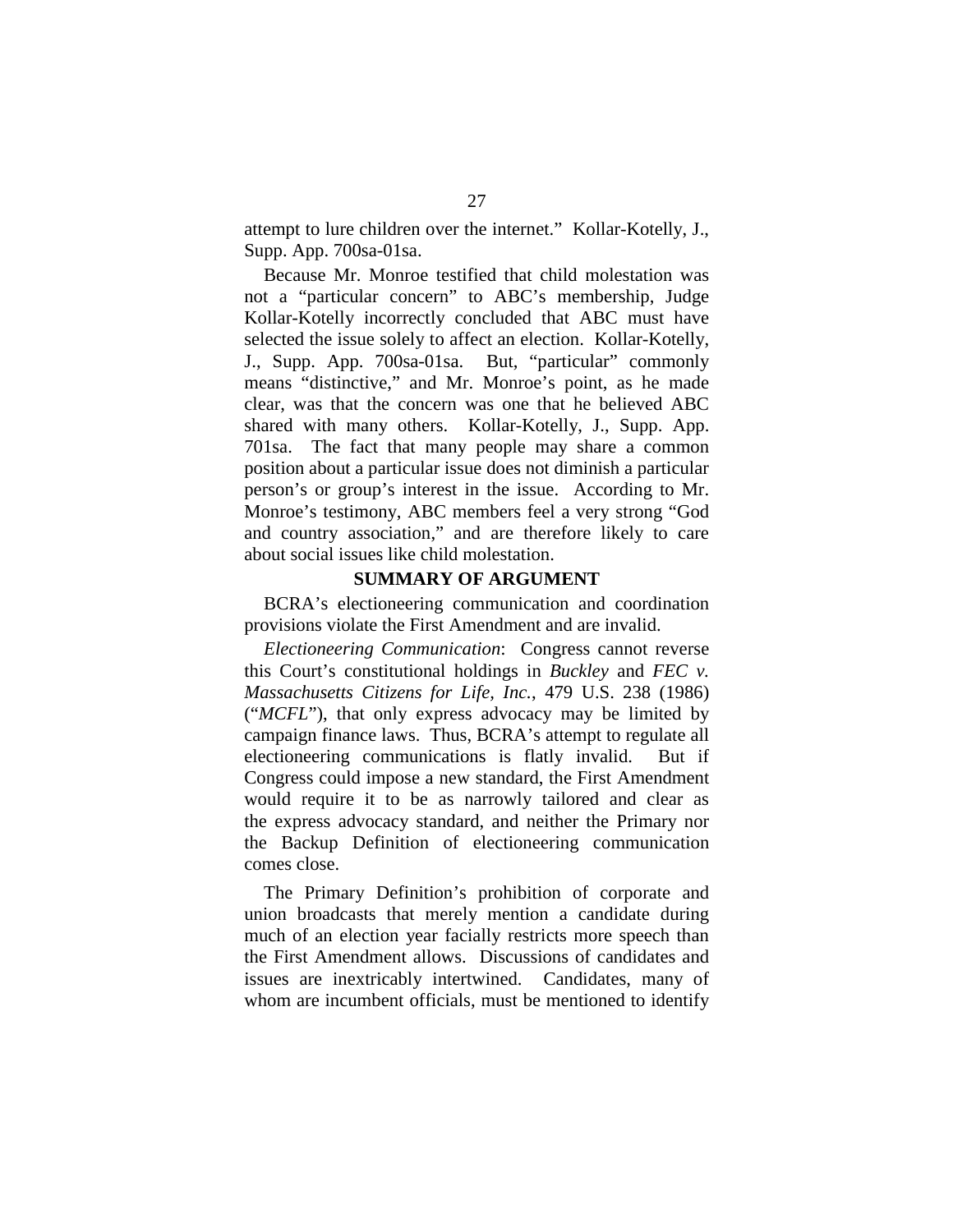attempt to lure children over the internet." Kollar-Kotelly, J., Supp. App. 700sa-01sa.

Because Mr. Monroe testified that child molestation was not a "particular concern" to ABC's membership, Judge Kollar-Kotelly incorrectly concluded that ABC must have selected the issue solely to affect an election. Kollar-Kotelly, J., Supp. App. 700sa-01sa. But, "particular" commonly means "distinctive," and Mr. Monroe's point, as he made clear, was that the concern was one that he believed ABC shared with many others. Kollar-Kotelly, J., Supp. App. 701sa. The fact that many people may share a common position about a particular issue does not diminish a particular person's or group's interest in the issue. According to Mr. Monroe's testimony, ABC members feel a very strong "God and country association," and are therefore likely to care about social issues like child molestation.

## SUMMARY OF ARGUMENT

BCRA's electioneering communication and coordination provisions violate the First Amendment and are invalid.

*Electioneering Communication*: Congress cannot reverse this Court's constitutional holdings in *Buckley* and *FEC v. Massachusetts Citizens for Life, Inc.*, 479 U.S. 238 (1986) ("*MCFL*"), that only express advocacy may be limited by campaign finance laws. Thus, BCRA's attempt to regulate all electioneering communications is flatly invalid. But if Congress could impose a new standard, the First Amendment would require it to be as narrowly tailored and clear as the express advocacy standard, and neither the Primary nor the Backup Definition of electioneering communication comes close.

The Primary Definition's prohibition of corporate and union broadcasts that merely mention a candidate during much of an election year facially restricts more speech than the First Amendment allows. Discussions of candidates and issues are inextricably intertwined. Candidates, many of whom are incumbent officials, must be mentioned to identify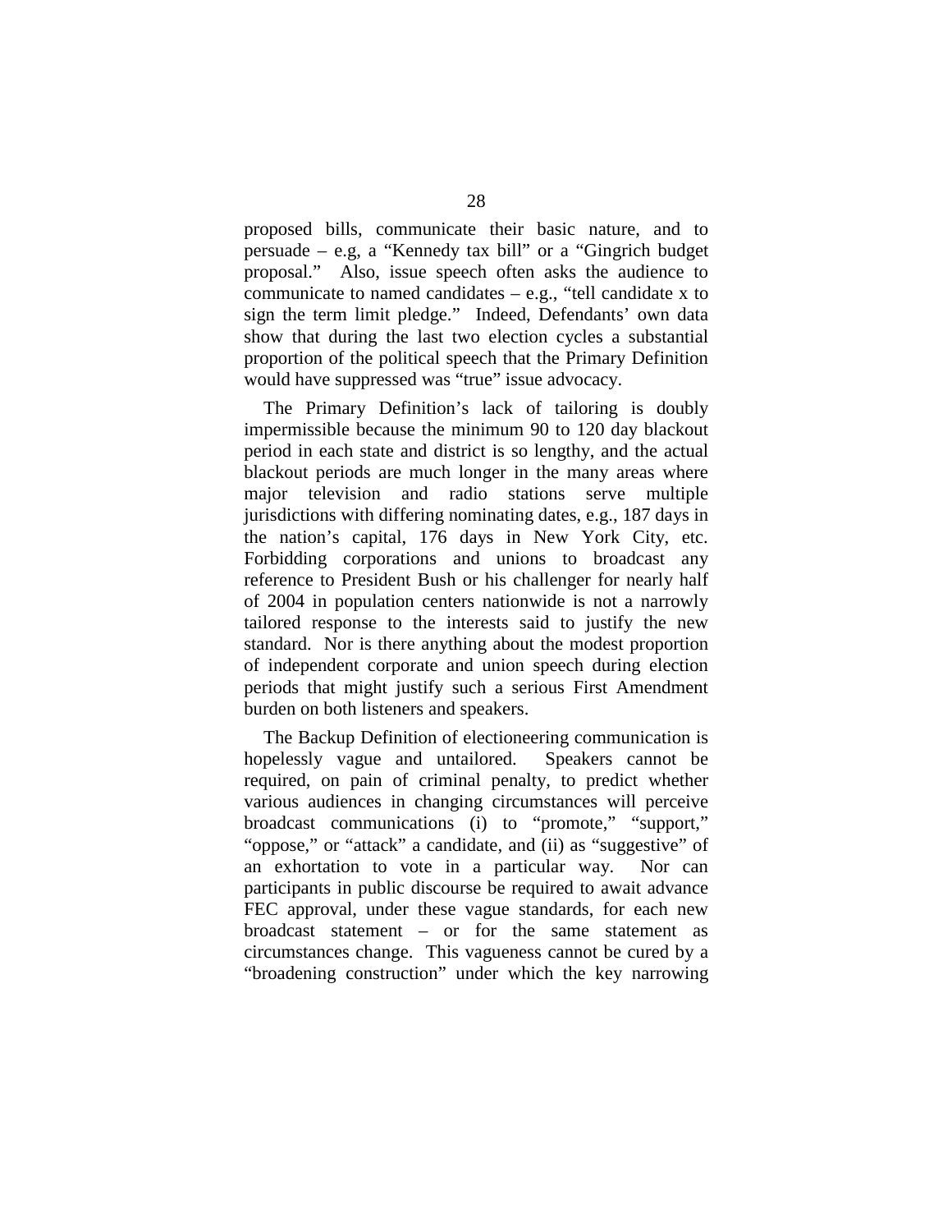proposed bills, communicate their basic nature, and to persuade – e.g, a "Kennedy tax bill" or a "Gingrich budget proposal." Also, issue speech often asks the audience to communicate to named candidates – e.g., "tell candidate x to sign the term limit pledge." Indeed, Defendants' own data show that during the last two election cycles a substantial proportion of the political speech that the Primary Definition would have suppressed was "true" issue advocacy.

The Primary Definition's lack of tailoring is doubly impermissible because the minimum 90 to 120 day blackout period in each state and district is so lengthy, and the actual blackout periods are much longer in the many areas where major television and radio stations serve multiple jurisdictions with differing nominating dates, e.g., 187 days in the nation's capital, 176 days in New York City, etc. Forbidding corporations and unions to broadcast any reference to President Bush or his challenger for nearly half of 2004 in population centers nationwide is not a narrowly tailored response to the interests said to justify the new standard. Nor is there anything about the modest proportion of independent corporate and union speech during election periods that might justify such a serious First Amendment burden on both listeners and speakers.

The Backup Definition of electioneering communication is hopelessly vague and untailored. Speakers cannot be required, on pain of criminal penalty, to predict whether various audiences in changing circumstances will perceive broadcast communications (i) to "promote," "support," "oppose," or "attack" a candidate, and (ii) as "suggestive" of an exhortation to vote in a particular way. Nor can participants in public discourse be required to await advance FEC approval, under these vague standards, for each new broadcast statement – or for the same statement as circumstances change. This vagueness cannot be cured by a "broadening construction" under which the key narrowing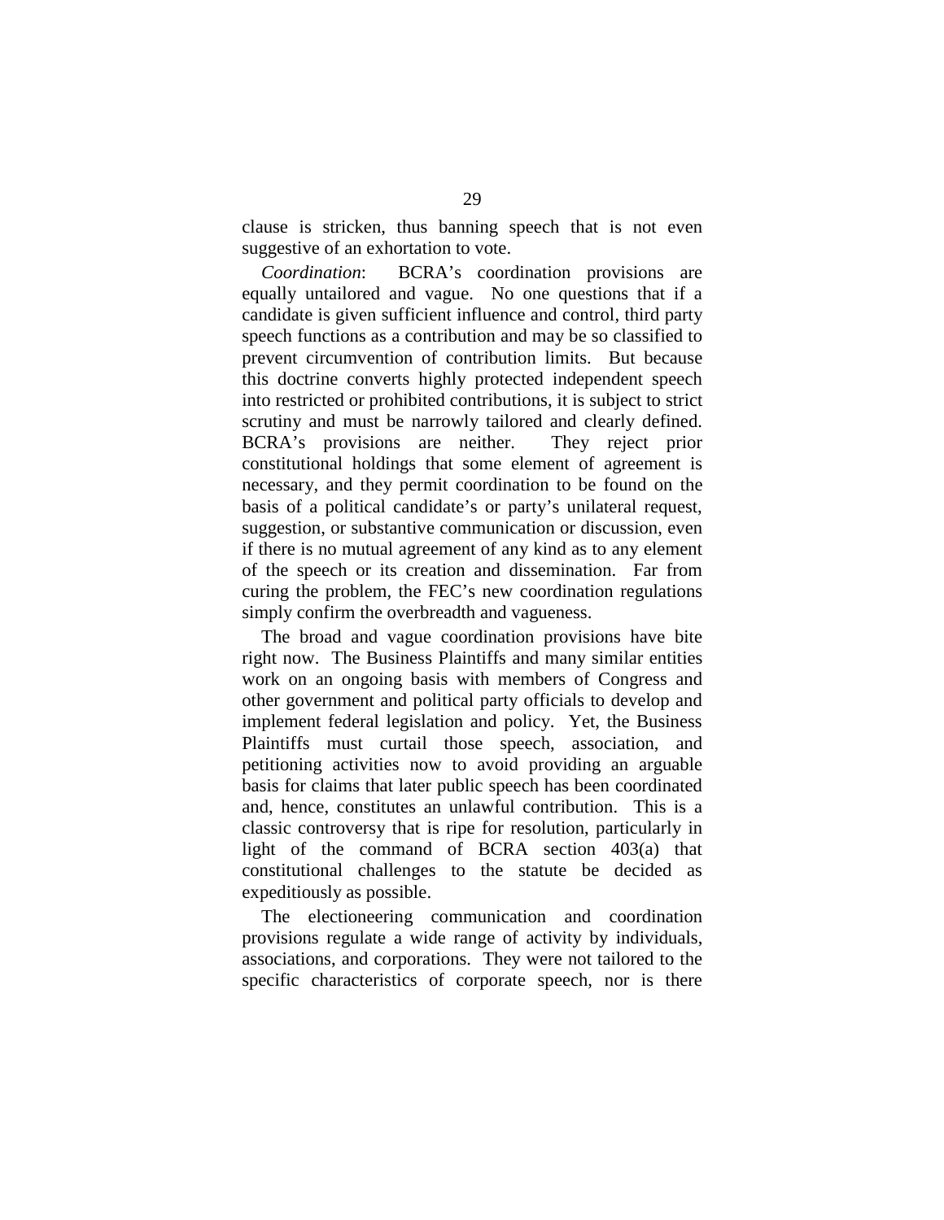clause is stricken, thus banning speech that is not even suggestive of an exhortation to vote.

*Coordination*: BCRA's coordination provisions are equally untailored and vague. No one questions that if a candidate is given sufficient influence and control, third party speech functions as a contribution and may be so classified to prevent circumvention of contribution limits. But because this doctrine converts highly protected independent speech into restricted or prohibited contributions, it is subject to strict scrutiny and must be narrowly tailored and clearly defined. BCRA's provisions are neither. They reject prior constitutional holdings that some element of agreement is necessary, and they permit coordination to be found on the basis of a political candidate's or party's unilateral request, suggestion, or substantive communication or discussion, even if there is no mutual agreement of any kind as to any element of the speech or its creation and dissemination. Far from curing the problem, the FEC's new coordination regulations simply confirm the overbreadth and vagueness.

The broad and vague coordination provisions have bite right now. The Business Plaintiffs and many similar entities work on an ongoing basis with members of Congress and other government and political party officials to develop and implement federal legislation and policy. Yet, the Business Plaintiffs must curtail those speech, association, and petitioning activities now to avoid providing an arguable basis for claims that later public speech has been coordinated and, hence, constitutes an unlawful contribution. This is a classic controversy that is ripe for resolution, particularly in light of the command of BCRA section 403(a) that constitutional challenges to the statute be decided as expeditiously as possible.

The electioneering communication and coordination provisions regulate a wide range of activity by individuals, associations, and corporations. They were not tailored to the specific characteristics of corporate speech, nor is there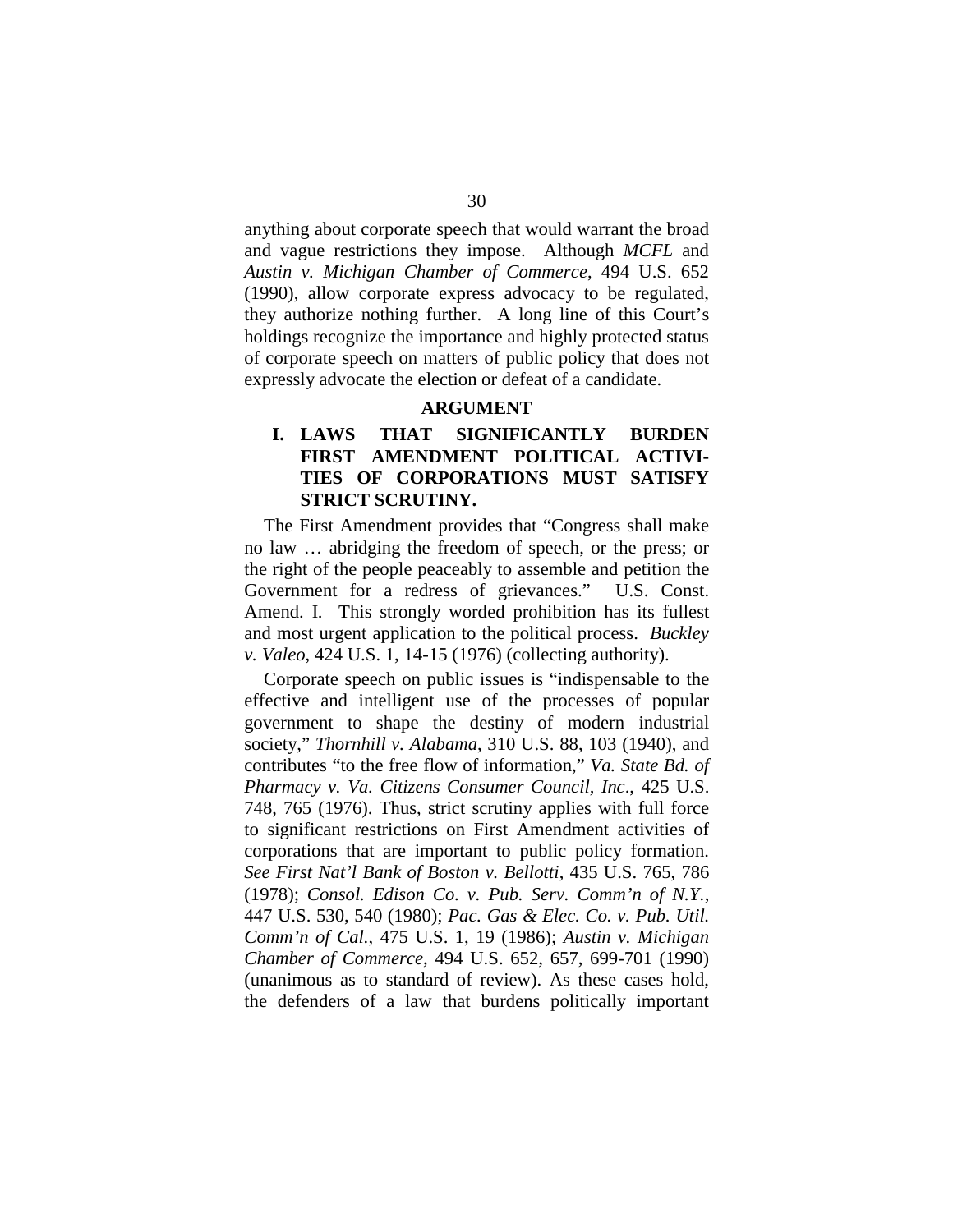anything about corporate speech that would warrant the broad and vague restrictions they impose. Although *MCFL* and *Austin v. Michigan Chamber of Commerce*, 494 U.S. 652 (1990), allow corporate express advocacy to be regulated, they authorize nothing further. A long line of this Court's holdings recognize the importance and highly protected status of corporate speech on matters of public policy that does not expressly advocate the election or defeat of a candidate.

## ARGUMENT

### I. LAWS THAT SIGNIFICANTLY BURDEN FIRST AMENDMENT POLITICAL ACTIVITIES OF CORPORATIONS MUST SATISFY STRICT SCRUTINY.

The First Amendment provides that "Congress shall make no law … abridging the freedom of speech, or the press; or the right of the people peaceably to assemble and petition the Government for a redress of grievances." U.S. Const. Amend. I. This strongly worded prohibition has its fullest and most urgent application to the political process. *Buckley v. Valeo*, 424 U.S. 1, 14-15 (1976) (collecting authority).

Corporate speech on public issues is "indispensable to the effective and intelligent use of the processes of popular government to shape the destiny of modern industrial society," *Thornhill v. Alabama*, 310 U.S. 88, 103 (1940), and contributes "to the free flow of information," *Va. State Bd. of Pharmacy v. Va. Citizens Consumer Council, Inc*., 425 U.S. 748, 765 (1976). Thus, strict scrutiny applies with full force to significant restrictions on First Amendment activities of corporations that are important to public policy formation. *See First Nat'l Bank of Boston v. Bellotti*, 435 U.S. 765, 786 (1978); *Consol. Edison Co. v. Pub. Serv. Comm'n of N.Y.*, 447 U.S. 530, 540 (1980); *Pac. Gas & Elec. Co. v. Pub. Util. Comm'n of Cal.*, 475 U.S. 1, 19 (1986); *Austin v. Michigan Chamber of Commerce*, 494 U.S. 652, 657, 699-701 (1990) (unanimous as to standard of review). As these cases hold, the defenders of a law that burdens politically important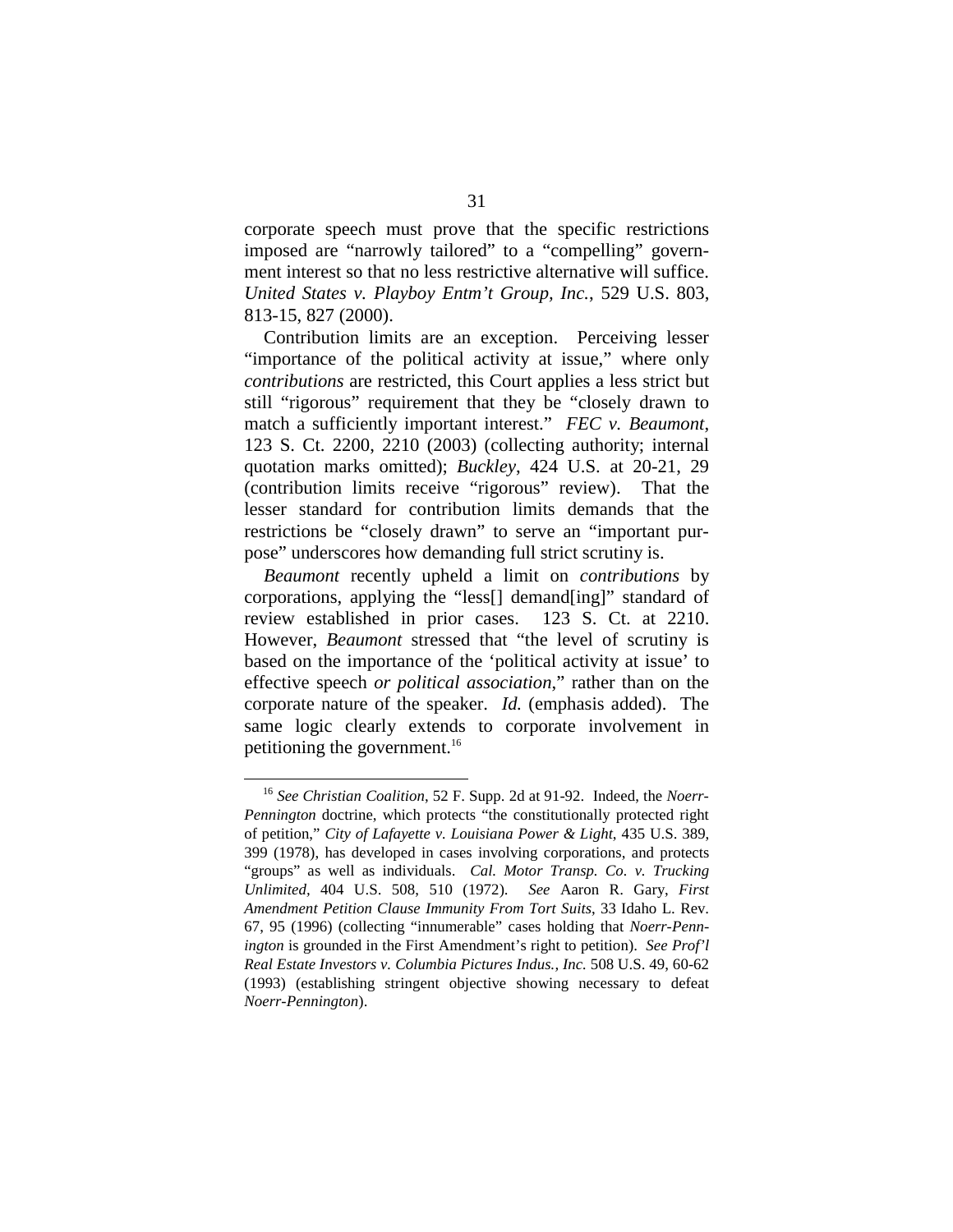corporate speech must prove that the specific restrictions imposed are "narrowly tailored" to a "compelling" government interest so that no less restrictive alternative will suffice. *United States v. Playboy Entm't Group, Inc.*, 529 U.S. 803, 813-15, 827 (2000).

Contribution limits are an exception. Perceiving lesser "importance of the political activity at issue," where only *contributions* are restricted, this Court applies a less strict but still "rigorous" requirement that they be "closely drawn to match a sufficiently important interest." *FEC v. Beaumont*, 123 S. Ct. 2200, 2210 (2003) (collecting authority; internal quotation marks omitted); *Buckley*, 424 U.S. at 20-21, 29 (contribution limits receive "rigorous" review). That the lesser standard for contribution limits demands that the restrictions be "closely drawn" to serve an "important purpose" underscores how demanding full strict scrutiny is.

*Beaumont* recently upheld a limit on *contributions* by corporations, applying the "less[] demand[ing]" standard of review established in prior cases. 123 S. Ct. at 2210. However, *Beaumont* stressed that "the level of scrutiny is based on the importance of the 'political activity at issue' to effective speech *or political association*," rather than on the corporate nature of the speaker. *Id.* (emphasis added). The same logic clearly extends to corporate involvement in petitioning the government.[16]

---

[16] *See Christian Coalition*, 52 F. Supp. 2d at 91-92. Indeed, the *Noerr-Pennington* doctrine, which protects "the constitutionally protected right of petition," *City of Lafayette v. Louisiana Power & Light*, 435 U.S. 389, 399 (1978), has developed in cases involving corporations, and protects "groups" as well as individuals. *Cal. Motor Transp. Co. v. Trucking Unlimited*, 404 U.S. 508, 510 (1972). *See* Aaron R. Gary, *First Amendment Petition Clause Immunity From Tort Suits*, 33 Idaho L. Rev. 67, 95 (1996) (collecting "innumerable" cases holding that *Noerr-Pennington* is grounded in the First Amendment's right to petition). *See Prof'l Real Estate Investors v. Columbia Pictures Indus., Inc.* 508 U.S. 49, 60-62 (1993) (establishing stringent objective showing necessary to defeat *Noerr-Pennington*).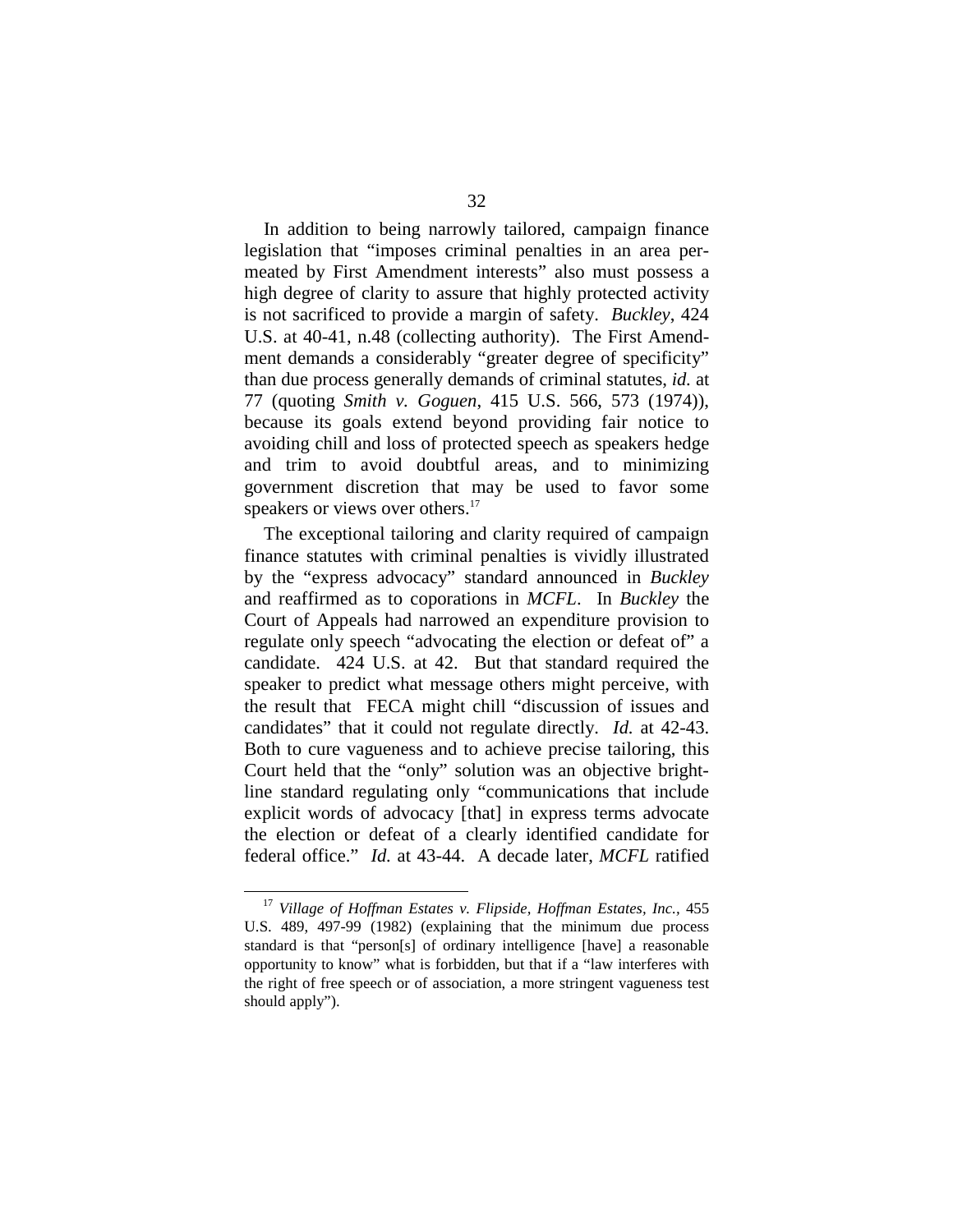In addition to being narrowly tailored, campaign finance legislation that "imposes criminal penalties in an area permeated by First Amendment interests" also must possess a high degree of clarity to assure that highly protected activity is not sacrificed to provide a margin of safety. *Buckley*, 424 U.S. at 40-41, n.48 (collecting authority). The First Amendment demands a considerably "greater degree of specificity" than due process generally demands of criminal statutes, *id.* at 77 (quoting *Smith v. Goguen*, 415 U.S. 566, 573 (1974)), because its goals extend beyond providing fair notice to avoiding chill and loss of protected speech as speakers hedge and trim to avoid doubtful areas, and to minimizing government discretion that may be used to favor some speakers or views over others.[17]

The exceptional tailoring and clarity required of campaign finance statutes with criminal penalties is vividly illustrated by the "express advocacy" standard announced in *Buckley* and reaffirmed as to coporations in *MCFL*. In *Buckley* the Court of Appeals had narrowed an expenditure provision to regulate only speech "advocating the election or defeat of" a candidate. 424 U.S. at 42. But that standard required the speaker to predict what message others might perceive, with the result that FECA might chill "discussion of issues and candidates" that it could not regulate directly. *Id.* at 42-43. Both to cure vagueness and to achieve precise tailoring, this Court held that the "only" solution was an objective bright-line standard regulating only "communications that include explicit words of advocacy [that] in express terms advocate the election or defeat of a clearly identified candidate for federal office." *Id.* at 43-44. A decade later, *MCFL* ratified

[17] *Village of Hoffman Estates v. Flipside, Hoffman Estates, Inc.*, 455 U.S. 489, 497-99 (1982) (explaining that the minimum due process standard is that "person[s] of ordinary intelligence [have] a reasonable opportunity to know" what is forbidden, but that if a "law interferes with the right of free speech or of association, a more stringent vagueness test should apply").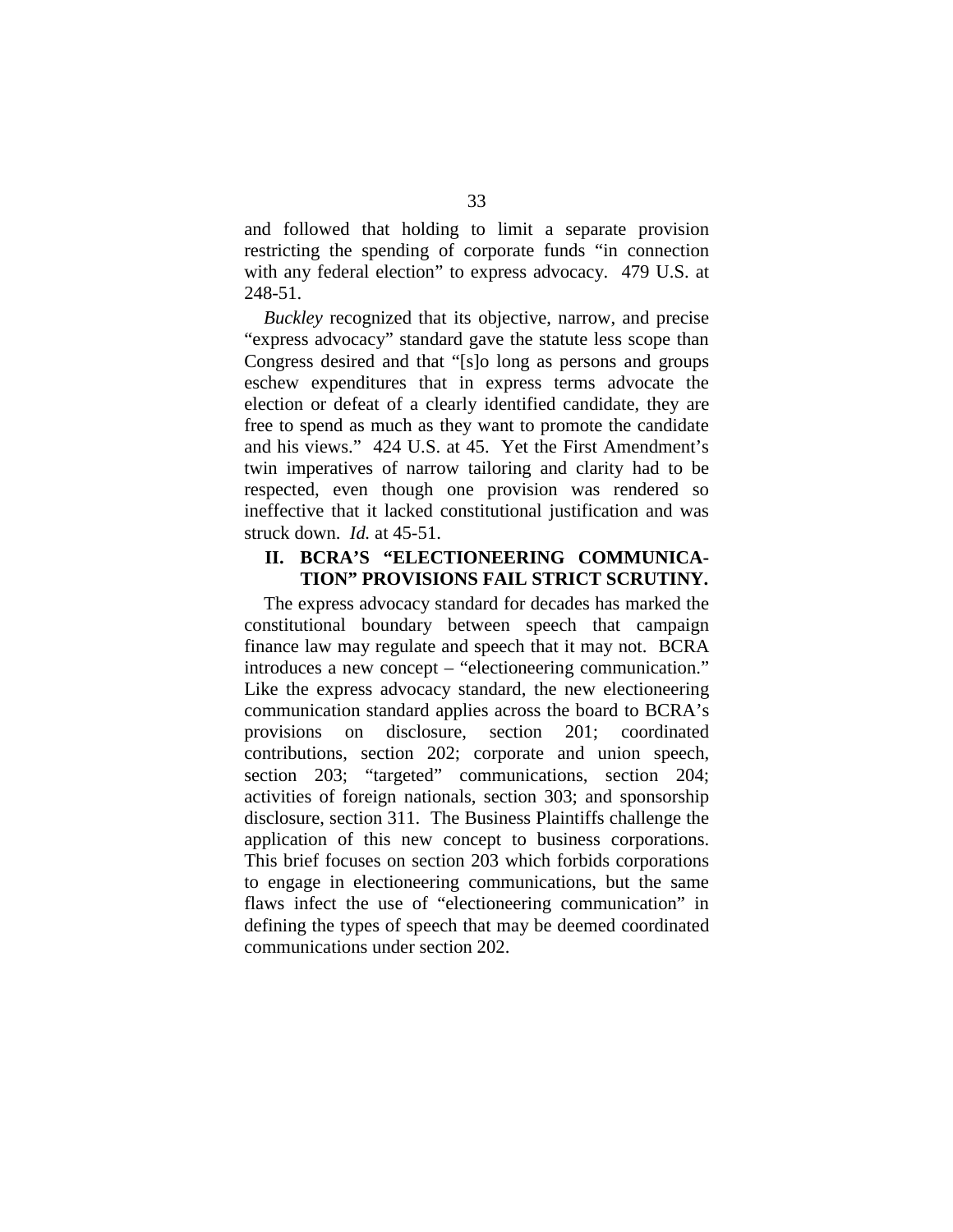and followed that holding to limit a separate provision restricting the spending of corporate funds "in connection with any federal election" to express advocacy. 479 U.S. at 248-51.

*Buckley* recognized that its objective, narrow, and precise "express advocacy" standard gave the statute less scope than Congress desired and that "[s]o long as persons and groups eschew expenditures that in express terms advocate the election or defeat of a clearly identified candidate, they are free to spend as much as they want to promote the candidate and his views." 424 U.S. at 45. Yet the First Amendment's twin imperatives of narrow tailoring and clarity had to be respected, even though one provision was rendered so ineffective that it lacked constitutional justification and was struck down. *Id.* at 45-51.

## II. BCRA'S "ELECTIONEERING COMMUNICATION" PROVISIONS FAIL STRICT SCRUTINY.

The express advocacy standard for decades has marked the constitutional boundary between speech that campaign finance law may regulate and speech that it may not. BCRA introduces a new concept – "electioneering communication." Like the express advocacy standard, the new electioneering communication standard applies across the board to BCRA's provisions on disclosure, section 201; coordinated contributions, section 202; corporate and union speech, section 203; "targeted" communications, section 204; activities of foreign nationals, section 303; and sponsorship disclosure, section 311. The Business Plaintiffs challenge the application of this new concept to business corporations. This brief focuses on section 203 which forbids corporations to engage in electioneering communications, but the same flaws infect the use of "electioneering communication" in defining the types of speech that may be deemed coordinated communications under section 202.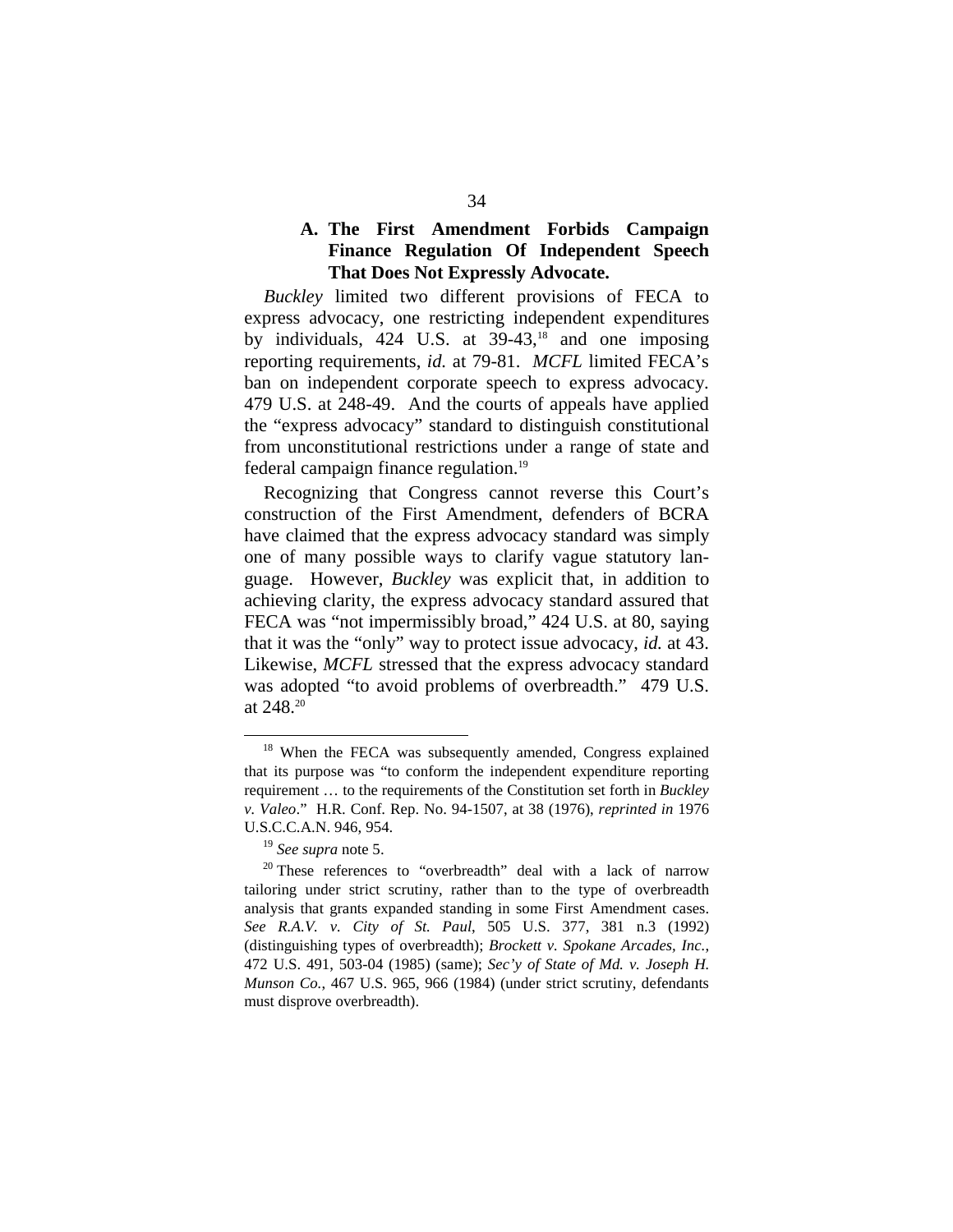### A. The First Amendment Forbids Campaign Finance Regulation Of Independent Speech That Does Not Expressly Advocate.

*Buckley* limited two different provisions of FECA to express advocacy, one restricting independent expenditures by individuals, 424 U.S. at 39-43,[18] and one imposing reporting requirements, *id.* at 79-81. *MCFL* limited FECA's ban on independent corporate speech to express advocacy. 479 U.S. at 248-49. And the courts of appeals have applied the "express advocacy" standard to distinguish constitutional from unconstitutional restrictions under a range of state and federal campaign finance regulation.[19]

Recognizing that Congress cannot reverse this Court's construction of the First Amendment, defenders of BCRA have claimed that the express advocacy standard was simply one of many possible ways to clarify vague statutory language. However, *Buckley* was explicit that, in addition to achieving clarity, the express advocacy standard assured that FECA was "not impermissibly broad," 424 U.S. at 80, saying that it was the "only" way to protect issue advocacy, *id.* at 43. Likewise, *MCFL* stressed that the express advocacy standard was adopted "to avoid problems of overbreadth." 479 U.S. at 248.[20]

---

[18] When the FECA was subsequently amended, Congress explained that its purpose was "to conform the independent expenditure reporting requirement … to the requirements of the Constitution set forth in *Buckley v. Valeo*." H.R. Conf. Rep. No. 94-1507, at 38 (1976), *reprinted in* 1976 U.S.C.C.A.N. 946, 954.

[19] *See supra* note 5.

[20] These references to "overbreadth" deal with a lack of narrow tailoring under strict scrutiny, rather than to the type of overbreadth analysis that grants expanded standing in some First Amendment cases. *See R.A.V. v. City of St. Paul*, 505 U.S. 377, 381 n.3 (1992) (distinguishing types of overbreadth); *Brockett v. Spokane Arcades, Inc.*, 472 U.S. 491, 503-04 (1985) (same); *Sec'y of State of Md. v. Joseph H. Munson Co.*, 467 U.S. 965, 966 (1984) (under strict scrutiny, defendants must disprove overbreadth).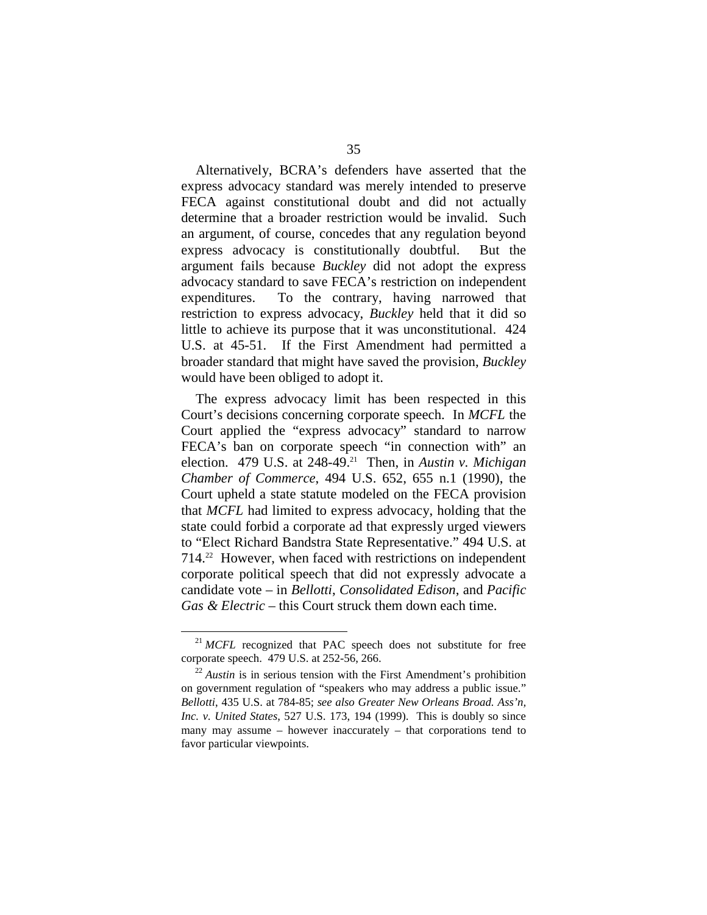Alternatively, BCRA's defenders have asserted that the express advocacy standard was merely intended to preserve FECA against constitutional doubt and did not actually determine that a broader restriction would be invalid. Such an argument, of course, concedes that any regulation beyond express advocacy is constitutionally doubtful. But the argument fails because *Buckley* did not adopt the express advocacy standard to save FECA's restriction on independent expenditures. To the contrary, having narrowed that restriction to express advocacy, *Buckley* held that it did so little to achieve its purpose that it was unconstitutional. 424 U.S. at 45-51. If the First Amendment had permitted a broader standard that might have saved the provision, *Buckley* would have been obliged to adopt it.

The express advocacy limit has been respected in this Court's decisions concerning corporate speech. In *MCFL* the Court applied the "express advocacy" standard to narrow FECA's ban on corporate speech "in connection with" an election. 479 U.S. at 248-49.[21] Then, in *Austin v. Michigan Chamber of Commerce*, 494 U.S. 652, 655 n.1 (1990), the Court upheld a state statute modeled on the FECA provision that *MCFL* had limited to express advocacy, holding that the state could forbid a corporate ad that expressly urged viewers to "Elect Richard Bandstra State Representative." 494 U.S. at 714.[22] However, when faced with restrictions on independent corporate political speech that did not expressly advocate a candidate vote – in *Bellotti*, *Consolidated Edison*, and *Pacific Gas & Electric* – this Court struck them down each time.

---

[21] *MCFL* recognized that PAC speech does not substitute for free corporate speech. 479 U.S. at 252-56, 266.

[22] *Austin* is in serious tension with the First Amendment's prohibition on government regulation of "speakers who may address a public issue." *Bellotti*, 435 U.S. at 784-85; *see also Greater New Orleans Broad. Ass'n, Inc. v. United States*, 527 U.S. 173, 194 (1999). This is doubly so since many may assume – however inaccurately – that corporations tend to favor particular viewpoints.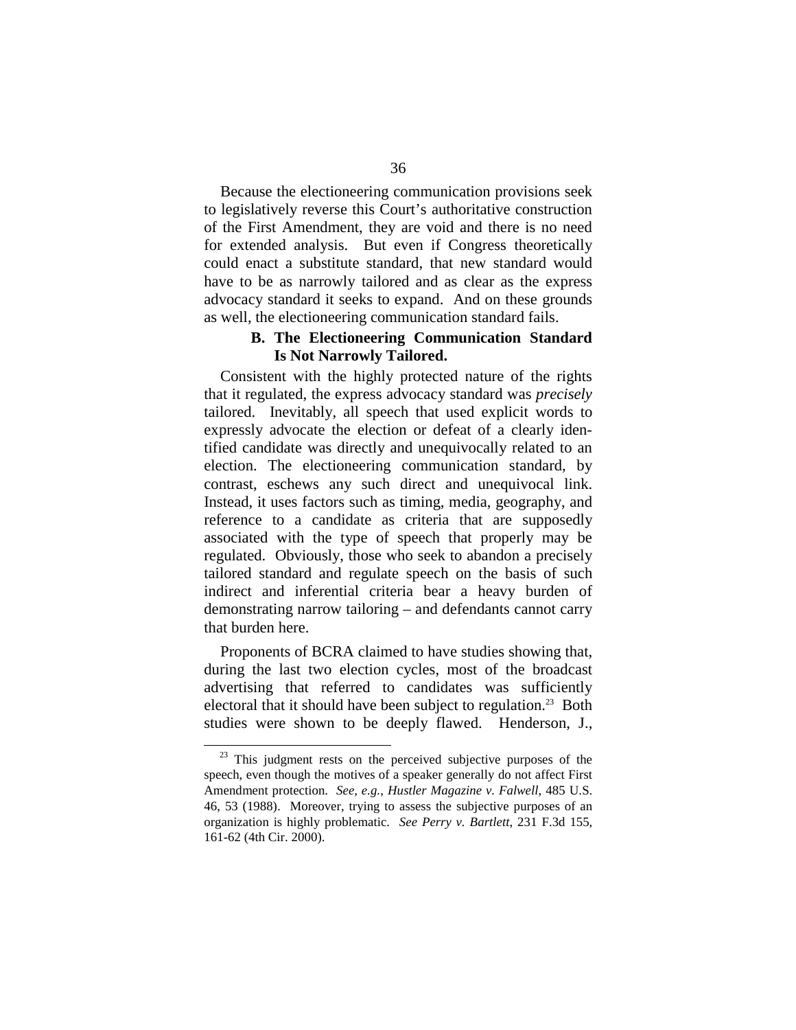Because the electioneering communication provisions seek to legislatively reverse this Court's authoritative construction of the First Amendment, they are void and there is no need for extended analysis. But even if Congress theoretically could enact a substitute standard, that new standard would have to be as narrowly tailored and as clear as the express advocacy standard it seeks to expand. And on these grounds as well, the electioneering communication standard fails.

### B. The Electioneering Communication Standard Is Not Narrowly Tailored.

Consistent with the highly protected nature of the rights that it regulated, the express advocacy standard was *precisely* tailored. Inevitably, all speech that used explicit words to expressly advocate the election or defeat of a clearly identified candidate was directly and unequivocally related to an election. The electioneering communication standard, by contrast, eschews any such direct and unequivocal link. Instead, it uses factors such as timing, media, geography, and reference to a candidate as criteria that are supposedly associated with the type of speech that properly may be regulated. Obviously, those who seek to abandon a precisely tailored standard and regulate speech on the basis of such indirect and inferential criteria bear a heavy burden of demonstrating narrow tailoring – and defendants cannot carry that burden here.

Proponents of BCRA claimed to have studies showing that, during the last two election cycles, most of the broadcast advertising that referred to candidates was sufficiently electoral that it should have been subject to regulation.[23] Both studies were shown to be deeply flawed. Henderson, J.,

---

[23] This judgment rests on the perceived subjective purposes of the speech, even though the motives of a speaker generally do not affect First Amendment protection. *See, e.g.*, *Hustler Magazine v. Falwell*, 485 U.S. 46, 53 (1988). Moreover, trying to assess the subjective purposes of an organization is highly problematic. *See Perry v. Bartlett*, 231 F.3d 155, 161-62 (4th Cir. 2000).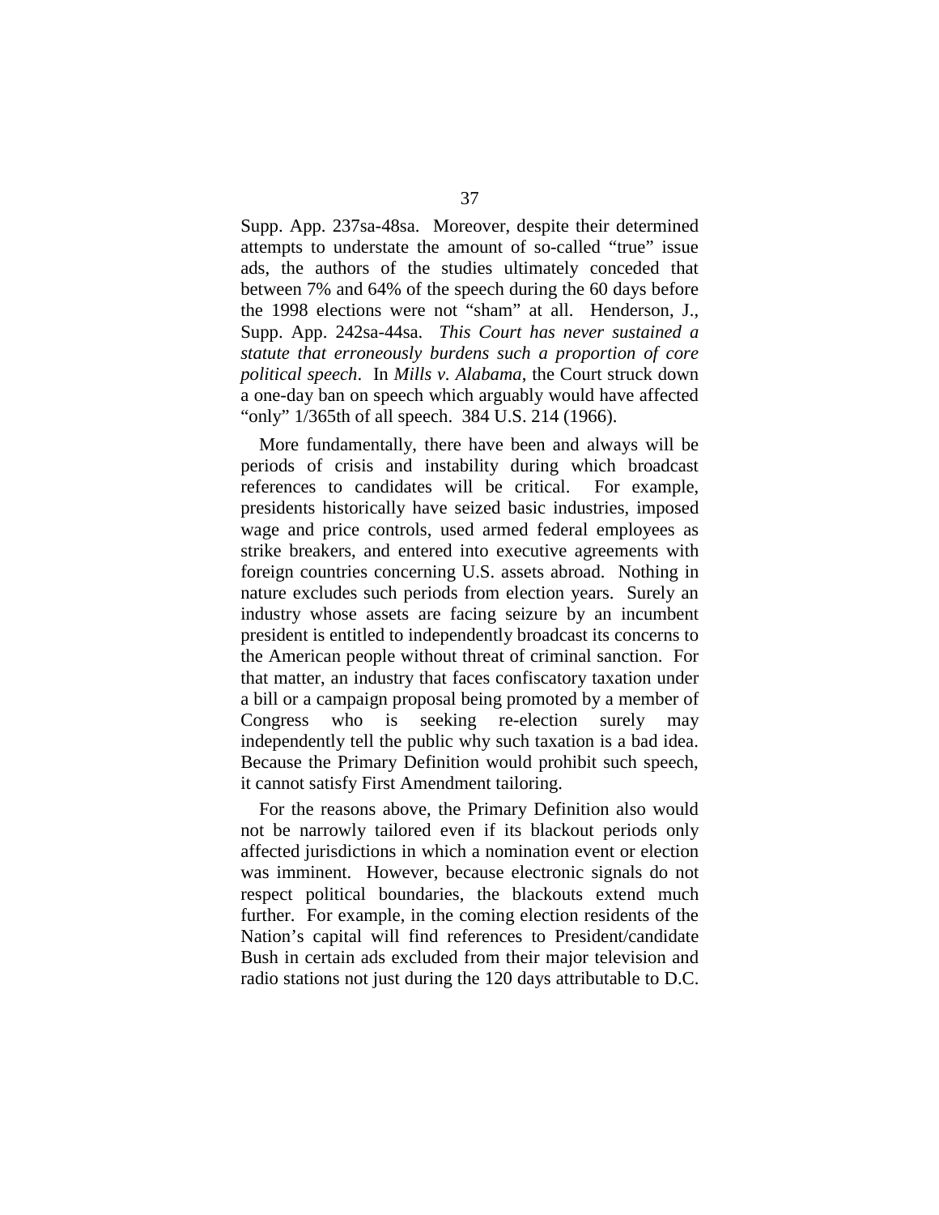Supp. App. 237sa-48sa. Moreover, despite their determined attempts to understate the amount of so-called "true" issue ads, the authors of the studies ultimately conceded that between 7% and 64% of the speech during the 60 days before the 1998 elections were not "sham" at all. Henderson, J., Supp. App. 242sa-44sa. *This Court has never sustained a statute that erroneously burdens such a proportion of core political speech*. In *Mills v. Alabama*, the Court struck down a one-day ban on speech which arguably would have affected "only" 1/365th of all speech. 384 U.S. 214 (1966).

More fundamentally, there have been and always will be periods of crisis and instability during which broadcast references to candidates will be critical. For example, presidents historically have seized basic industries, imposed wage and price controls, used armed federal employees as strike breakers, and entered into executive agreements with foreign countries concerning U.S. assets abroad. Nothing in nature excludes such periods from election years. Surely an industry whose assets are facing seizure by an incumbent president is entitled to independently broadcast its concerns to the American people without threat of criminal sanction. For that matter, an industry that faces confiscatory taxation under a bill or a campaign proposal being promoted by a member of Congress who is seeking re-election surely may independently tell the public why such taxation is a bad idea. Because the Primary Definition would prohibit such speech, it cannot satisfy First Amendment tailoring.

For the reasons above, the Primary Definition also would not be narrowly tailored even if its blackout periods only affected jurisdictions in which a nomination event or election was imminent. However, because electronic signals do not respect political boundaries, the blackouts extend much further. For example, in the coming election residents of the Nation's capital will find references to President/candidate Bush in certain ads excluded from their major television and radio stations not just during the 120 days attributable to D.C.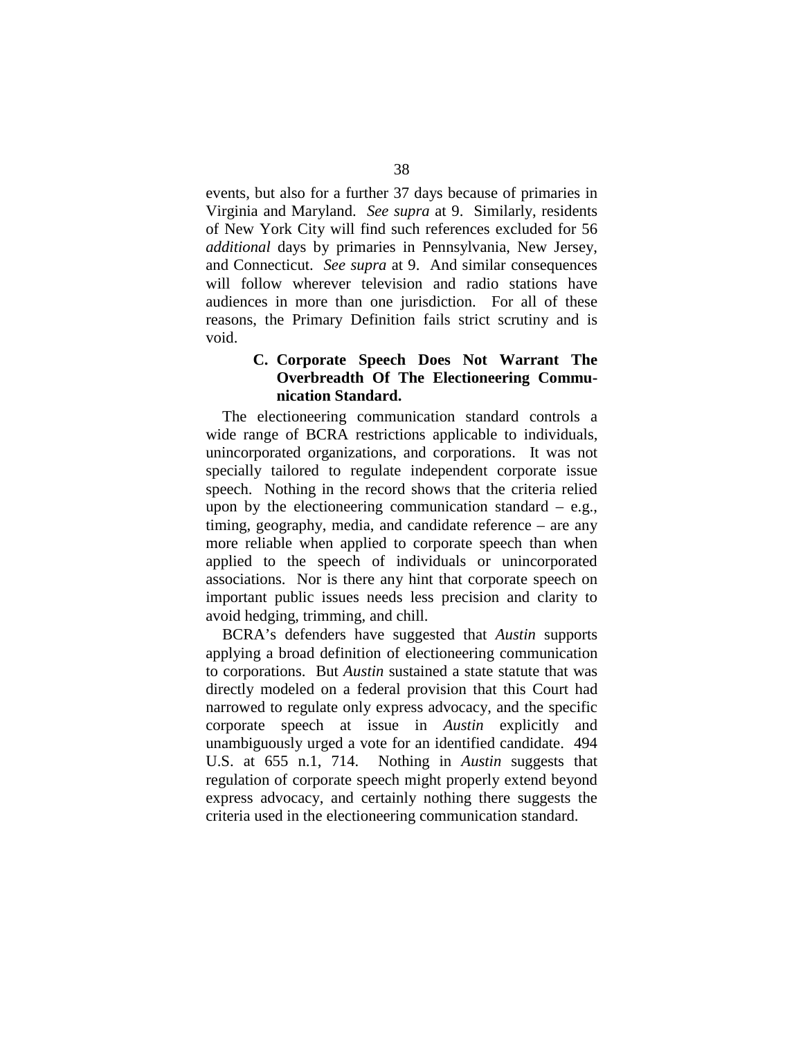events, but also for a further 37 days because of primaries in Virginia and Maryland. *See supra* at 9. Similarly, residents of New York City will find such references excluded for 56 *additional* days by primaries in Pennsylvania, New Jersey, and Connecticut. *See supra* at 9. And similar consequences will follow wherever television and radio stations have audiences in more than one jurisdiction. For all of these reasons, the Primary Definition fails strict scrutiny and is void.

### C. Corporate Speech Does Not Warrant The Overbreadth Of The Electioneering Communication Standard.

The electioneering communication standard controls a wide range of BCRA restrictions applicable to individuals, unincorporated organizations, and corporations. It was not specially tailored to regulate independent corporate issue speech. Nothing in the record shows that the criteria relied upon by the electioneering communication standard – e.g., timing, geography, media, and candidate reference – are any more reliable when applied to corporate speech than when applied to the speech of individuals or unincorporated associations. Nor is there any hint that corporate speech on important public issues needs less precision and clarity to avoid hedging, trimming, and chill.

BCRA's defenders have suggested that *Austin* supports applying a broad definition of electioneering communication to corporations. But *Austin* sustained a state statute that was directly modeled on a federal provision that this Court had narrowed to regulate only express advocacy, and the specific corporate speech at issue in *Austin* explicitly and unambiguously urged a vote for an identified candidate. 494 U.S. at 655 n.1, 714. Nothing in *Austin* suggests that regulation of corporate speech might properly extend beyond express advocacy, and certainly nothing there suggests the criteria used in the electioneering communication standard.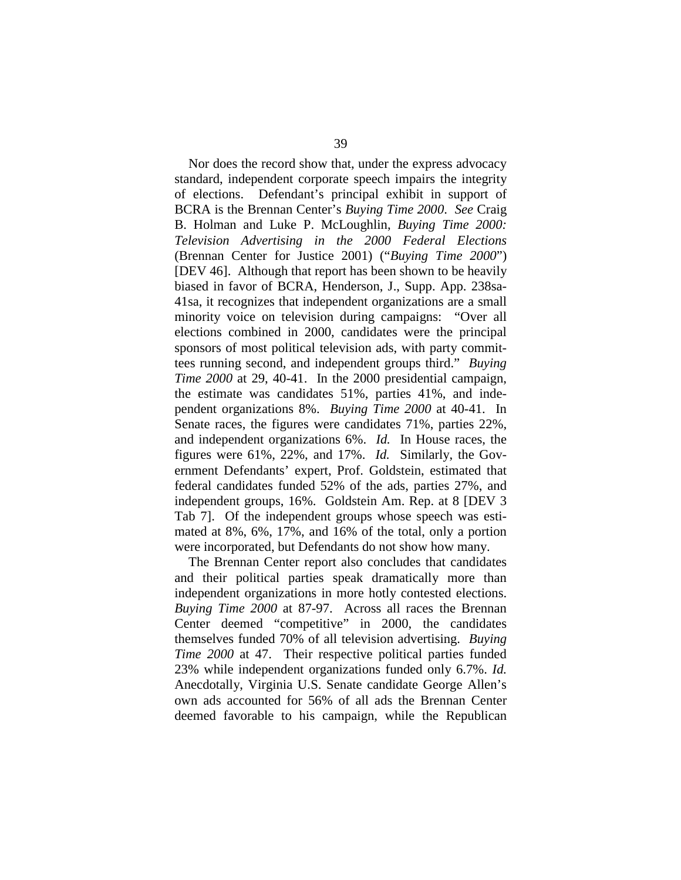Nor does the record show that, under the express advocacy standard, independent corporate speech impairs the integrity of elections. Defendant's principal exhibit in support of BCRA is the Brennan Center's *Buying Time 2000*. *See* Craig B. Holman and Luke P. McLoughlin, *Buying Time 2000: Television Advertising in the 2000 Federal Elections* (Brennan Center for Justice 2001) ("*Buying Time 2000*") [DEV 46]. Although that report has been shown to be heavily biased in favor of BCRA, Henderson, J., Supp. App. 238sa-41sa, it recognizes that independent organizations are a small minority voice on television during campaigns: "Over all elections combined in 2000, candidates were the principal sponsors of most political television ads, with party committees running second, and independent groups third." *Buying Time 2000* at 29, 40-41. In the 2000 presidential campaign, the estimate was candidates 51%, parties 41%, and independent organizations 8%. *Buying Time 2000* at 40-41. In Senate races, the figures were candidates 71%, parties 22%, and independent organizations 6%. *Id.* In House races, the figures were 61%, 22%, and 17%. *Id.* Similarly, the Government Defendants' expert, Prof. Goldstein, estimated that federal candidates funded 52% of the ads, parties 27%, and independent groups, 16%. Goldstein Am. Rep. at 8 [DEV 3 Tab 7]. Of the independent groups whose speech was estimated at 8%, 6%, 17%, and 16% of the total, only a portion were incorporated, but Defendants do not show how many.

The Brennan Center report also concludes that candidates and their political parties speak dramatically more than independent organizations in more hotly contested elections. *Buying Time 2000* at 87-97. Across all races the Brennan Center deemed "competitive" in 2000, the candidates themselves funded 70% of all television advertising. *Buying Time 2000* at 47. Their respective political parties funded 23% while independent organizations funded only 6.7%. *Id.* Anecdotally, Virginia U.S. Senate candidate George Allen's own ads accounted for 56% of all ads the Brennan Center deemed favorable to his campaign, while the Republican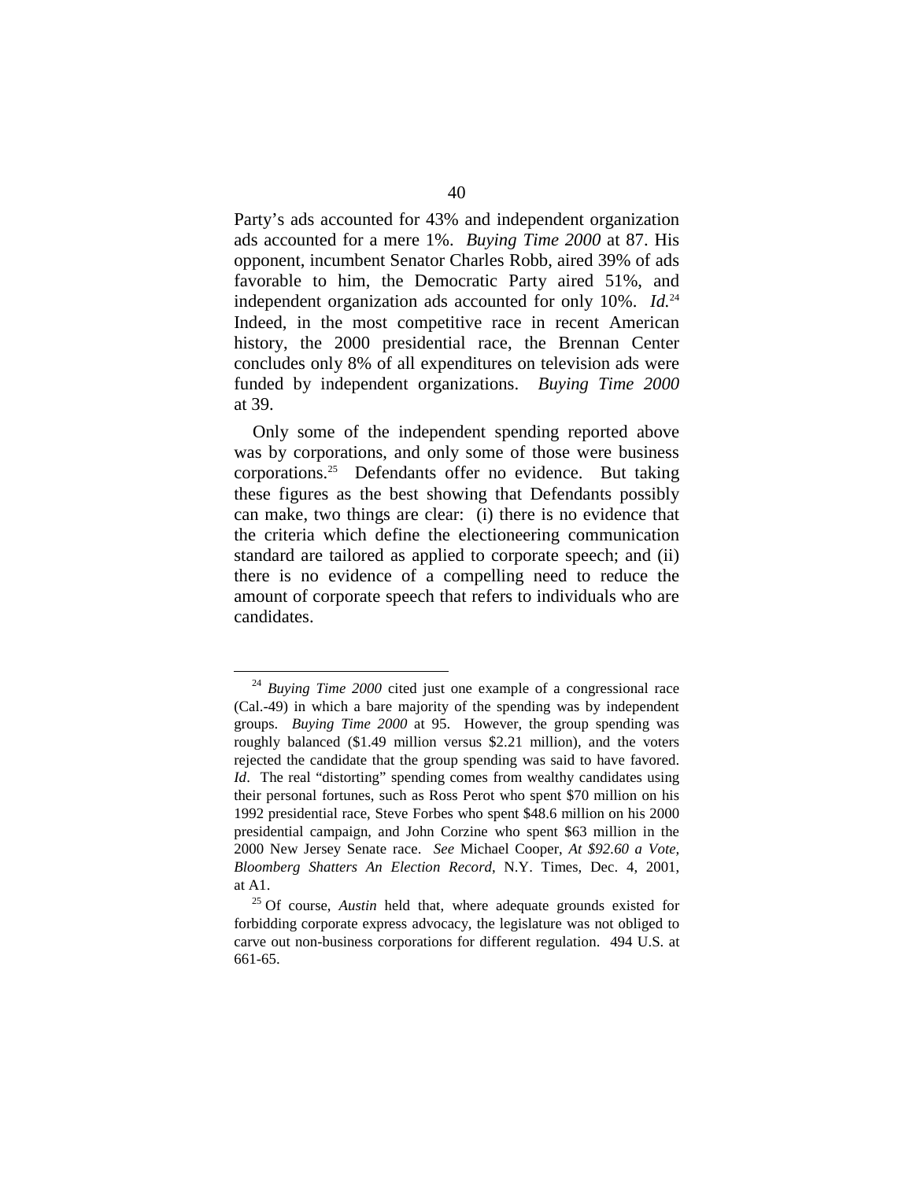Party's ads accounted for 43% and independent organization ads accounted for a mere 1%. *Buying Time 2000* at 87. His opponent, incumbent Senator Charles Robb, aired 39% of ads favorable to him, the Democratic Party aired 51%, and independent organization ads accounted for only 10%. *Id.*[24] Indeed, in the most competitive race in recent American history, the 2000 presidential race, the Brennan Center concludes only 8% of all expenditures on television ads were funded by independent organizations. *Buying Time 2000* at 39.

Only some of the independent spending reported above was by corporations, and only some of those were business corporations.[25] Defendants offer no evidence. But taking these figures as the best showing that Defendants possibly can make, two things are clear: (i) there is no evidence that the criteria which define the electioneering communication standard are tailored as applied to corporate speech; and (ii) there is no evidence of a compelling need to reduce the amount of corporate speech that refers to individuals who are candidates.

---

[24] *Buying Time 2000* cited just one example of a congressional race (Cal.-49) in which a bare majority of the spending was by independent groups. *Buying Time 2000* at 95. However, the group spending was roughly balanced ($1.49 million versus $2.21 million), and the voters rejected the candidate that the group spending was said to have favored. *Id*. The real "distorting" spending comes from wealthy candidates using their personal fortunes, such as Ross Perot who spent $70 million on his 1992 presidential race, Steve Forbes who spent $48.6 million on his 2000 presidential campaign, and John Corzine who spent $63 million in the 2000 New Jersey Senate race. *See* Michael Cooper, *At $92.60 a Vote, Bloomberg Shatters An Election Record*, N.Y. Times, Dec. 4, 2001, at A1.

[25] Of course, *Austin* held that, where adequate grounds existed for forbidding corporate express advocacy, the legislature was not obliged to carve out non-business corporations for different regulation. 494 U.S. at 661-65.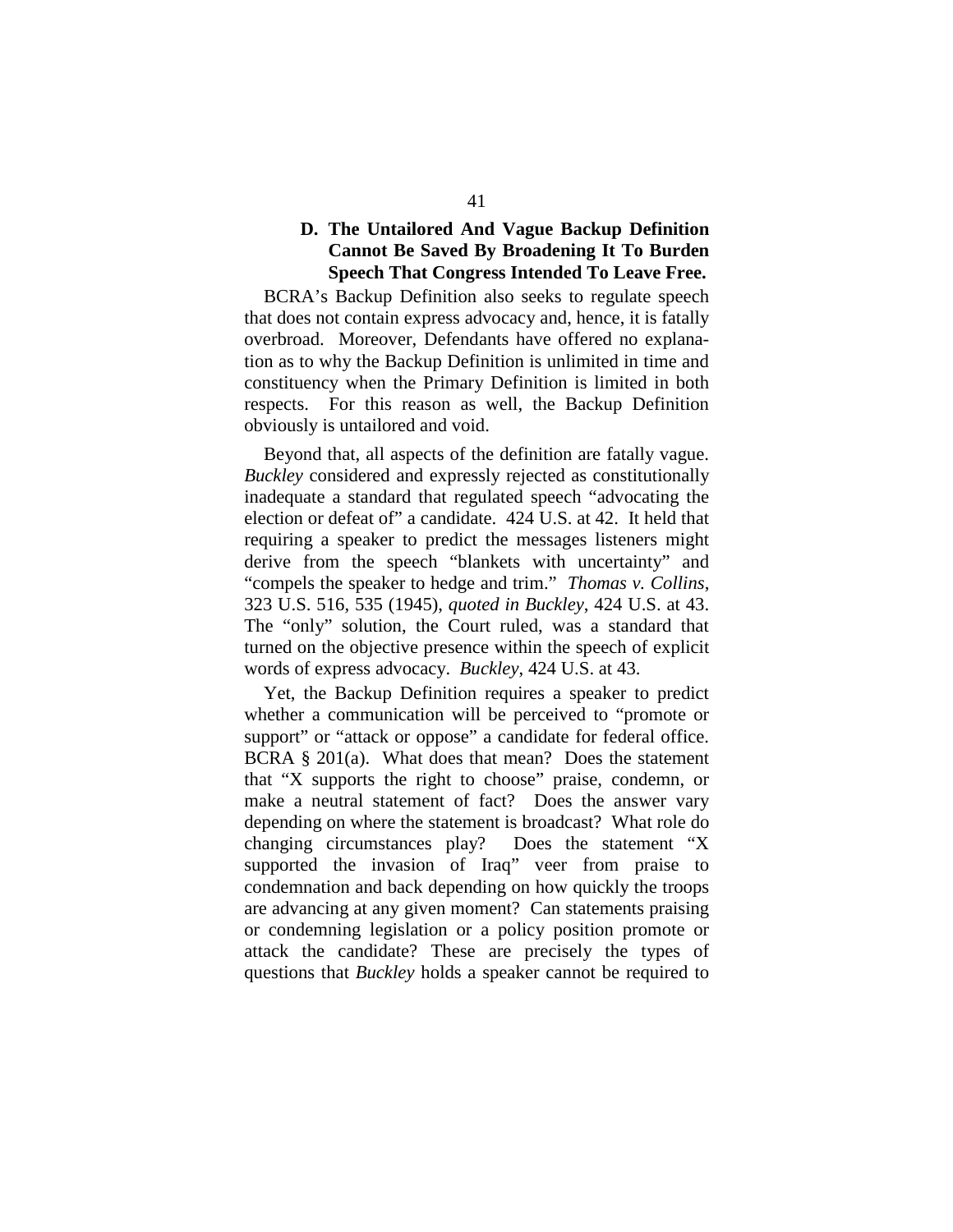### D. The Untailored And Vague Backup Definition Cannot Be Saved By Broadening It To Burden Speech That Congress Intended To Leave Free.

BCRA's Backup Definition also seeks to regulate speech that does not contain express advocacy and, hence, it is fatally overbroad. Moreover, Defendants have offered no explanation as to why the Backup Definition is unlimited in time and constituency when the Primary Definition is limited in both respects. For this reason as well, the Backup Definition obviously is untailored and void.

Beyond that, all aspects of the definition are fatally vague. *Buckley* considered and expressly rejected as constitutionally inadequate a standard that regulated speech "advocating the election or defeat of" a candidate. 424 U.S. at 42. It held that requiring a speaker to predict the messages listeners might derive from the speech "blankets with uncertainty" and "compels the speaker to hedge and trim." *Thomas v. Collins*, 323 U.S. 516, 535 (1945), *quoted in Buckley*, 424 U.S. at 43. The "only" solution, the Court ruled, was a standard that turned on the objective presence within the speech of explicit words of express advocacy. *Buckley*, 424 U.S. at 43.

Yet, the Backup Definition requires a speaker to predict whether a communication will be perceived to "promote or support" or "attack or oppose" a candidate for federal office. BCRA § 201(a). What does that mean? Does the statement that "X supports the right to choose" praise, condemn, or make a neutral statement of fact? Does the answer vary depending on where the statement is broadcast? What role do changing circumstances play? Does the statement "X supported the invasion of Iraq" veer from praise to condemnation and back depending on how quickly the troops are advancing at any given moment? Can statements praising or condemning legislation or a policy position promote or attack the candidate? These are precisely the types of questions that *Buckley* holds a speaker cannot be required to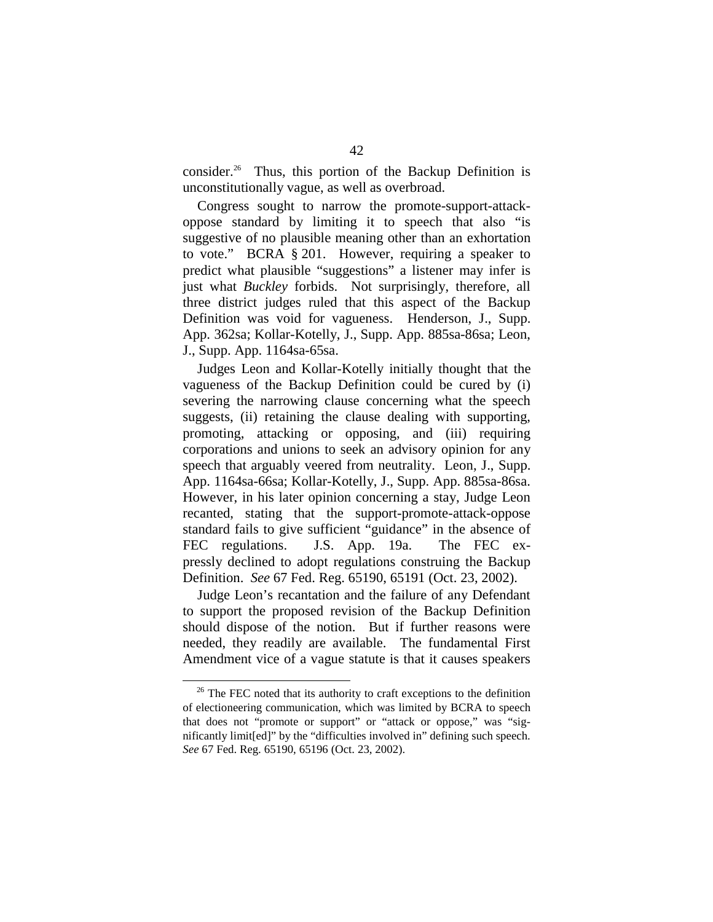consider.[26] Thus, this portion of the Backup Definition is unconstitutionally vague, as well as overbroad.

Congress sought to narrow the promote-support-attack-oppose standard by limiting it to speech that also "is suggestive of no plausible meaning other than an exhortation to vote." BCRA § 201. However, requiring a speaker to predict what plausible "suggestions" a listener may infer is just what *Buckley* forbids. Not surprisingly, therefore, all three district judges ruled that this aspect of the Backup Definition was void for vagueness. Henderson, J., Supp. App. 362sa; Kollar-Kotelly, J., Supp. App. 885sa-86sa; Leon, J., Supp. App. 1164sa-65sa.

Judges Leon and Kollar-Kotelly initially thought that the vagueness of the Backup Definition could be cured by (i) severing the narrowing clause concerning what the speech suggests, (ii) retaining the clause dealing with supporting, promoting, attacking or opposing, and (iii) requiring corporations and unions to seek an advisory opinion for any speech that arguably veered from neutrality. Leon, J., Supp. App. 1164sa-66sa; Kollar-Kotelly, J., Supp. App. 885sa-86sa. However, in his later opinion concerning a stay, Judge Leon recanted, stating that the support-promote-attack-oppose standard fails to give sufficient "guidance" in the absence of FEC regulations. J.S. App. 19a. The FEC expressly declined to adopt regulations construing the Backup Definition. *See* 67 Fed. Reg. 65190, 65191 (Oct. 23, 2002).

Judge Leon's recantation and the failure of any Defendant to support the proposed revision of the Backup Definition should dispose of the notion. But if further reasons were needed, they readily are available. The fundamental First Amendment vice of a vague statute is that it causes speakers

[26] The FEC noted that its authority to craft exceptions to the definition of electioneering communication, which was limited by BCRA to speech that does not "promote or support" or "attack or oppose," was "significantly limit[ed]" by the "difficulties involved in" defining such speech. *See* 67 Fed. Reg. 65190, 65196 (Oct. 23, 2002).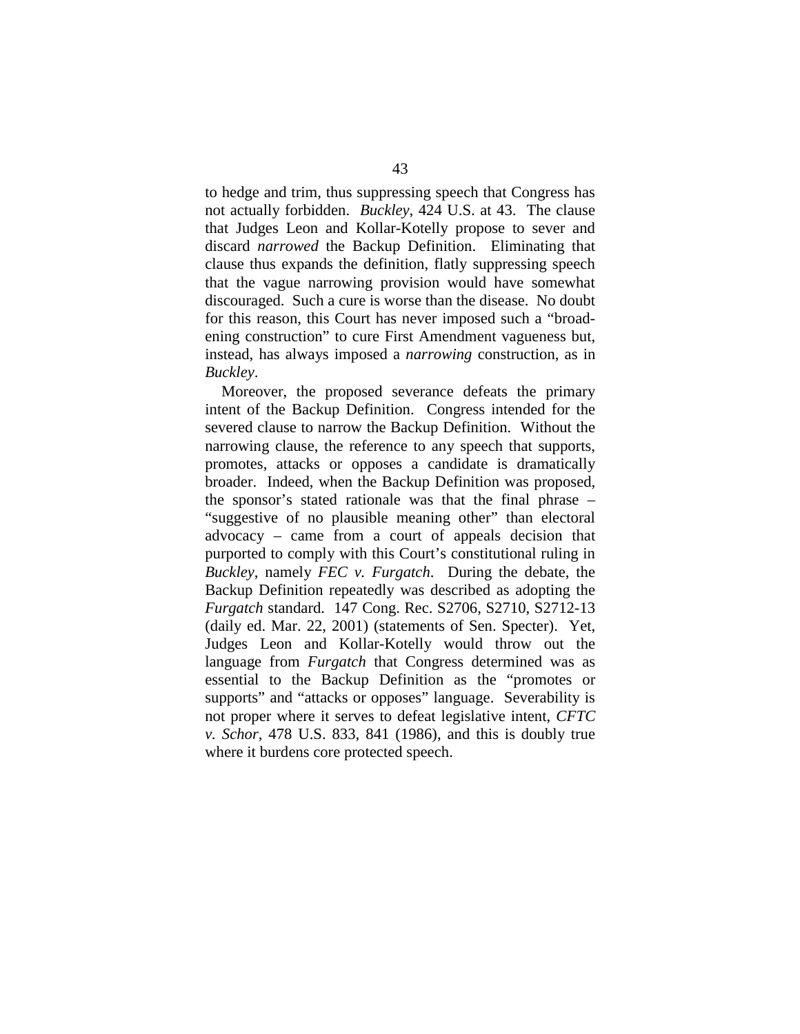to hedge and trim, thus suppressing speech that Congress has not actually forbidden. *Buckley*, 424 U.S. at 43. The clause that Judges Leon and Kollar-Kotelly propose to sever and discard *narrowed* the Backup Definition. Eliminating that clause thus expands the definition, flatly suppressing speech that the vague narrowing provision would have somewhat discouraged. Such a cure is worse than the disease. No doubt for this reason, this Court has never imposed such a "broadening construction" to cure First Amendment vagueness but, instead, has always imposed a *narrowing* construction, as in *Buckley*.

Moreover, the proposed severance defeats the primary intent of the Backup Definition. Congress intended for the severed clause to narrow the Backup Definition. Without the narrowing clause, the reference to any speech that supports, promotes, attacks or opposes a candidate is dramatically broader. Indeed, when the Backup Definition was proposed, the sponsor's stated rationale was that the final phrase – "suggestive of no plausible meaning other" than electoral advocacy – came from a court of appeals decision that purported to comply with this Court's constitutional ruling in *Buckley*, namely *FEC v. Furgatch*. During the debate, the Backup Definition repeatedly was described as adopting the *Furgatch* standard. 147 Cong. Rec. S2706, S2710, S2712-13 (daily ed. Mar. 22, 2001) (statements of Sen. Specter). Yet, Judges Leon and Kollar-Kotelly would throw out the language from *Furgatch* that Congress determined was as essential to the Backup Definition as the "promotes or supports" and "attacks or opposes" language. Severability is not proper where it serves to defeat legislative intent, *CFTC v. Schor*, 478 U.S. 833, 841 (1986), and this is doubly true where it burdens core protected speech.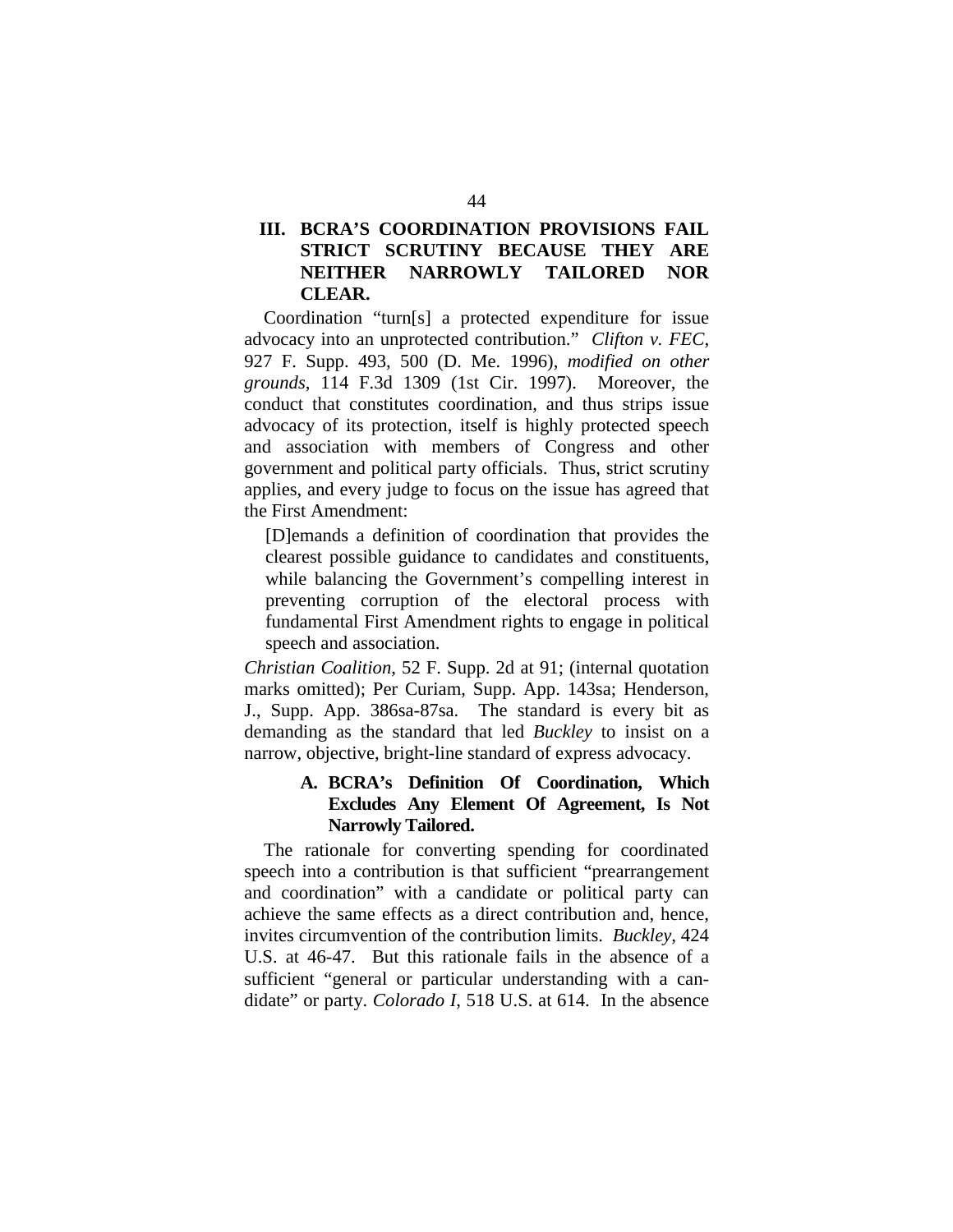## III. BCRA'S COORDINATION PROVISIONS FAIL STRICT SCRUTINY BECAUSE THEY ARE NEITHER NARROWLY TAILORED NOR CLEAR.

Coordination "turn[s] a protected expenditure for issue advocacy into an unprotected contribution." *Clifton v. FEC*, 927 F. Supp. 493, 500 (D. Me. 1996), *modified on other grounds*, 114 F.3d 1309 (1st Cir. 1997). Moreover, the conduct that constitutes coordination, and thus strips issue advocacy of its protection, itself is highly protected speech and association with members of Congress and other government and political party officials. Thus, strict scrutiny applies, and every judge to focus on the issue has agreed that the First Amendment:

> [D]emands a definition of coordination that provides the clearest possible guidance to candidates and constituents, while balancing the Government's compelling interest in preventing corruption of the electoral process with fundamental First Amendment rights to engage in political speech and association.

*Christian Coalition*, 52 F. Supp. 2d at 91; (internal quotation marks omitted); Per Curiam, Supp. App. 143sa; Henderson, J., Supp. App. 386sa-87sa. The standard is every bit as demanding as the standard that led *Buckley* to insist on a narrow, objective, bright-line standard of express advocacy.

### A. BCRA's Definition Of Coordination, Which Excludes Any Element Of Agreement, Is Not Narrowly Tailored.

The rationale for converting spending for coordinated speech into a contribution is that sufficient "prearrangement and coordination" with a candidate or political party can achieve the same effects as a direct contribution and, hence, invites circumvention of the contribution limits. *Buckley*, 424 U.S. at 46-47. But this rationale fails in the absence of a sufficient "general or particular understanding with a candidate" or party. *Colorado I*, 518 U.S. at 614. In the absence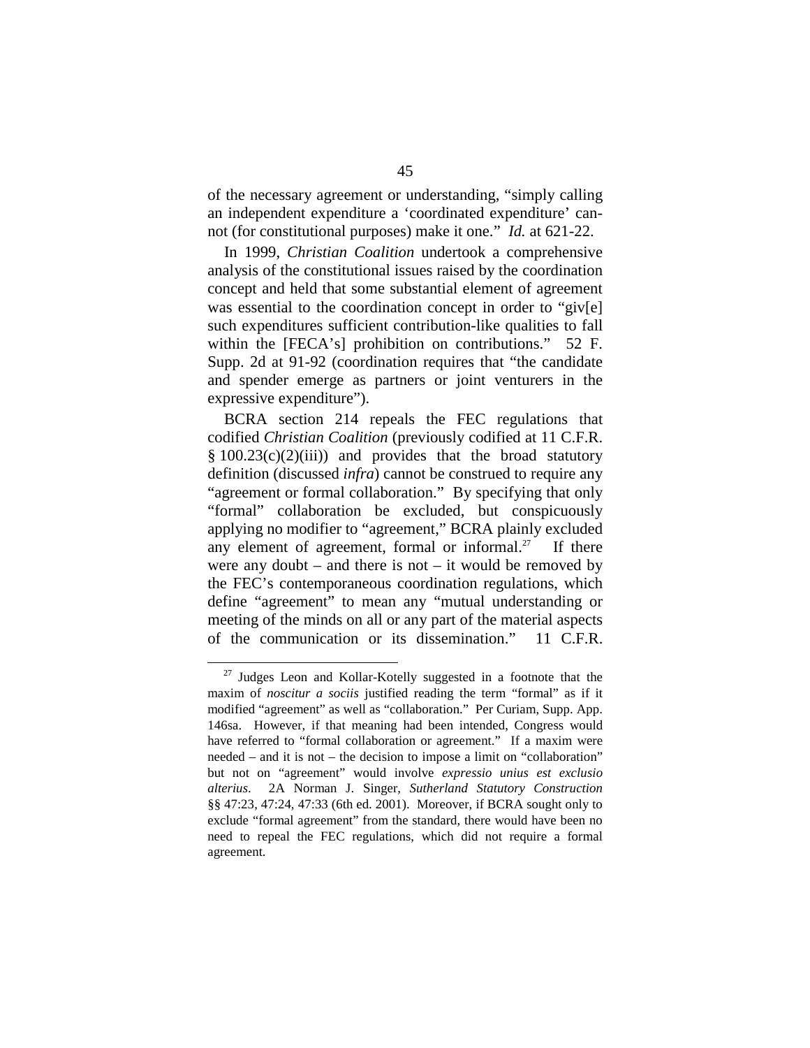of the necessary agreement or understanding, "simply calling an independent expenditure a 'coordinated expenditure' cannot (for constitutional purposes) make it one." *Id.* at 621-22.

In 1999, *Christian Coalition* undertook a comprehensive analysis of the constitutional issues raised by the coordination concept and held that some substantial element of agreement was essential to the coordination concept in order to "giv[e] such expenditures sufficient contribution-like qualities to fall within the [FECA's] prohibition on contributions." 52 F. Supp. 2d at 91-92 (coordination requires that "the candidate and spender emerge as partners or joint venturers in the expressive expenditure").

BCRA section 214 repeals the FEC regulations that codified *Christian Coalition* (previously codified at 11 C.F.R. § 100.23(c)(2)(iii)) and provides that the broad statutory definition (discussed *infra*) cannot be construed to require any "agreement or formal collaboration." By specifying that only "formal" collaboration be excluded, but conspicuously applying no modifier to "agreement," BCRA plainly excluded any element of agreement, formal or informal.[27] If there were any doubt – and there is not – it would be removed by the FEC's contemporaneous coordination regulations, which define "agreement" to mean any "mutual understanding or meeting of the minds on all or any part of the material aspects of the communication or its dissemination." 11 C.F.R.

---

[27] Judges Leon and Kollar-Kotelly suggested in a footnote that the maxim of *noscitur a sociis* justified reading the term "formal" as if it modified "agreement" as well as "collaboration." Per Curiam, Supp. App. 146sa. However, if that meaning had been intended, Congress would have referred to "formal collaboration or agreement." If a maxim were needed – and it is not – the decision to impose a limit on "collaboration" but not on "agreement" would involve *expressio unius est exclusio alterius*. 2A Norman J. Singer, *Sutherland Statutory Construction* §§ 47:23, 47:24, 47:33 (6th ed. 2001). Moreover, if BCRA sought only to exclude "formal agreement" from the standard, there would have been no need to repeal the FEC regulations, which did not require a formal agreement.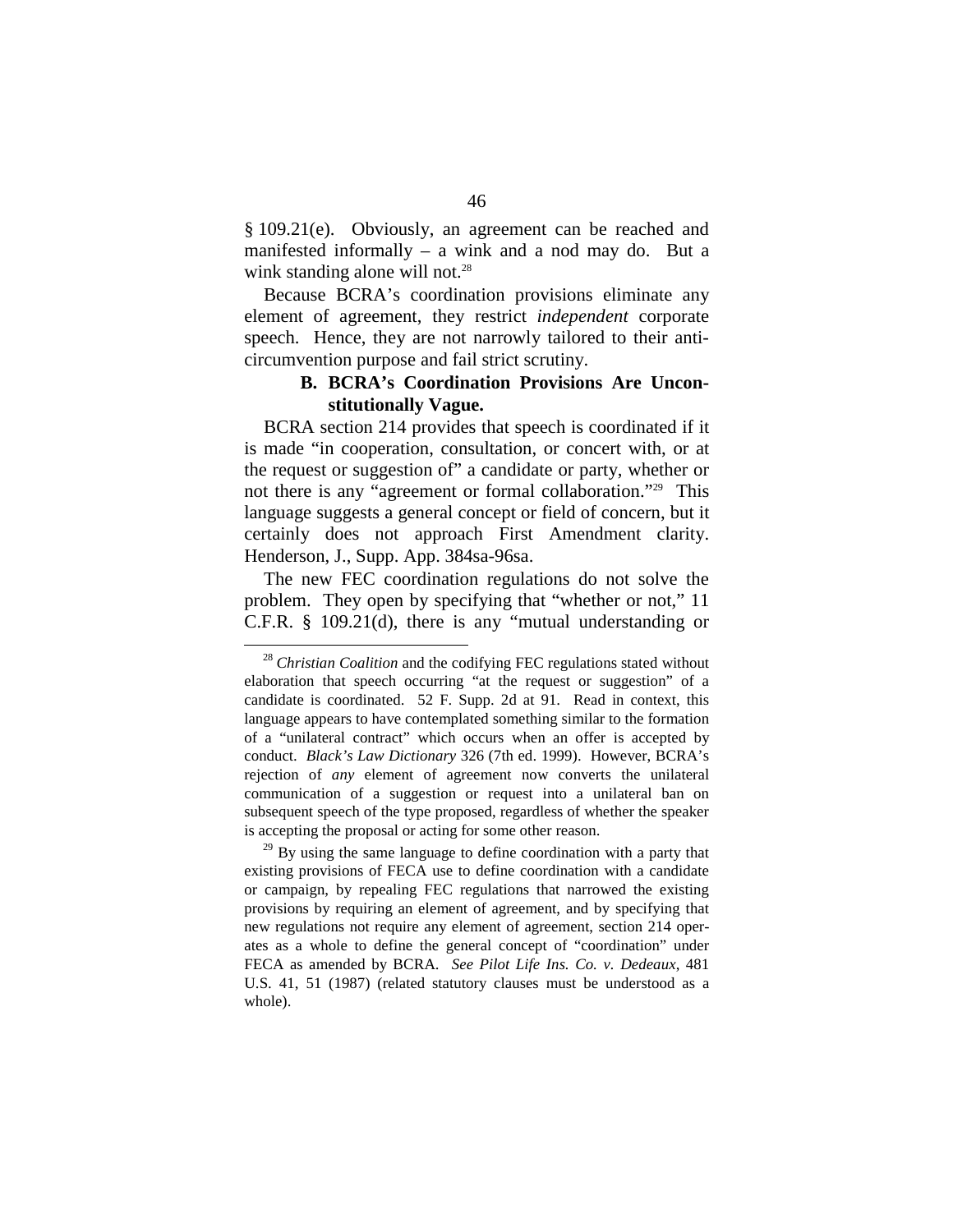§ 109.21(e). Obviously, an agreement can be reached and manifested informally – a wink and a nod may do. But a wink standing alone will not.[28]

Because BCRA's coordination provisions eliminate any element of agreement, they restrict *independent* corporate speech. Hence, they are not narrowly tailored to their anti-circumvention purpose and fail strict scrutiny.

### B. BCRA's Coordination Provisions Are Unconstitutionally Vague.

BCRA section 214 provides that speech is coordinated if it is made "in cooperation, consultation, or concert with, or at the request or suggestion of" a candidate or party, whether or not there is any "agreement or formal collaboration."[29] This language suggests a general concept or field of concern, but it certainly does not approach First Amendment clarity. Henderson, J., Supp. App. 384sa-96sa.

The new FEC coordination regulations do not solve the problem. They open by specifying that "whether or not," 11 C.F.R. § 109.21(d), there is any "mutual understanding or

---

[28] *Christian Coalition* and the codifying FEC regulations stated without elaboration that speech occurring "at the request or suggestion" of a candidate is coordinated. 52 F. Supp. 2d at 91. Read in context, this language appears to have contemplated something similar to the formation of a "unilateral contract" which occurs when an offer is accepted by conduct. *Black's Law Dictionary* 326 (7th ed. 1999). However, BCRA's rejection of *any* element of agreement now converts the unilateral communication of a suggestion or request into a unilateral ban on subsequent speech of the type proposed, regardless of whether the speaker is accepting the proposal or acting for some other reason.

[29] By using the same language to define coordination with a party that existing provisions of FECA use to define coordination with a candidate or campaign, by repealing FEC regulations that narrowed the existing provisions by requiring an element of agreement, and by specifying that new regulations not require any element of agreement, section 214 operates as a whole to define the general concept of "coordination" under FECA as amended by BCRA. *See Pilot Life Ins. Co. v. Dedeaux*, 481 U.S. 41, 51 (1987) (related statutory clauses must be understood as a whole).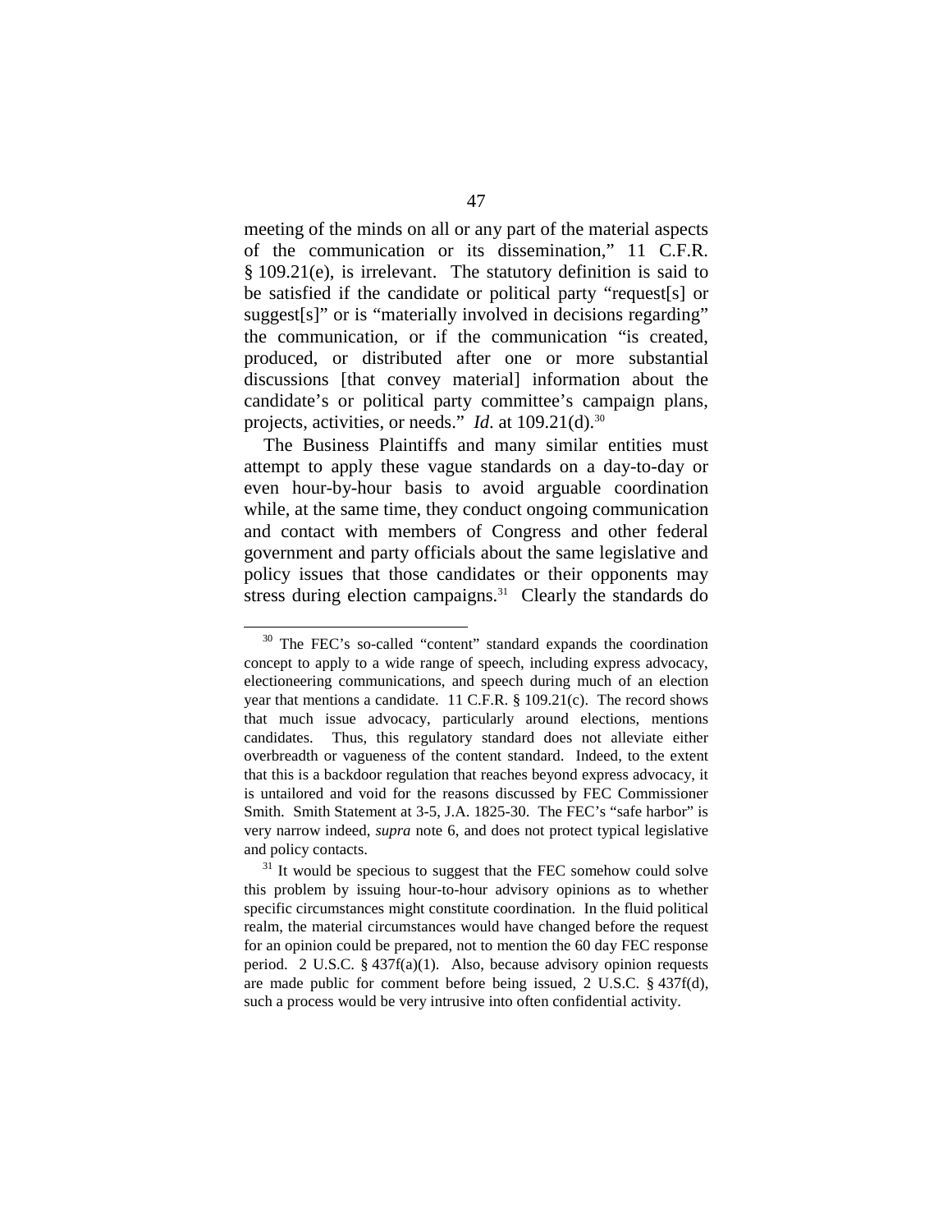meeting of the minds on all or any part of the material aspects of the communication or its dissemination," 11 C.F.R. § 109.21(e), is irrelevant. The statutory definition is said to be satisfied if the candidate or political party "request[s] or suggest[s]" or is "materially involved in decisions regarding" the communication, or if the communication "is created, produced, or distributed after one or more substantial discussions [that convey material] information about the candidate's or political party committee's campaign plans, projects, activities, or needs." *Id*. at 109.21(d).[30]

The Business Plaintiffs and many similar entities must attempt to apply these vague standards on a day-to-day or even hour-by-hour basis to avoid arguable coordination while, at the same time, they conduct ongoing communication and contact with members of Congress and other federal government and party officials about the same legislative and policy issues that those candidates or their opponents may stress during election campaigns.[31] Clearly the standards do

---

[30] The FEC's so-called "content" standard expands the coordination concept to apply to a wide range of speech, including express advocacy, electioneering communications, and speech during much of an election year that mentions a candidate. 11 C.F.R. § 109.21(c). The record shows that much issue advocacy, particularly around elections, mentions candidates. Thus, this regulatory standard does not alleviate either overbreadth or vagueness of the content standard. Indeed, to the extent that this is a backdoor regulation that reaches beyond express advocacy, it is untailored and void for the reasons discussed by FEC Commissioner Smith. Smith Statement at 3-5, J.A. 1825-30. The FEC's "safe harbor" is very narrow indeed, *supra* note 6, and does not protect typical legislative and policy contacts.

[31] It would be specious to suggest that the FEC somehow could solve this problem by issuing hour-to-hour advisory opinions as to whether specific circumstances might constitute coordination. In the fluid political realm, the material circumstances would have changed before the request for an opinion could be prepared, not to mention the 60 day FEC response period. 2 U.S.C. § 437f(a)(1). Also, because advisory opinion requests are made public for comment before being issued, 2 U.S.C. § 437f(d), such a process would be very intrusive into often confidential activity.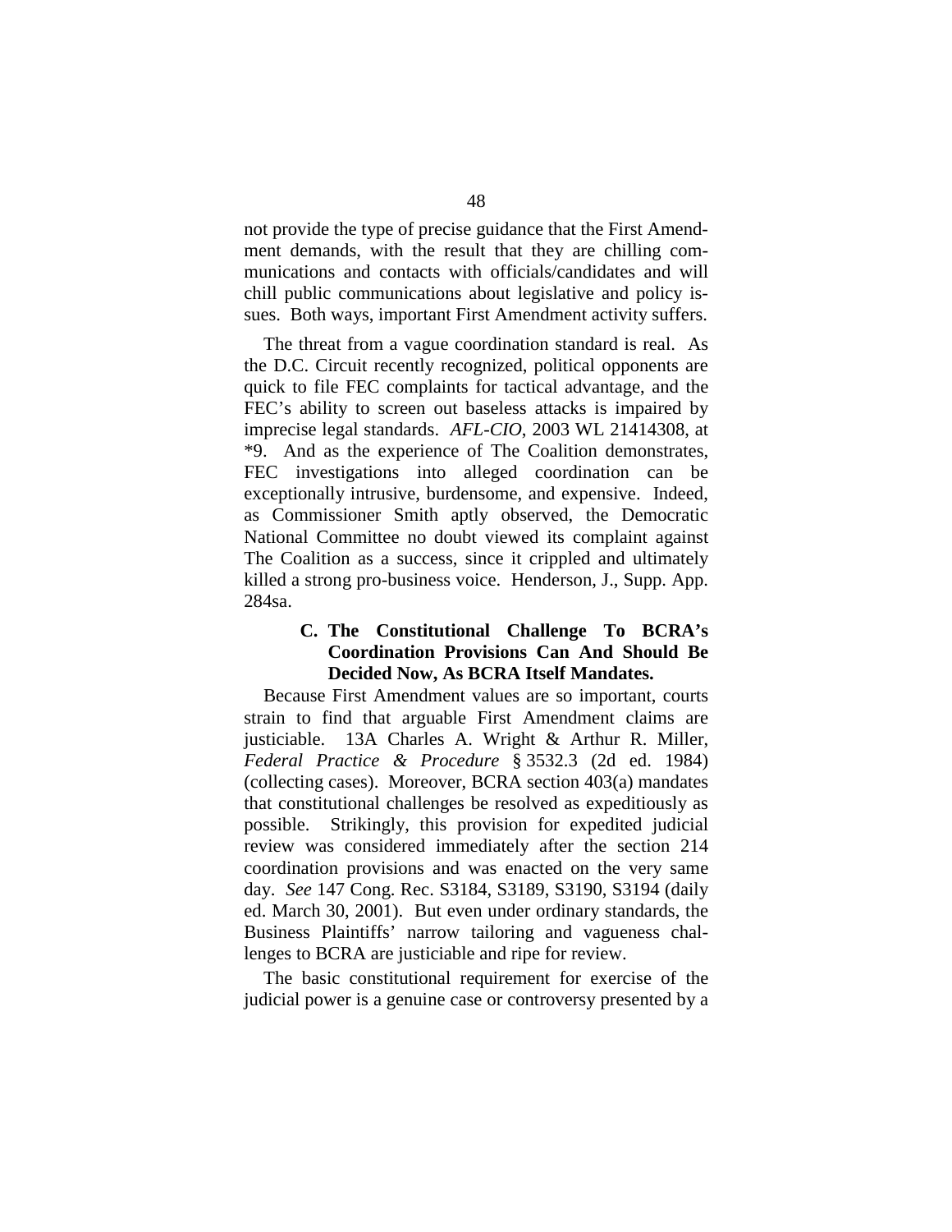not provide the type of precise guidance that the First Amendment demands, with the result that they are chilling communications and contacts with officials/candidates and will chill public communications about legislative and policy issues. Both ways, important First Amendment activity suffers.

The threat from a vague coordination standard is real. As the D.C. Circuit recently recognized, political opponents are quick to file FEC complaints for tactical advantage, and the FEC's ability to screen out baseless attacks is impaired by imprecise legal standards. *AFL-CIO*, 2003 WL 21414308, at *9. And as the experience of The Coalition demonstrates, FEC investigations into alleged coordination can be exceptionally intrusive, burdensome, and expensive. Indeed, as Commissioner Smith aptly observed, the Democratic National Committee no doubt viewed its complaint against The Coalition as a success, since it crippled and ultimately killed a strong pro-business voice. Henderson, J., Supp. App. 284sa.

### C. The Constitutional Challenge To BCRA's Coordination Provisions Can And Should Be Decided Now, As BCRA Itself Mandates.

Because First Amendment values are so important, courts strain to find that arguable First Amendment claims are justiciable. 13A Charles A. Wright & Arthur R. Miller, *Federal Practice & Procedure* § 3532.3 (2d ed. 1984) (collecting cases). Moreover, BCRA section 403(a) mandates that constitutional challenges be resolved as expeditiously as possible. Strikingly, this provision for expedited judicial review was considered immediately after the section 214 coordination provisions and was enacted on the very same day. *See* 147 Cong. Rec. S3184, S3189, S3190, S3194 (daily ed. March 30, 2001). But even under ordinary standards, the Business Plaintiffs' narrow tailoring and vagueness challenges to BCRA are justiciable and ripe for review.

The basic constitutional requirement for exercise of the judicial power is a genuine case or controversy presented by a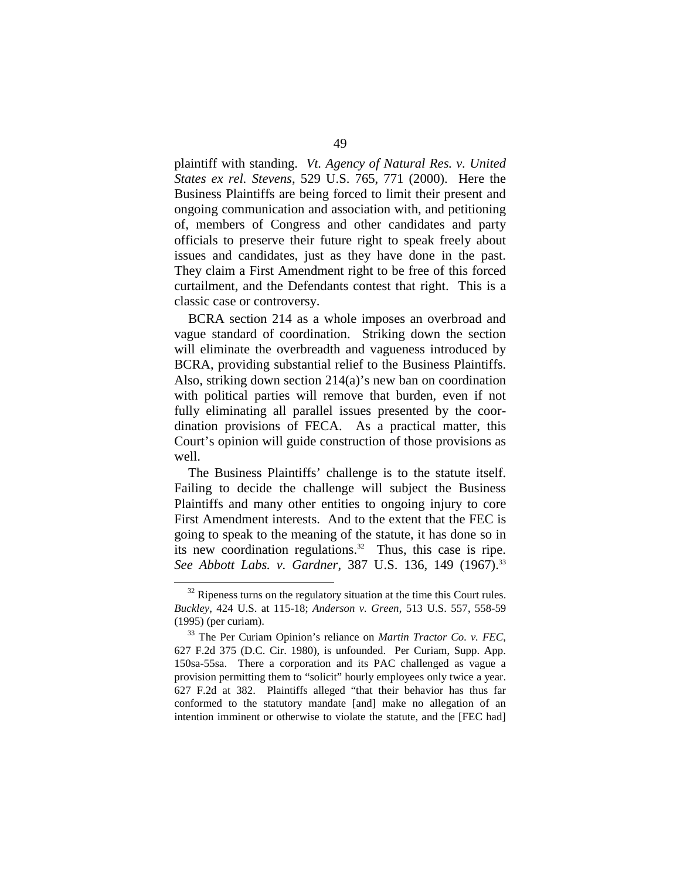plaintiff with standing. *Vt. Agency of Natural Res. v. United States ex rel. Stevens*, 529 U.S. 765, 771 (2000). Here the Business Plaintiffs are being forced to limit their present and ongoing communication and association with, and petitioning of, members of Congress and other candidates and party officials to preserve their future right to speak freely about issues and candidates, just as they have done in the past. They claim a First Amendment right to be free of this forced curtailment, and the Defendants contest that right. This is a classic case or controversy.

BCRA section 214 as a whole imposes an overbroad and vague standard of coordination. Striking down the section will eliminate the overbreadth and vagueness introduced by BCRA, providing substantial relief to the Business Plaintiffs. Also, striking down section 214(a)'s new ban on coordination with political parties will remove that burden, even if not fully eliminating all parallel issues presented by the coordination provisions of FECA. As a practical matter, this Court's opinion will guide construction of those provisions as well.

The Business Plaintiffs' challenge is to the statute itself. Failing to decide the challenge will subject the Business Plaintiffs and many other entities to ongoing injury to core First Amendment interests. And to the extent that the FEC is going to speak to the meaning of the statute, it has done so in its new coordination regulations.[32] Thus, this case is ripe. *See Abbott Labs. v. Gardner*, 387 U.S. 136, 149 (1967).[33]

---

[32] Ripeness turns on the regulatory situation at the time this Court rules. *Buckley*, 424 U.S. at 115-18; *Anderson v. Green*, 513 U.S. 557, 558-59 (1995) (per curiam).

[33] The Per Curiam Opinion's reliance on *Martin Tractor Co. v. FEC*, 627 F.2d 375 (D.C. Cir. 1980), is unfounded. Per Curiam, Supp. App. 150sa-55sa. There a corporation and its PAC challenged as vague a provision permitting them to "solicit" hourly employees only twice a year. 627 F.2d at 382. Plaintiffs alleged "that their behavior has thus far conformed to the statutory mandate [and] make no allegation of an intention imminent or otherwise to violate the statute, and the [FEC had]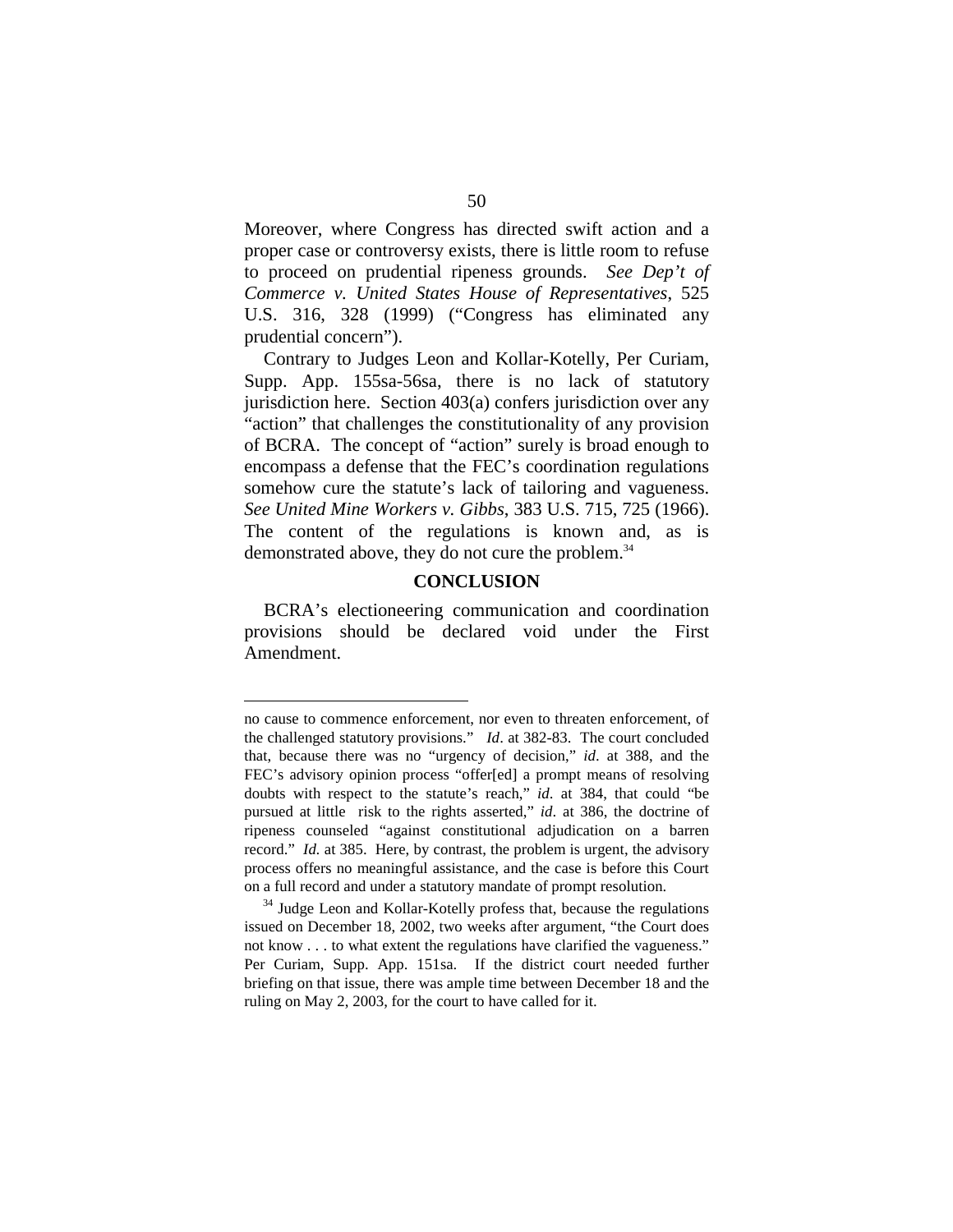Moreover, where Congress has directed swift action and a proper case or controversy exists, there is little room to refuse to proceed on prudential ripeness grounds. *See Dep't of Commerce v. United States House of Representatives*, 525 U.S. 316, 328 (1999) ("Congress has eliminated any prudential concern").

Contrary to Judges Leon and Kollar-Kotelly, Per Curiam, Supp. App. 155sa-56sa, there is no lack of statutory jurisdiction here. Section 403(a) confers jurisdiction over any "action" that challenges the constitutionality of any provision of BCRA. The concept of "action" surely is broad enough to encompass a defense that the FEC's coordination regulations somehow cure the statute's lack of tailoring and vagueness. *See United Mine Workers v. Gibbs*, 383 U.S. 715, 725 (1966). The content of the regulations is known and, as is demonstrated above, they do not cure the problem.[34]

## CONCLUSION

BCRA's electioneering communication and coordination provisions should be declared void under the First Amendment.

---

no cause to commence enforcement, nor even to threaten enforcement, of the challenged statutory provisions." *Id*. at 382-83. The court concluded that, because there was no "urgency of decision," *id*. at 388, and the FEC's advisory opinion process "offer[ed] a prompt means of resolving doubts with respect to the statute's reach," *id*. at 384, that could "be pursued at little risk to the rights asserted," *id*. at 386, the doctrine of ripeness counseled "against constitutional adjudication on a barren record." *Id.* at 385. Here, by contrast, the problem is urgent, the advisory process offers no meaningful assistance, and the case is before this Court on a full record and under a statutory mandate of prompt resolution.

[34] Judge Leon and Kollar-Kotelly profess that, because the regulations issued on December 18, 2002, two weeks after argument, "the Court does not know . . . to what extent the regulations have clarified the vagueness." Per Curiam, Supp. App. 151sa. If the district court needed further briefing on that issue, there was ample time between December 18 and the ruling on May 2, 2003, for the court to have called for it.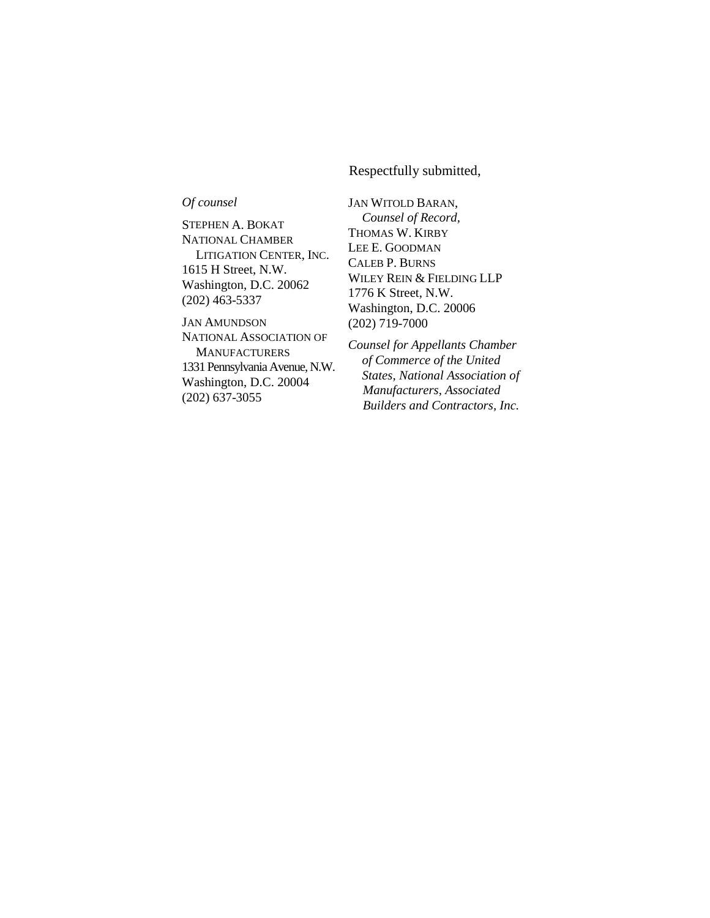Respectfully submitted,

JAN WITOLD BARAN,
*Counsel of Record*,
THOMAS W. KIRBY
LEE E. GOODMAN
CALEB P. BURNS
WILEY REIN & FIELDING LLP
1776 K Street, N.W.
Washington, D.C. 20006
(202) 719-7000

*Counsel for Appellants Chamber of Commerce of the United States, National Association of Manufacturers, Associated Builders and Contractors, Inc.*

*Of counsel*

STEPHEN A. BOKAT
NATIONAL CHAMBER LITIGATION CENTER, INC.
1615 H Street, N.W.
Washington, D.C. 20062
(202) 463-5337

JAN AMUNDSON
NATIONAL ASSOCIATION OF MANUFACTURERS
1331 Pennsylvania Avenue, N.W.
Washington, D.C. 20004
(202) 637-3055